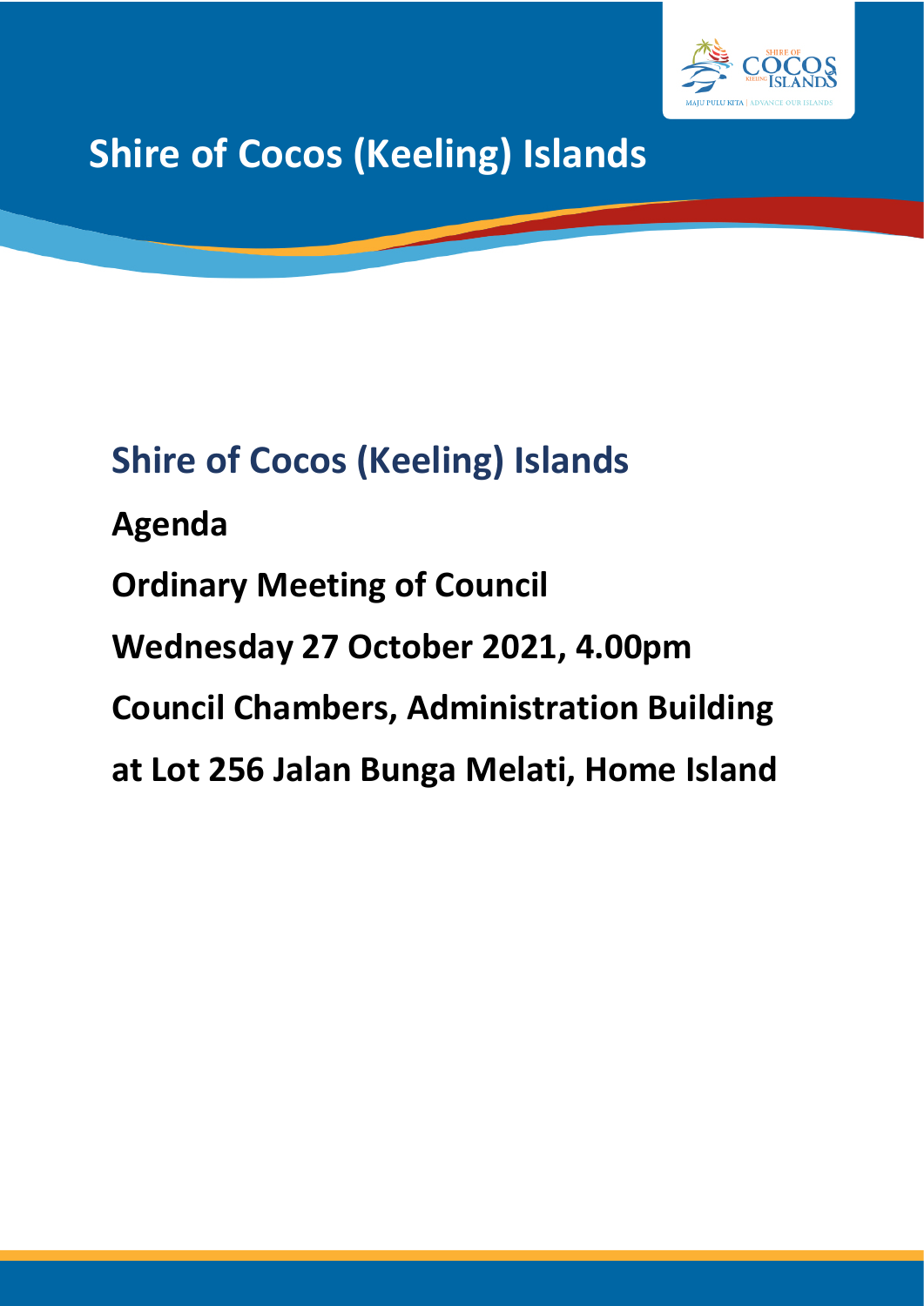# Shire of Cocos (Keeling) Islands

## Shire of Cocos (Keeling) Islands

**Agenda**

**Ordinary Meeting of Council**

**Wednesday 27 October 2021, 4.00pm**

**Council Chambers, Administration Building**

**at Lot 256 Jalan Bunga Melati, Home Island**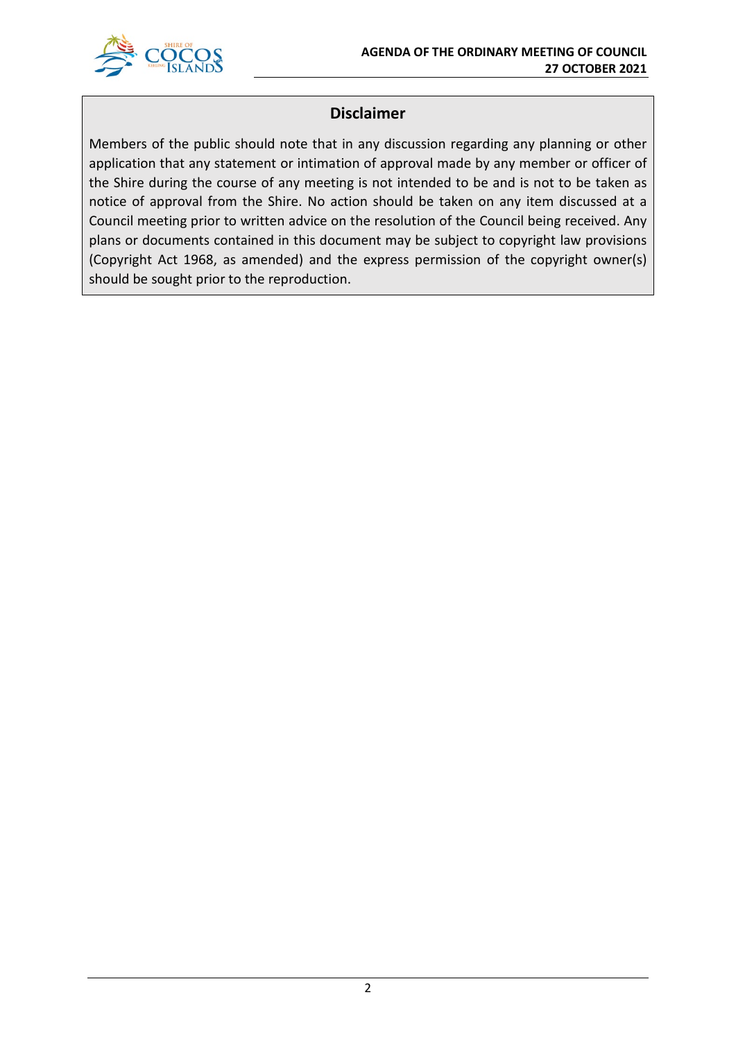## Disclaimer

Members of the public should note that in any discussion regarding any planning or other application that any statement or intimation of approval made by any member or officer of the Shire during the course of any meeting is not intended to be and is not to be taken as notice of approval from the Shire. No action should be taken on any item discussed at a Council meeting prior to written advice on the resolution of the Council being received. Any plans or documents contained in this document may be subject to copyright law provisions (Copyright Act 1968, as amended) and the express permission of the copyright owner(s) should be sought prior to the reproduction.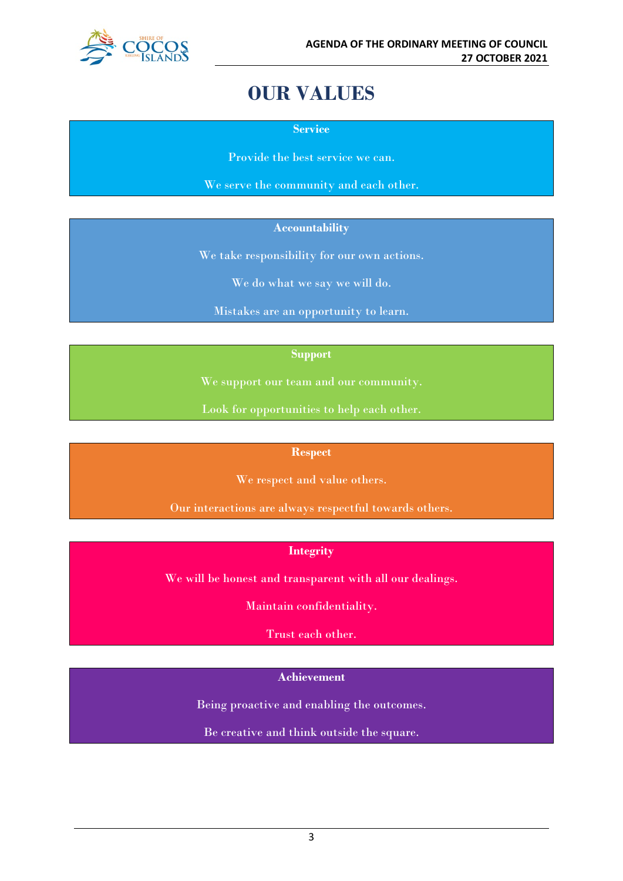# OUR VALUES

**Service**

Provide the best service we can.

We serve the community and each other.

**Accountability**

We take responsibility for our own actions.

We do what we say we will do.

Mistakes are an opportunity to learn.

**Support**

We support our team and our community.

Look for opportunities to help each other.

**Respect**

We respect and value others.

Our interactions are always respectful towards others.

**Integrity**

We will be honest and transparent with all our dealings.

Maintain confidentiality.

Trust each other.

**Achievement**

Being proactive and enabling the outcomes.

Be creative and think outside the square.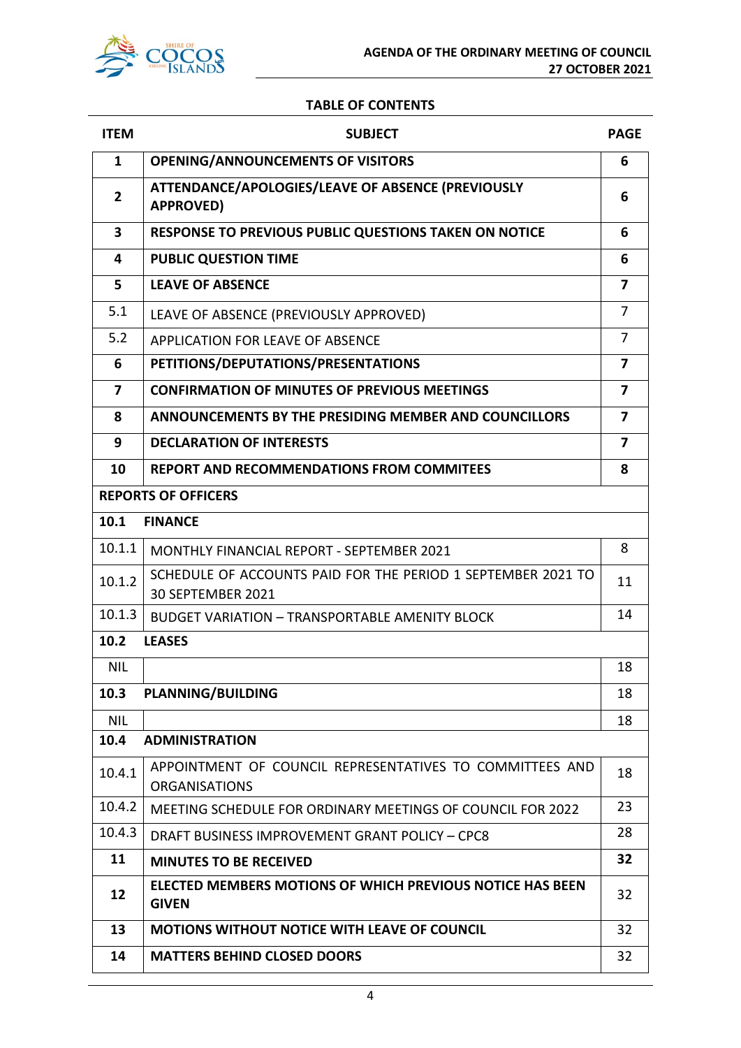## TABLE OF CONTENTS

| ITEM | SUBJECT | PAGE |
|---|---|---|
| **1** | **OPENING/ANNOUNCEMENTS OF VISITORS** | **6** |
| **2** | **ATTENDANCE/APOLOGIES/LEAVE OF ABSENCE (PREVIOUSLY APPROVED)** | **6** |
| **3** | **RESPONSE TO PREVIOUS PUBLIC QUESTIONS TAKEN ON NOTICE** | **6** |
| **4** | **PUBLIC QUESTION TIME** | **6** |
| **5** | **LEAVE OF ABSENCE** | **7** |
| 5.1 | LEAVE OF ABSENCE (PREVIOUSLY APPROVED) | 7 |
| 5.2 | APPLICATION FOR LEAVE OF ABSENCE | 7 |
| **6** | **PETITIONS/DEPUTATIONS/PRESENTATIONS** | **7** |
| **7** | **CONFIRMATION OF MINUTES OF PREVIOUS MEETINGS** | **7** |
| **8** | **ANNOUNCEMENTS BY THE PRESIDING MEMBER AND COUNCILLORS** | **7** |
| **9** | **DECLARATION OF INTERESTS** | **7** |
| **10** | **REPORT AND RECOMMENDATIONS FROM COMMITEES** | **8** |
| **REPORTS OF OFFICERS** | | |
| **10.1** | **FINANCE** | |
| 10.1.1 | MONTHLY FINANCIAL REPORT - SEPTEMBER 2021 | 8 |
| 10.1.2 | SCHEDULE OF ACCOUNTS PAID FOR THE PERIOD 1 SEPTEMBER 2021 TO 30 SEPTEMBER 2021 | 11 |
| 10.1.3 | BUDGET VARIATION – TRANSPORTABLE AMENITY BLOCK | 14 |
| **10.2** | **LEASES** | |
| NIL | | 18 |
| **10.3** | **PLANNING/BUILDING** | 18 |
| NIL | | 18 |
| **10.4** | **ADMINISTRATION** | |
| 10.4.1 | APPOINTMENT OF COUNCIL REPRESENTATIVES TO COMMITTEES AND ORGANISATIONS | 18 |
| 10.4.2 | MEETING SCHEDULE FOR ORDINARY MEETINGS OF COUNCIL FOR 2022 | 23 |
| 10.4.3 | DRAFT BUSINESS IMPROVEMENT GRANT POLICY – CPC8 | 28 |
| **11** | **MINUTES TO BE RECEIVED** | **32** |
| **12** | **ELECTED MEMBERS MOTIONS OF WHICH PREVIOUS NOTICE HAS BEEN GIVEN** | 32 |
| **13** | **MOTIONS WITHOUT NOTICE WITH LEAVE OF COUNCIL** | 32 |
| **14** | **MATTERS BEHIND CLOSED DOORS** | 32 |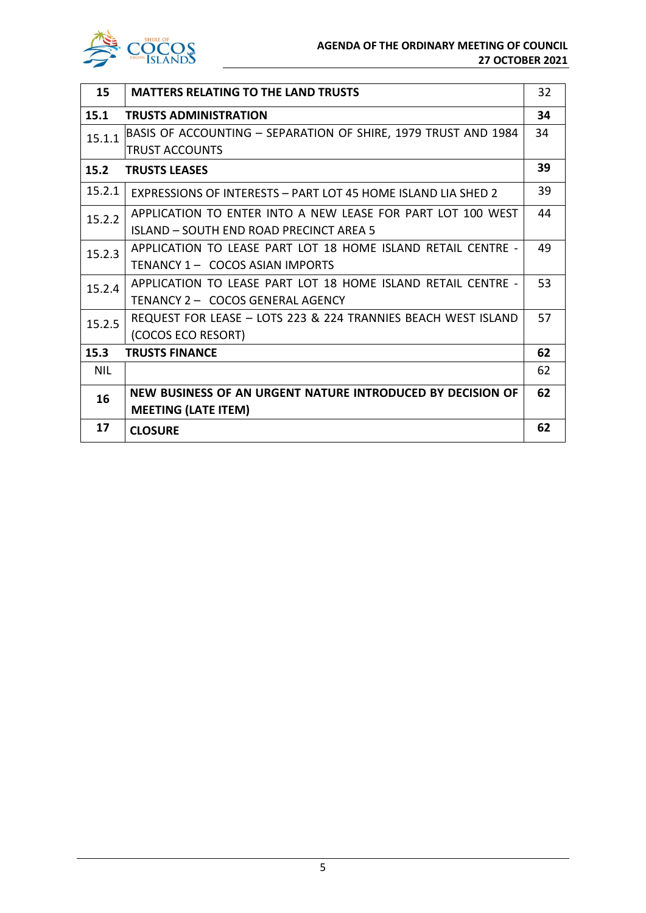| 15 | **MATTERS RELATING TO THE LAND TRUSTS** | 32 |
|---|---|---|
| **15.1** | **TRUSTS ADMINISTRATION** | **34** |
| 15.1.1 | BASIS OF ACCOUNTING – SEPARATION OF SHIRE, 1979 TRUST AND 1984 TRUST ACCOUNTS | 34 |
| **15.2** | **TRUSTS LEASES** | **39** |
| 15.2.1 | EXPRESSIONS OF INTERESTS – PART LOT 45 HOME ISLAND LIA SHED 2 | 39 |
| 15.2.2 | APPLICATION TO ENTER INTO A NEW LEASE FOR PART LOT 100 WEST ISLAND – SOUTH END ROAD PRECINCT AREA 5 | 44 |
| 15.2.3 | APPLICATION TO LEASE PART LOT 18 HOME ISLAND RETAIL CENTRE - TENANCY 1 – COCOS ASIAN IMPORTS | 49 |
| 15.2.4 | APPLICATION TO LEASE PART LOT 18 HOME ISLAND RETAIL CENTRE - TENANCY 2 – COCOS GENERAL AGENCY | 53 |
| 15.2.5 | REQUEST FOR LEASE – LOTS 223 & 224 TRANNIES BEACH WEST ISLAND (COCOS ECO RESORT) | 57 |
| **15.3** | **TRUSTS FINANCE** | **62** |
| NIL | | 62 |
| **16** | **NEW BUSINESS OF AN URGENT NATURE INTRODUCED BY DECISION OF MEETING (LATE ITEM)** | **62** |
| **17** | **CLOSURE** | **62** |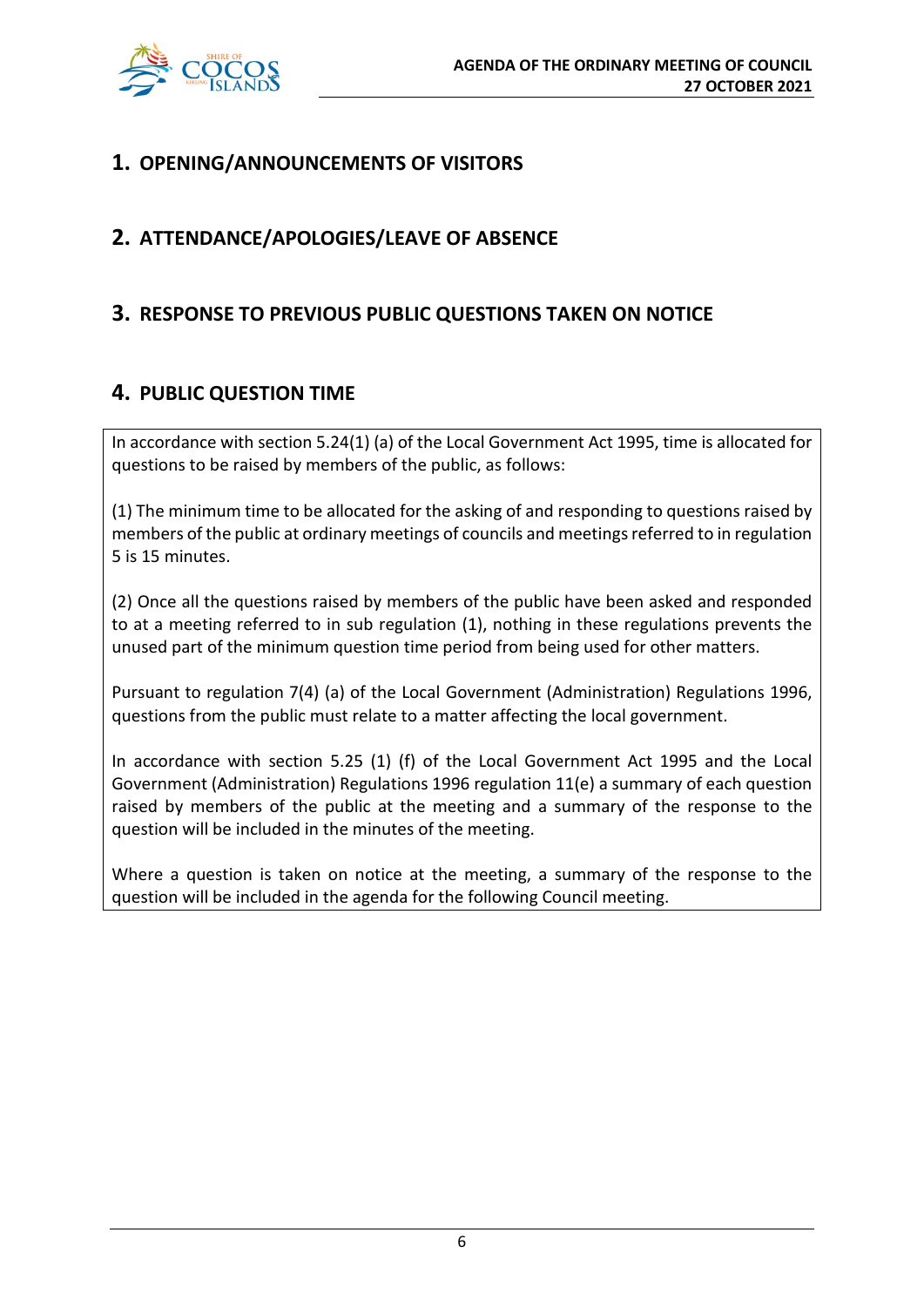## 1. OPENING/ANNOUNCEMENTS OF VISITORS

## 2. ATTENDANCE/APOLOGIES/LEAVE OF ABSENCE

## 3. RESPONSE TO PREVIOUS PUBLIC QUESTIONS TAKEN ON NOTICE

## 4. PUBLIC QUESTION TIME

In accordance with section 5.24(1) (a) of the Local Government Act 1995, time is allocated for questions to be raised by members of the public, as follows:

(1) The minimum time to be allocated for the asking of and responding to questions raised by members of the public at ordinary meetings of councils and meetings referred to in regulation 5 is 15 minutes.

(2) Once all the questions raised by members of the public have been asked and responded to at a meeting referred to in sub regulation (1), nothing in these regulations prevents the unused part of the minimum question time period from being used for other matters.

Pursuant to regulation 7(4) (a) of the Local Government (Administration) Regulations 1996, questions from the public must relate to a matter affecting the local government.

In accordance with section 5.25 (1) (f) of the Local Government Act 1995 and the Local Government (Administration) Regulations 1996 regulation 11(e) a summary of each question raised by members of the public at the meeting and a summary of the response to the question will be included in the minutes of the meeting.

Where a question is taken on notice at the meeting, a summary of the response to the question will be included in the agenda for the following Council meeting.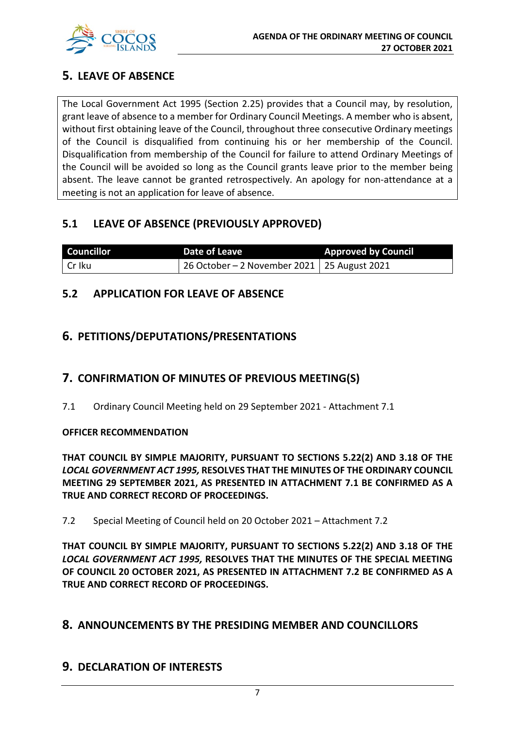## 5. LEAVE OF ABSENCE

The Local Government Act 1995 (Section 2.25) provides that a Council may, by resolution, grant leave of absence to a member for Ordinary Council Meetings. A member who is absent, without first obtaining leave of the Council, throughout three consecutive Ordinary meetings of the Council is disqualified from continuing his or her membership of the Council. Disqualification from membership of the Council for failure to attend Ordinary Meetings of the Council will be avoided so long as the Council grants leave prior to the member being absent. The leave cannot be granted retrospectively. An apology for non-attendance at a meeting is not an application for leave of absence.

### 5.1 LEAVE OF ABSENCE (PREVIOUSLY APPROVED)

| Councillor | Date of Leave | Approved by Council |
|---|---|---|
| Cr Iku | 26 October – 2 November 2021 | 25 August 2021 |

### 5.2 APPLICATION FOR LEAVE OF ABSENCE

## 6. PETITIONS/DEPUTATIONS/PRESENTATIONS

## 7. CONFIRMATION OF MINUTES OF PREVIOUS MEETING(S)

7.1 Ordinary Council Meeting held on 29 September 2021 - Attachment 7.1

**OFFICER RECOMMENDATION**

**THAT COUNCIL BY SIMPLE MAJORITY, PURSUANT TO SECTIONS 5.22(2) AND 3.18 OF THE *LOCAL GOVERNMENT ACT 1995,* RESOLVES THAT THE MINUTES OF THE ORDINARY COUNCIL MEETING 29 SEPTEMBER 2021, AS PRESENTED IN ATTACHMENT 7.1 BE CONFIRMED AS A TRUE AND CORRECT RECORD OF PROCEEDINGS.**

7.2 Special Meeting of Council held on 20 October 2021 – Attachment 7.2

**THAT COUNCIL BY SIMPLE MAJORITY, PURSUANT TO SECTIONS 5.22(2) AND 3.18 OF THE *LOCAL GOVERNMENT ACT 1995,* RESOLVES THAT THE MINUTES OF THE SPECIAL MEETING OF COUNCIL 20 OCTOBER 2021, AS PRESENTED IN ATTACHMENT 7.2 BE CONFIRMED AS A TRUE AND CORRECT RECORD OF PROCEEDINGS.**

## 8. ANNOUNCEMENTS BY THE PRESIDING MEMBER AND COUNCILLORS

## 9. DECLARATION OF INTERESTS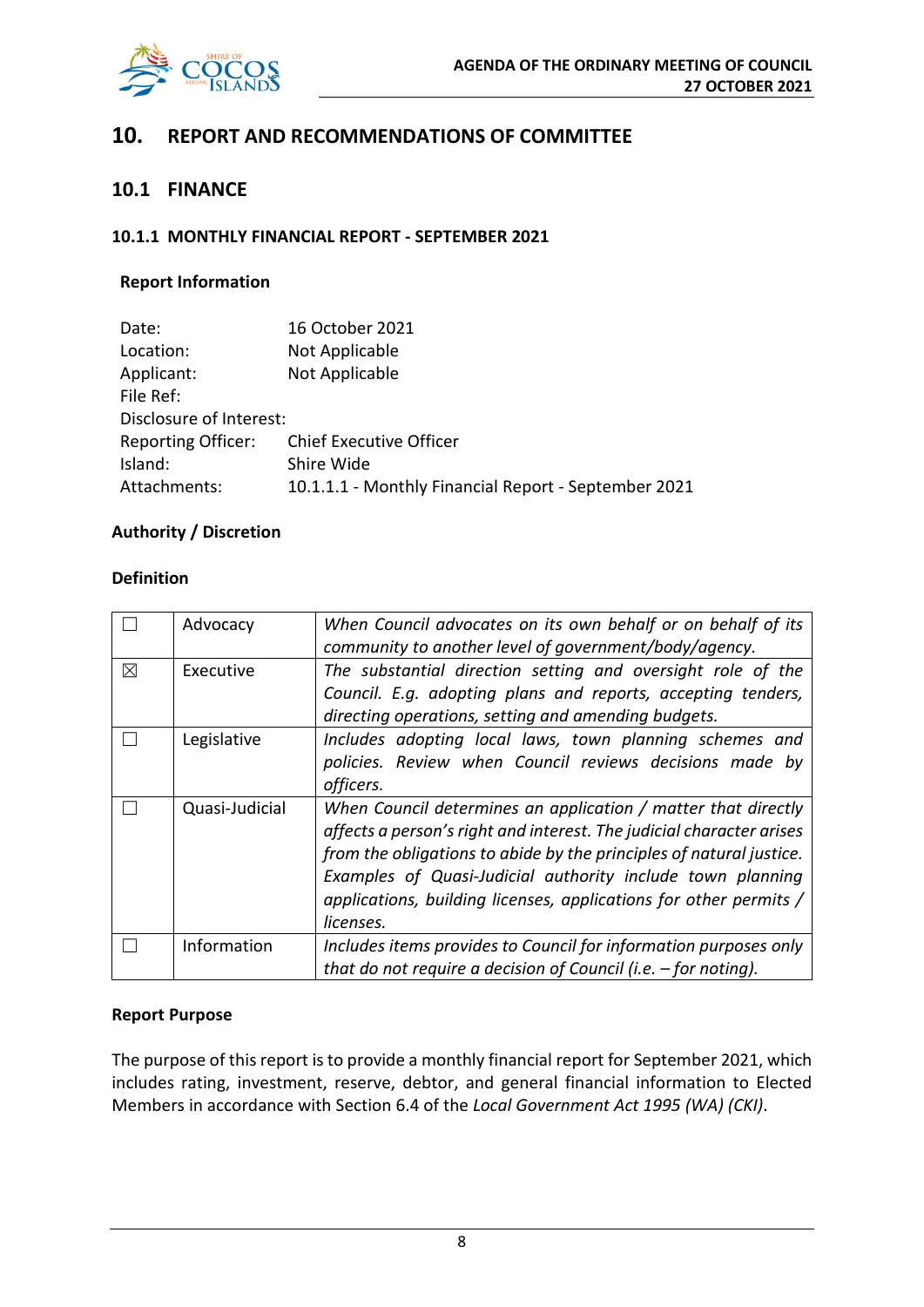# 10. REPORT AND RECOMMENDATIONS OF COMMITTEE

## 10.1 FINANCE

### 10.1.1 MONTHLY FINANCIAL REPORT - SEPTEMBER 2021

**Report Information**

| | |
|---|---|
| Date: | 16 October 2021 |
| Location: | Not Applicable |
| Applicant: | Not Applicable |
| File Ref: | |
| Disclosure of Interest: | |
| Reporting Officer: | Chief Executive Officer |
| Island: | Shire Wide |
| Attachments: | 10.1.1.1 - Monthly Financial Report - September 2021 |

**Authority / Discretion**

**Definition**

| | | |
|---|---|---|
| ☐ | Advocacy | *When Council advocates on its own behalf or on behalf of its community to another level of government/body/agency.* |
| ☒ | Executive | *The substantial direction setting and oversight role of the Council. E.g. adopting plans and reports, accepting tenders, directing operations, setting and amending budgets.* |
| ☐ | Legislative | *Includes adopting local laws, town planning schemes and policies. Review when Council reviews decisions made by officers.* |
| ☐ | Quasi-Judicial | *When Council determines an application / matter that directly affects a person's right and interest. The judicial character arises from the obligations to abide by the principles of natural justice. Examples of Quasi-Judicial authority include town planning applications, building licenses, applications for other permits / licenses.* |
| ☐ | Information | *Includes items provides to Council for information purposes only that do not require a decision of Council (i.e. – for noting).* |

**Report Purpose**

The purpose of this report is to provide a monthly financial report for September 2021, which includes rating, investment, reserve, debtor, and general financial information to Elected Members in accordance with Section 6.4 of the *Local Government Act 1995 (WA) (CKI)*.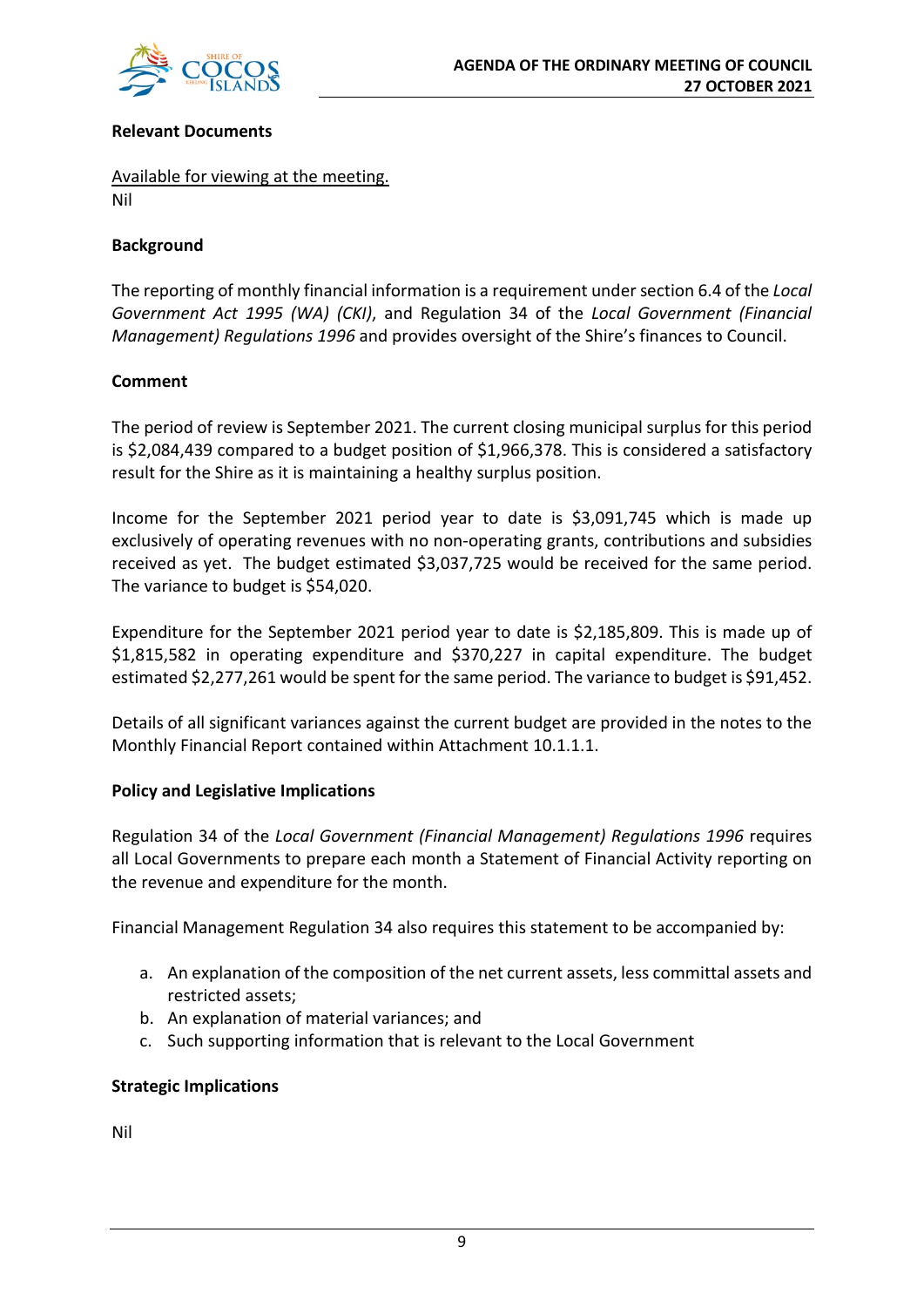**Relevant Documents**

Available for viewing at the meeting.
Nil

**Background**

The reporting of monthly financial information is a requirement under section 6.4 of the *Local Government Act 1995 (WA) (CKI)*, and Regulation 34 of the *Local Government (Financial Management) Regulations 1996* and provides oversight of the Shire's finances to Council.

**Comment**

The period of review is September 2021. The current closing municipal surplus for this period is $2,084,439 compared to a budget position of $1,966,378. This is considered a satisfactory result for the Shire as it is maintaining a healthy surplus position.

Income for the September 2021 period year to date is $3,091,745 which is made up exclusively of operating revenues with no non-operating grants, contributions and subsidies received as yet. The budget estimated $3,037,725 would be received for the same period. The variance to budget is $54,020.

Expenditure for the September 2021 period year to date is $2,185,809. This is made up of $1,815,582 in operating expenditure and $370,227 in capital expenditure. The budget estimated $2,277,261 would be spent for the same period. The variance to budget is $91,452.

Details of all significant variances against the current budget are provided in the notes to the Monthly Financial Report contained within Attachment 10.1.1.1.

**Policy and Legislative Implications**

Regulation 34 of the *Local Government (Financial Management) Regulations 1996* requires all Local Governments to prepare each month a Statement of Financial Activity reporting on the revenue and expenditure for the month.

Financial Management Regulation 34 also requires this statement to be accompanied by:

a. An explanation of the composition of the net current assets, less committal assets and restricted assets;
b. An explanation of material variances; and
c. Such supporting information that is relevant to the Local Government

**Strategic Implications**

Nil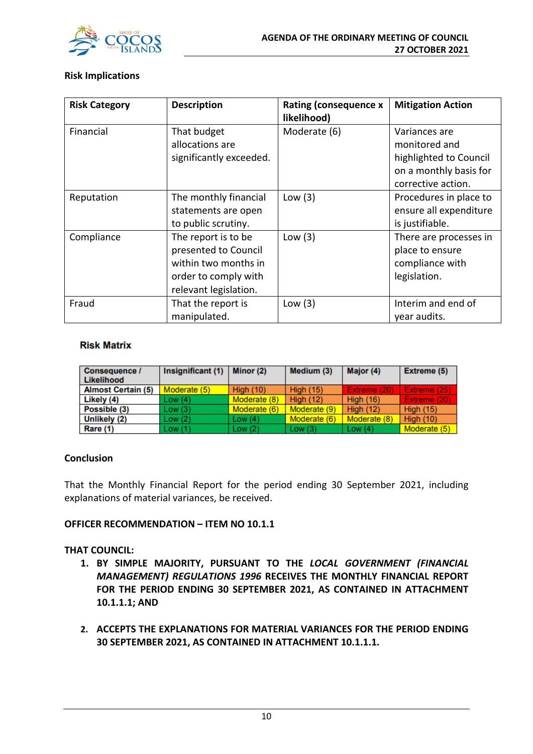**Risk Implications**

| Risk Category | Description | Rating (consequence x likelihood) | Mitigation Action |
| --- | --- | --- | --- |
| Financial | That budget allocations are significantly exceeded. | Moderate (6) | Variances are monitored and highlighted to Council on a monthly basis for corrective action. |
| Reputation | The monthly financial statements are open to public scrutiny. | Low (3) | Procedures in place to ensure all expenditure is justifiable. |
| Compliance | The report is to be presented to Council within two months in order to comply with relevant legislation. | Low (3) | There are processes in place to ensure compliance with legislation. |
| Fraud | That the report is manipulated. | Low (3) | Interim and end of year audits. |

**Risk Matrix**

| Consequence / Likelihood | Insignificant (1) | Minor (2) | Medium (3) | Major (4) | Extreme (5) |
| --- | --- | --- | --- | --- | --- |
| Almost Certain (5) | Moderate (5) | High (10) | High (15) | Extreme (20) | Extreme (25) |
| Likely (4) | Low (4) | Moderate (8) | High (12) | High (16) | Extreme (20) |
| Possible (3) | Low (3) | Moderate (6) | Moderate (9) | High (12) | High (15) |
| Unlikely (2) | Low (2) | Low (4) | Moderate (6) | Moderate (8) | High (10) |
| Rare (1) | Low (1) | Low (2) | Low (3) | Low (4) | Moderate (5) |

**Conclusion**

That the Monthly Financial Report for the period ending 30 September 2021, including explanations of material variances, be received.

**OFFICER RECOMMENDATION – ITEM NO 10.1.1**

**THAT COUNCIL:**

1. **BY SIMPLE MAJORITY, PURSUANT TO THE *LOCAL GOVERNMENT (FINANCIAL MANAGEMENT) REGULATIONS 1996* RECEIVES THE MONTHLY FINANCIAL REPORT FOR THE PERIOD ENDING 30 SEPTEMBER 2021, AS CONTAINED IN ATTACHMENT 10.1.1.1; AND**

2. **ACCEPTS THE EXPLANATIONS FOR MATERIAL VARIANCES FOR THE PERIOD ENDING 30 SEPTEMBER 2021, AS CONTAINED IN ATTACHMENT 10.1.1.1.**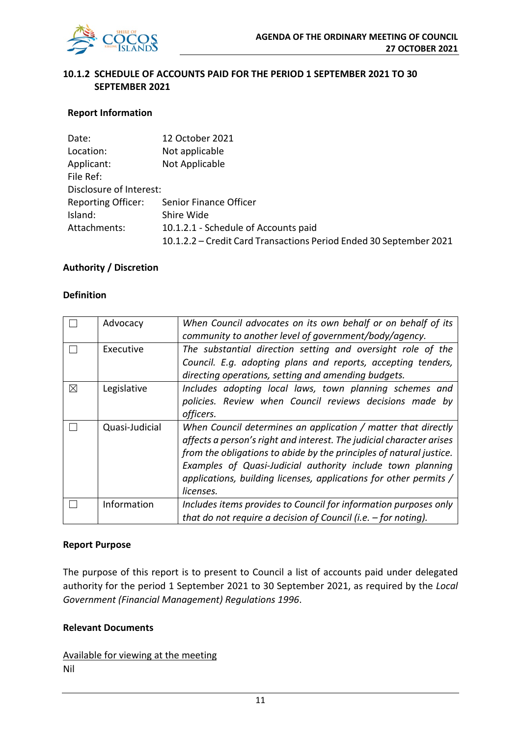## 10.1.2 SCHEDULE OF ACCOUNTS PAID FOR THE PERIOD 1 SEPTEMBER 2021 TO 30 SEPTEMBER 2021

### Report Information

| | |
|---|---|
| Date: | 12 October 2021 |
| Location: | Not applicable |
| Applicant: | Not Applicable |
| File Ref: | |
| Disclosure of Interest: | |
| Reporting Officer: | Senior Finance Officer |
| Island: | Shire Wide |
| Attachments: | 10.1.2.1 - Schedule of Accounts paid<br>10.1.2.2 – Credit Card Transactions Period Ended 30 September 2021 |

### Authority / Discretion

**Definition**

| | | |
|---|---|---|
| ☐ | Advocacy | *When Council advocates on its own behalf or on behalf of its community to another level of government/body/agency.* |
| ☐ | Executive | *The substantial direction setting and oversight role of the Council. E.g. adopting plans and reports, accepting tenders, directing operations, setting and amending budgets.* |
| ☒ | Legislative | *Includes adopting local laws, town planning schemes and policies. Review when Council reviews decisions made by officers.* |
| ☐ | Quasi-Judicial | *When Council determines an application / matter that directly affects a person's right and interest. The judicial character arises from the obligations to abide by the principles of natural justice. Examples of Quasi-Judicial authority include town planning applications, building licenses, applications for other permits / licenses.* |
| ☐ | Information | *Includes items provides to Council for information purposes only that do not require a decision of Council (i.e. – for noting).* |

### Report Purpose

The purpose of this report is to present to Council a list of accounts paid under delegated authority for the period 1 September 2021 to 30 September 2021, as required by the *Local Government (Financial Management) Regulations 1996*.

### Relevant Documents

Available for viewing at the meeting
Nil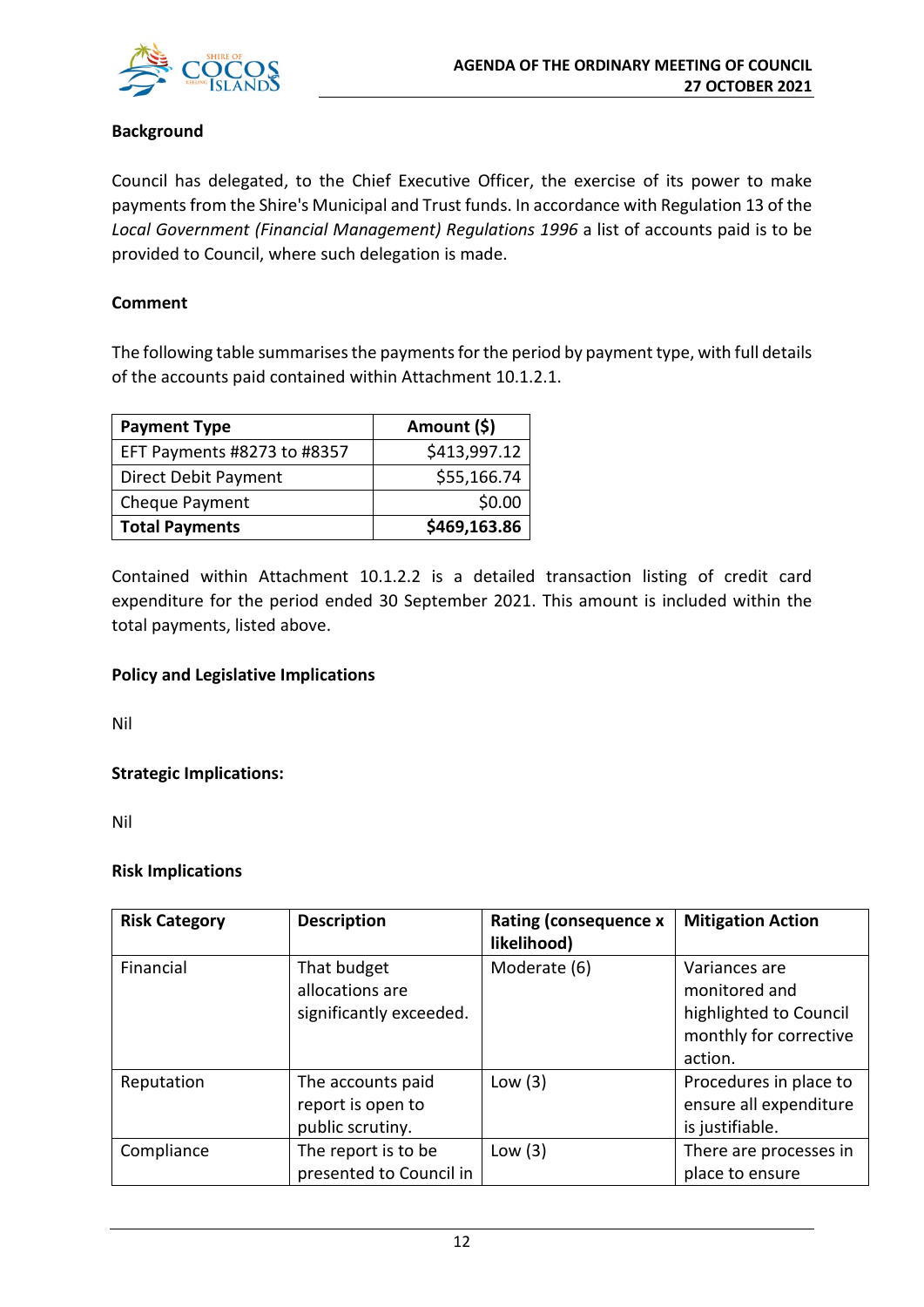### Background

Council has delegated, to the Chief Executive Officer, the exercise of its power to make payments from the Shire's Municipal and Trust funds. In accordance with Regulation 13 of the *Local Government (Financial Management) Regulations 1996* a list of accounts paid is to be provided to Council, where such delegation is made.

### Comment

The following table summarises the payments for the period by payment type, with full details of the accounts paid contained within Attachment 10.1.2.1.

| Payment Type | Amount ($) |
|---|---|
| EFT Payments #8273 to #8357 | $413,997.12 |
| Direct Debit Payment | $55,166.74 |
| Cheque Payment | $0.00 |
| **Total Payments** | **$469,163.86** |

Contained within Attachment 10.1.2.2 is a detailed transaction listing of credit card expenditure for the period ended 30 September 2021. This amount is included within the total payments, listed above.

### Policy and Legislative Implications

Nil

### Strategic Implications:

Nil

### Risk Implications

| Risk Category | Description | Rating (consequence x likelihood) | Mitigation Action |
|---|---|---|---|
| Financial | That budget allocations are significantly exceeded. | Moderate (6) | Variances are monitored and highlighted to Council monthly for corrective action. |
| Reputation | The accounts paid report is open to public scrutiny. | Low (3) | Procedures in place to ensure all expenditure is justifiable. |
| Compliance | The report is to be presented to Council in | Low (3) | There are processes in place to ensure |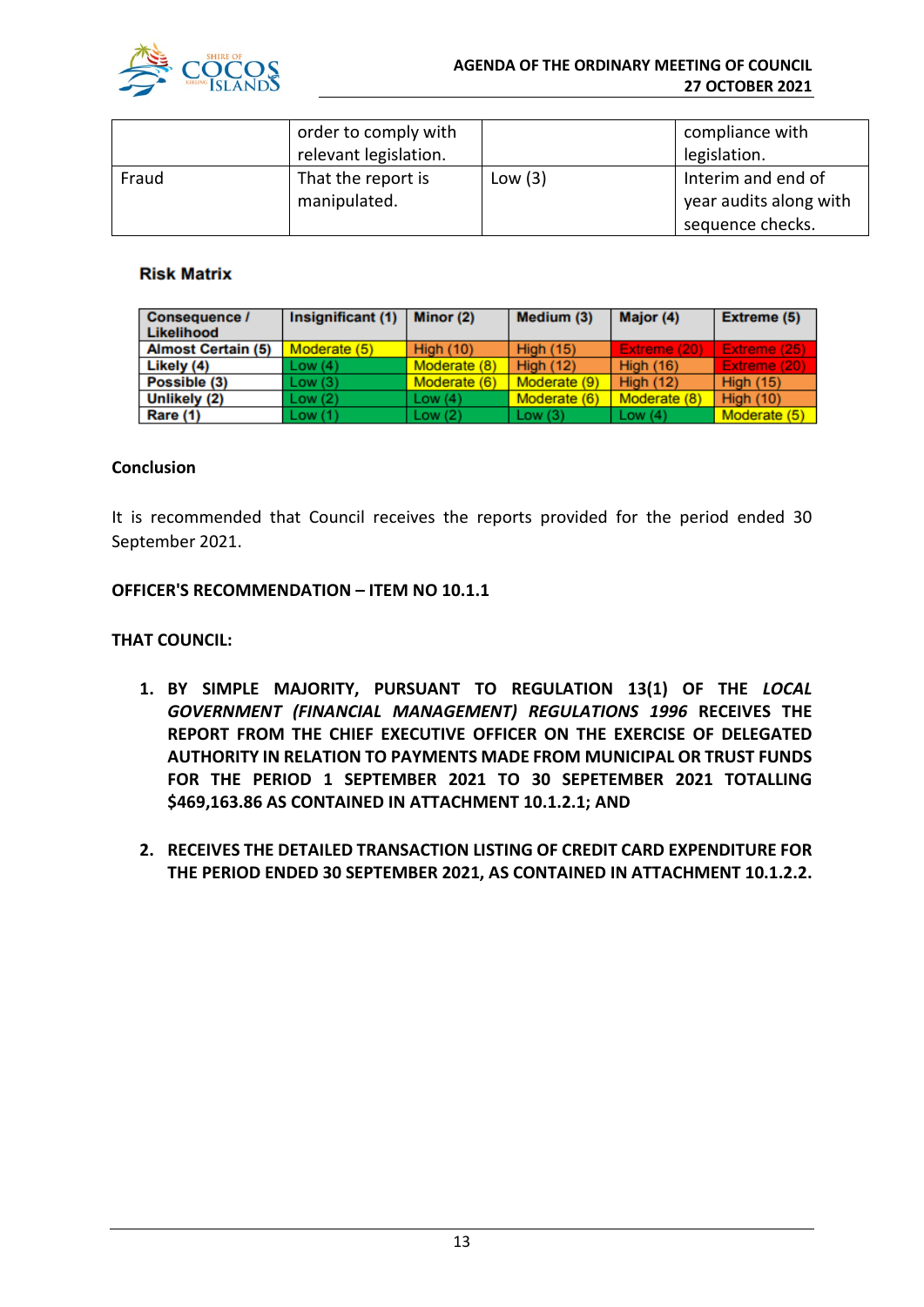|  | order to comply with relevant legislation. |  | compliance with legislation. |
|---|---|---|---|
| Fraud | That the report is manipulated. | Low (3) | Interim and end of year audits along with sequence checks. |

**Risk Matrix**

| Consequence / Likelihood | Insignificant (1) | Minor (2) | Medium (3) | Major (4) | Extreme (5) |
|---|---|---|---|---|---|
| **Almost Certain (5)** | Moderate (5) | High (10) | High (15) | Extreme (20) | Extreme (25) |
| **Likely (4)** | Low (4) | Moderate (8) | High (12) | High (16) | Extreme (20) |
| **Possible (3)** | Low (3) | Moderate (6) | Moderate (9) | High (12) | High (15) |
| **Unlikely (2)** | Low (2) | Low (4) | Moderate (6) | Moderate (8) | High (10) |
| **Rare (1)** | Low (1) | Low (2) | Low (3) | Low (4) | Moderate (5) |

**Conclusion**

It is recommended that Council receives the reports provided for the period ended 30 September 2021.

**OFFICER'S RECOMMENDATION – ITEM NO 10.1.1**

**THAT COUNCIL:**

1. **BY SIMPLE MAJORITY, PURSUANT TO REGULATION 13(1) OF THE *LOCAL GOVERNMENT (FINANCIAL MANAGEMENT) REGULATIONS 1996* RECEIVES THE REPORT FROM THE CHIEF EXECUTIVE OFFICER ON THE EXERCISE OF DELEGATED AUTHORITY IN RELATION TO PAYMENTS MADE FROM MUNICIPAL OR TRUST FUNDS FOR THE PERIOD 1 SEPTEMBER 2021 TO 30 SEPETEMBER 2021 TOTALLING $469,163.86 AS CONTAINED IN ATTACHMENT 10.1.2.1; AND**

2. **RECEIVES THE DETAILED TRANSACTION LISTING OF CREDIT CARD EXPENDITURE FOR THE PERIOD ENDED 30 SEPTEMBER 2021, AS CONTAINED IN ATTACHMENT 10.1.2.2.**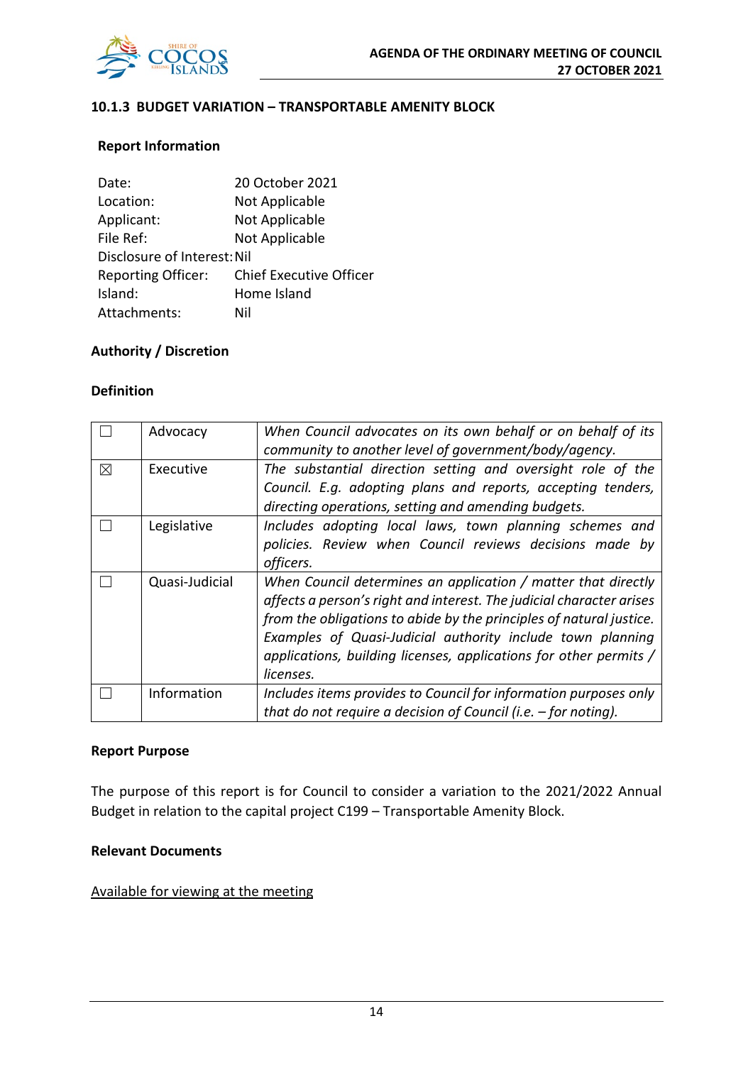### 10.1.3 BUDGET VARIATION – TRANSPORTABLE AMENITY BLOCK

**Report Information**

Date: 20 October 2021
Location: Not Applicable
Applicant: Not Applicable
File Ref: Not Applicable
Disclosure of Interest: Nil
Reporting Officer: Chief Executive Officer
Island: Home Island
Attachments: Nil

**Authority / Discretion**

**Definition**

| | | |
|---|---|---|
| ☐ | Advocacy | *When Council advocates on its own behalf or on behalf of its community to another level of government/body/agency.* |
| ☒ | Executive | *The substantial direction setting and oversight role of the Council. E.g. adopting plans and reports, accepting tenders, directing operations, setting and amending budgets.* |
| ☐ | Legislative | *Includes adopting local laws, town planning schemes and policies. Review when Council reviews decisions made by officers.* |
| ☐ | Quasi-Judicial | *When Council determines an application / matter that directly affects a person's right and interest. The judicial character arises from the obligations to abide by the principles of natural justice. Examples of Quasi-Judicial authority include town planning applications, building licenses, applications for other permits / licenses.* |
| ☐ | Information | *Includes items provides to Council for information purposes only that do not require a decision of Council (i.e. – for noting).* |

**Report Purpose**

The purpose of this report is for Council to consider a variation to the 2021/2022 Annual Budget in relation to the capital project C199 – Transportable Amenity Block.

**Relevant Documents**

Available for viewing at the meeting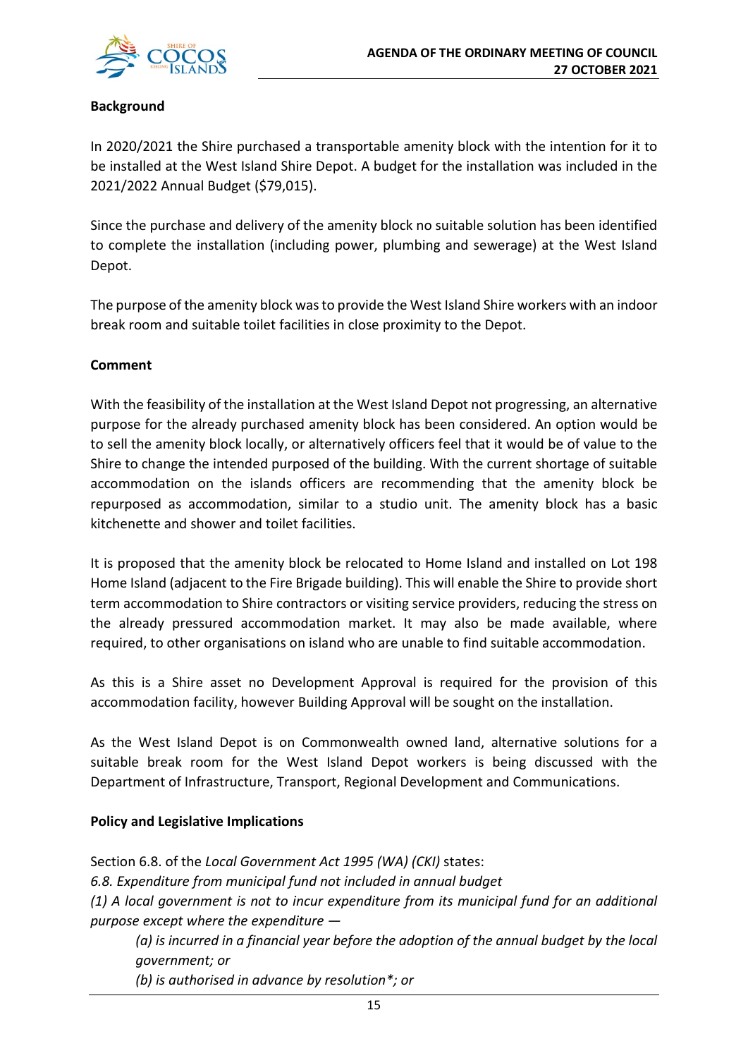**Background**

In 2020/2021 the Shire purchased a transportable amenity block with the intention for it to be installed at the West Island Shire Depot. A budget for the installation was included in the 2021/2022 Annual Budget ($79,015).

Since the purchase and delivery of the amenity block no suitable solution has been identified to complete the installation (including power, plumbing and sewerage) at the West Island Depot.

The purpose of the amenity block was to provide the West Island Shire workers with an indoor break room and suitable toilet facilities in close proximity to the Depot.

**Comment**

With the feasibility of the installation at the West Island Depot not progressing, an alternative purpose for the already purchased amenity block has been considered. An option would be to sell the amenity block locally, or alternatively officers feel that it would be of value to the Shire to change the intended purposed of the building. With the current shortage of suitable accommodation on the islands officers are recommending that the amenity block be repurposed as accommodation, similar to a studio unit. The amenity block has a basic kitchenette and shower and toilet facilities.

It is proposed that the amenity block be relocated to Home Island and installed on Lot 198 Home Island (adjacent to the Fire Brigade building). This will enable the Shire to provide short term accommodation to Shire contractors or visiting service providers, reducing the stress on the already pressured accommodation market. It may also be made available, where required, to other organisations on island who are unable to find suitable accommodation.

As this is a Shire asset no Development Approval is required for the provision of this accommodation facility, however Building Approval will be sought on the installation.

As the West Island Depot is on Commonwealth owned land, alternative solutions for a suitable break room for the West Island Depot workers is being discussed with the Department of Infrastructure, Transport, Regional Development and Communications.

**Policy and Legislative Implications**

Section 6.8. of the *Local Government Act 1995 (WA) (CKI)* states:

*6.8. Expenditure from municipal fund not included in annual budget*

*(1) A local government is not to incur expenditure from its municipal fund for an additional purpose except where the expenditure —*

> *(a) is incurred in a financial year before the adoption of the annual budget by the local government; or*
>
> *(b) is authorised in advance by resolution*; or*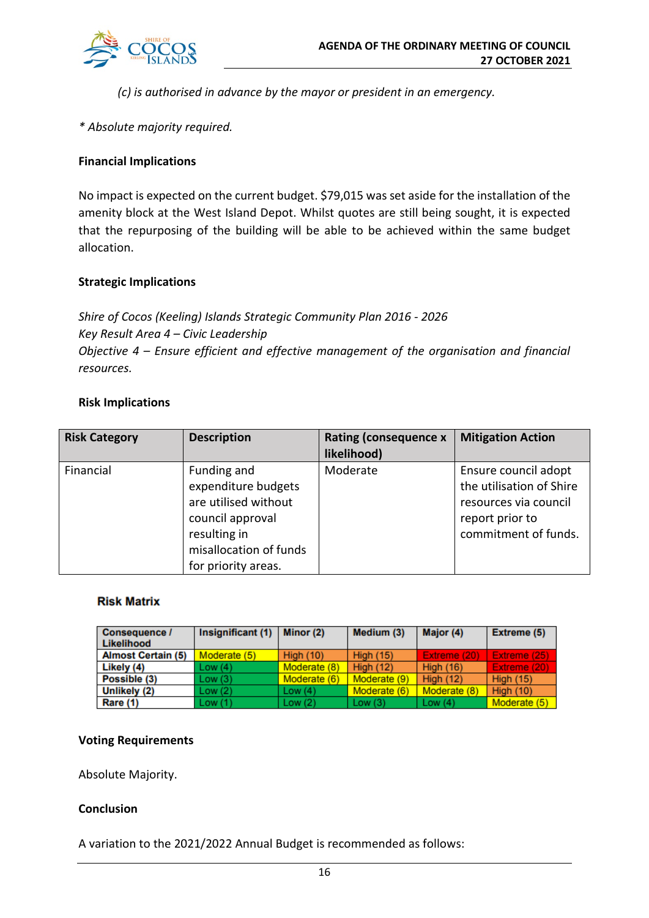*(c) is authorised in advance by the mayor or president in an emergency.*

*\* Absolute majority required.*

**Financial Implications**

No impact is expected on the current budget. $79,015 was set aside for the installation of the amenity block at the West Island Depot. Whilst quotes are still being sought, it is expected that the repurposing of the building will be able to be achieved within the same budget allocation.

**Strategic Implications**

*Shire of Cocos (Keeling) Islands Strategic Community Plan 2016 - 2026*
*Key Result Area 4 – Civic Leadership*
*Objective 4 – Ensure efficient and effective management of the organisation and financial resources.*

**Risk Implications**

| Risk Category | Description | Rating (consequence x likelihood) | Mitigation Action |
|---|---|---|---|
| Financial | Funding and expenditure budgets are utilised without council approval resulting in misallocation of funds for priority areas. | Moderate | Ensure council adopt the utilisation of Shire resources via council report prior to commitment of funds. |

**Risk Matrix**

| Consequence / Likelihood | Insignificant (1) | Minor (2) | Medium (3) | Major (4) | Extreme (5) |
|---|---|---|---|---|---|
| Almost Certain (5) | Moderate (5) | High (10) | High (15) | Extreme (20) | Extreme (25) |
| Likely (4) | Low (4) | Moderate (8) | High (12) | High (16) | Extreme (20) |
| Possible (3) | Low (3) | Moderate (6) | Moderate (9) | High (12) | High (15) |
| Unlikely (2) | Low (2) | Low (4) | Moderate (6) | Moderate (8) | High (10) |
| Rare (1) | Low (1) | Low (2) | Low (3) | Low (4) | Moderate (5) |

**Voting Requirements**

Absolute Majority.

**Conclusion**

A variation to the 2021/2022 Annual Budget is recommended as follows: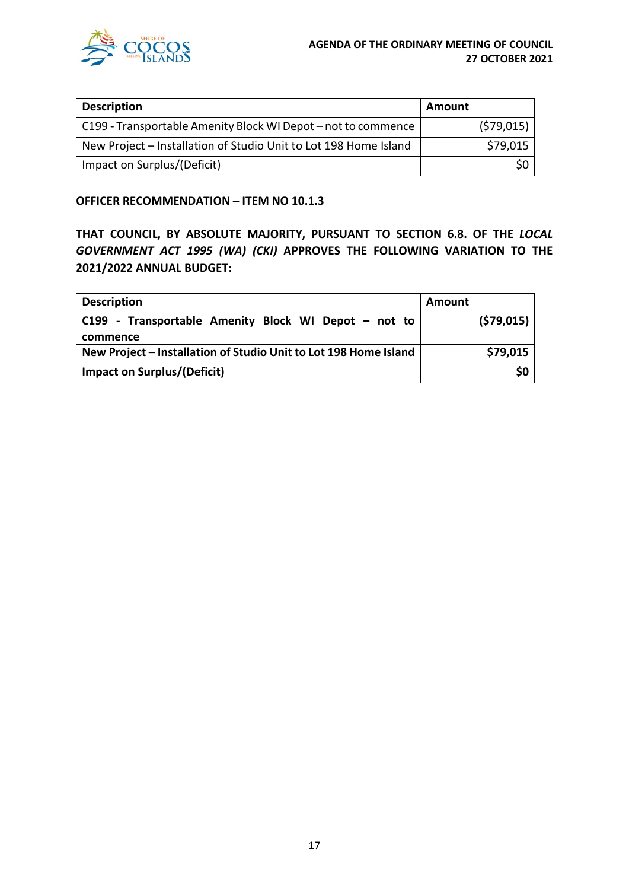| Description | Amount |
|---|---|
| C199 - Transportable Amenity Block WI Depot – not to commence | ($79,015) |
| New Project – Installation of Studio Unit to Lot 198 Home Island | $79,015 |
| Impact on Surplus/(Deficit) | $0 |

**OFFICER RECOMMENDATION – ITEM NO 10.1.3**

**THAT COUNCIL, BY ABSOLUTE MAJORITY, PURSUANT TO SECTION 6.8. OF THE *LOCAL GOVERNMENT ACT 1995 (WA) (CKI)* APPROVES THE FOLLOWING VARIATION TO THE 2021/2022 ANNUAL BUDGET:**

| Description | Amount |
|---|---|
| **C199 - Transportable Amenity Block WI Depot – not to commence** | **($79,015)** |
| **New Project – Installation of Studio Unit to Lot 198 Home Island** | **$79,015** |
| **Impact on Surplus/(Deficit)** | **$0** |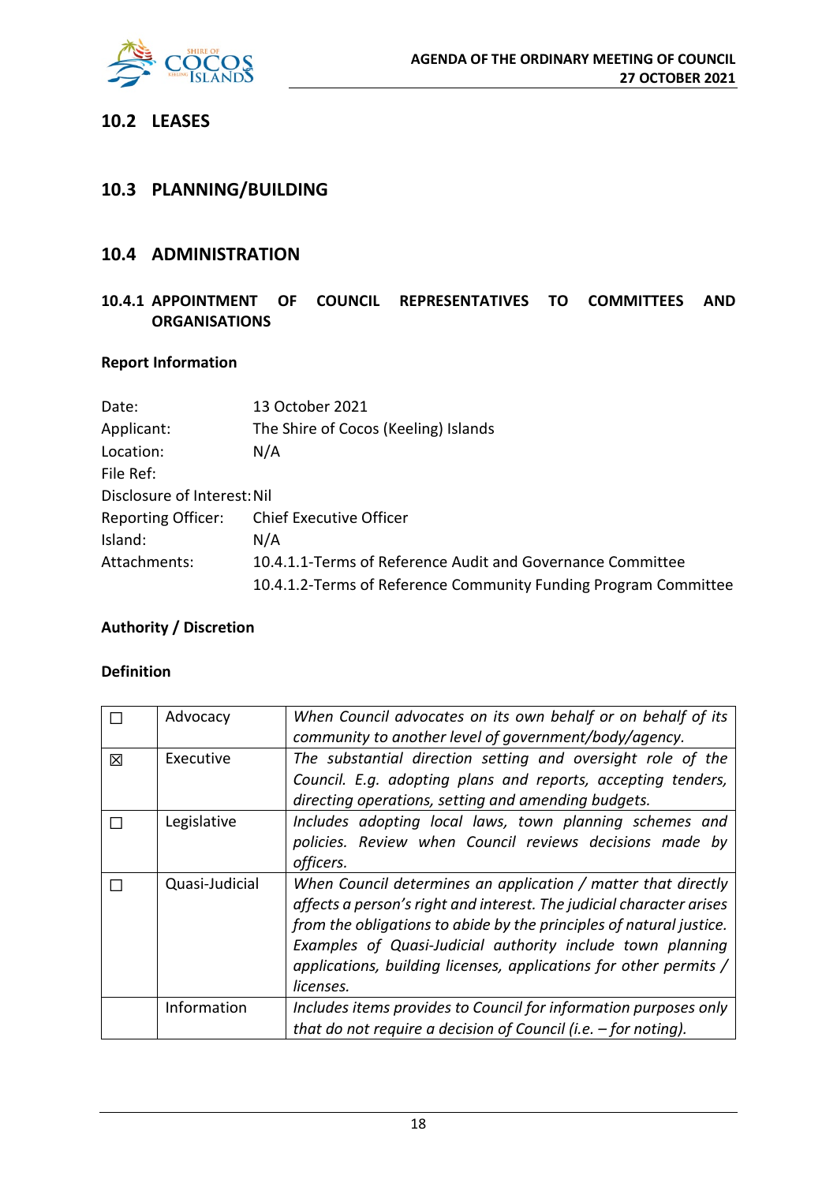## 10.2 LEASES

## 10.3 PLANNING/BUILDING

## 10.4 ADMINISTRATION

### 10.4.1 APPOINTMENT OF COUNCIL REPRESENTATIVES TO COMMITTEES AND ORGANISATIONS

**Report Information**

| | |
|---|---|
| Date: | 13 October 2021 |
| Applicant: | The Shire of Cocos (Keeling) Islands |
| Location: | N/A |
| File Ref: | |
| Disclosure of Interest: | Nil |
| Reporting Officer: | Chief Executive Officer |
| Island: | N/A |
| Attachments: | 10.4.1.1-Terms of Reference Audit and Governance Committee<br>10.4.1.2-Terms of Reference Community Funding Program Committee |

**Authority / Discretion**

**Definition**

| | | |
|---|---|---|
| ☐ | Advocacy | *When Council advocates on its own behalf or on behalf of its community to another level of government/body/agency.* |
| ☒ | Executive | *The substantial direction setting and oversight role of the Council. E.g. adopting plans and reports, accepting tenders, directing operations, setting and amending budgets.* |
| ☐ | Legislative | *Includes adopting local laws, town planning schemes and policies. Review when Council reviews decisions made by officers.* |
| ☐ | Quasi-Judicial | *When Council determines an application / matter that directly affects a person's right and interest. The judicial character arises from the obligations to abide by the principles of natural justice. Examples of Quasi-Judicial authority include town planning applications, building licenses, applications for other permits / licenses.* |
| | Information | *Includes items provides to Council for information purposes only that do not require a decision of Council (i.e. – for noting).* |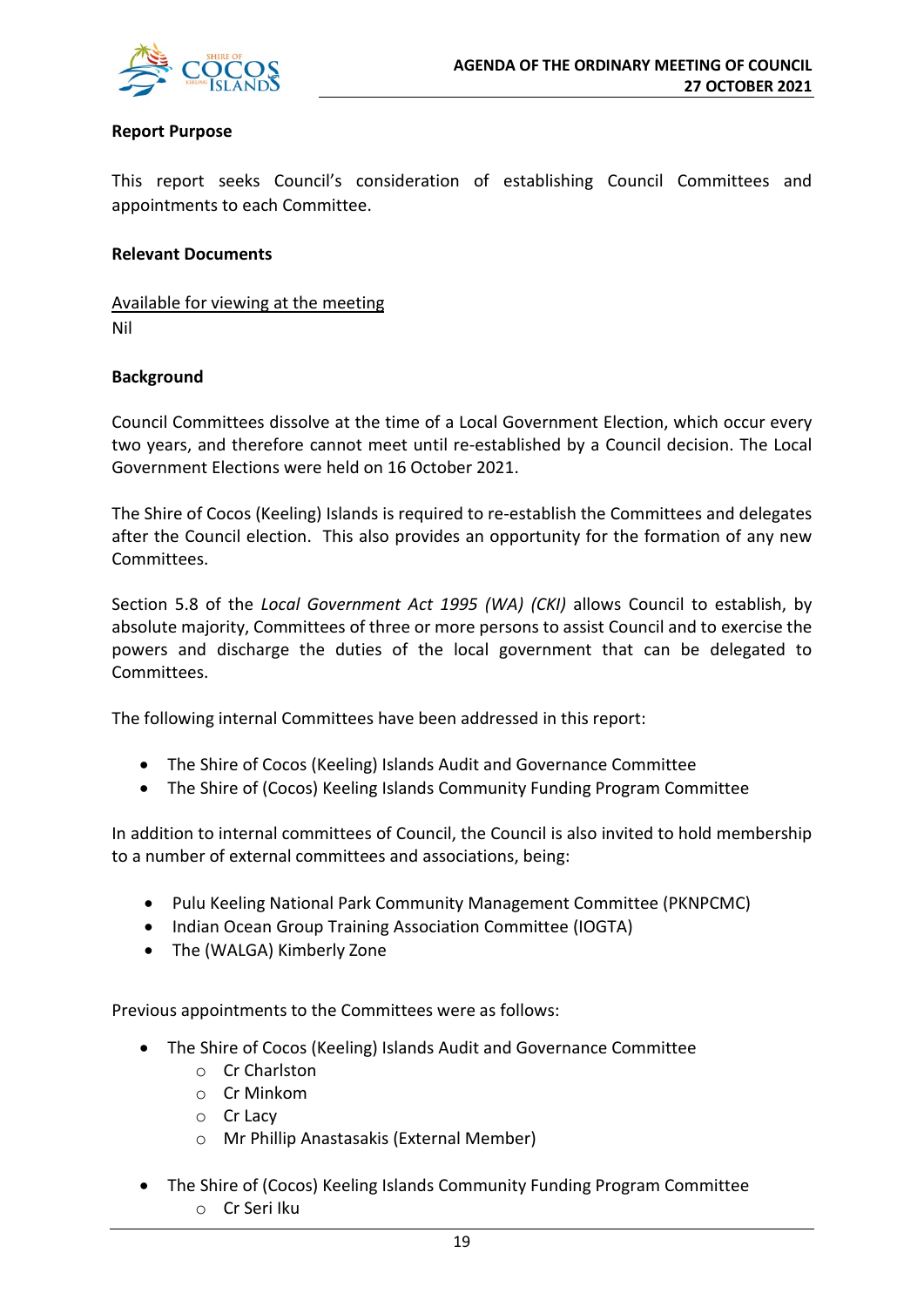**Report Purpose**

This report seeks Council's consideration of establishing Council Committees and appointments to each Committee.

**Relevant Documents**

Available for viewing at the meeting
Nil

**Background**

Council Committees dissolve at the time of a Local Government Election, which occur every two years, and therefore cannot meet until re-established by a Council decision. The Local Government Elections were held on 16 October 2021.

The Shire of Cocos (Keeling) Islands is required to re-establish the Committees and delegates after the Council election. This also provides an opportunity for the formation of any new Committees.

Section 5.8 of the *Local Government Act 1995 (WA) (CKI)* allows Council to establish, by absolute majority, Committees of three or more persons to assist Council and to exercise the powers and discharge the duties of the local government that can be delegated to Committees.

The following internal Committees have been addressed in this report:

- The Shire of Cocos (Keeling) Islands Audit and Governance Committee
- The Shire of (Cocos) Keeling Islands Community Funding Program Committee

In addition to internal committees of Council, the Council is also invited to hold membership to a number of external committees and associations, being:

- Pulu Keeling National Park Community Management Committee (PKNPCMC)
- Indian Ocean Group Training Association Committee (IOGTA)
- The (WALGA) Kimberly Zone

Previous appointments to the Committees were as follows:

- The Shire of Cocos (Keeling) Islands Audit and Governance Committee
  - Cr Charlston
  - Cr Minkom
  - Cr Lacy
  - Mr Phillip Anastasakis (External Member)
- The Shire of (Cocos) Keeling Islands Community Funding Program Committee
  - Cr Seri Iku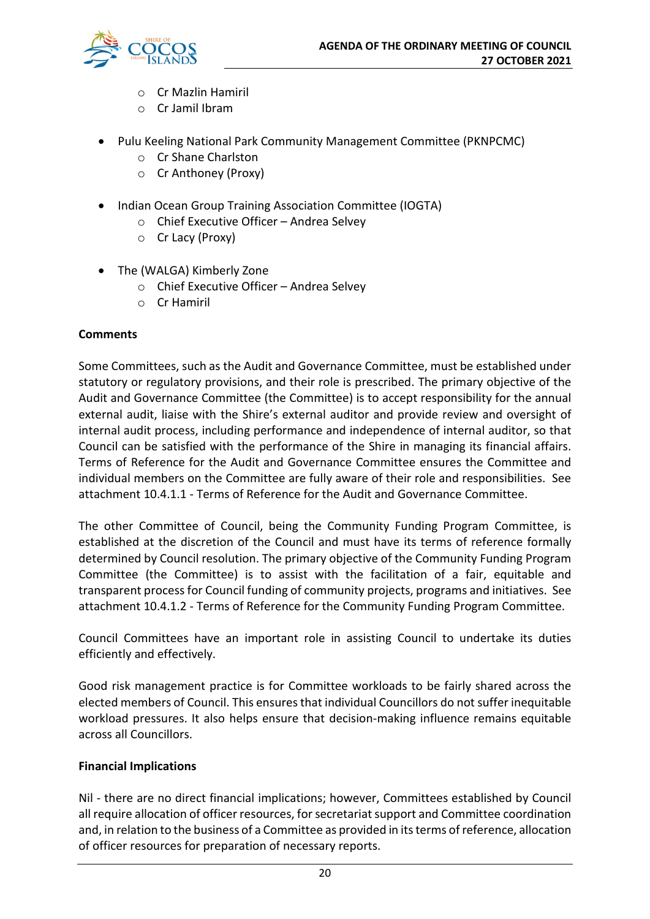- Cr Mazlin Hamiril
   - Cr Jamil Ibram

- Pulu Keeling National Park Community Management Committee (PKNPCMC)
   - Cr Shane Charlston
   - Cr Anthoney (Proxy)

- Indian Ocean Group Training Association Committee (IOGTA)
   - Chief Executive Officer – Andrea Selvey
   - Cr Lacy (Proxy)

- The (WALGA) Kimberly Zone
   - Chief Executive Officer – Andrea Selvey
   - Cr Hamiril

**Comments**

Some Committees, such as the Audit and Governance Committee, must be established under statutory or regulatory provisions, and their role is prescribed. The primary objective of the Audit and Governance Committee (the Committee) is to accept responsibility for the annual external audit, liaise with the Shire's external auditor and provide review and oversight of internal audit process, including performance and independence of internal auditor, so that Council can be satisfied with the performance of the Shire in managing its financial affairs. Terms of Reference for the Audit and Governance Committee ensures the Committee and individual members on the Committee are fully aware of their role and responsibilities. See attachment 10.4.1.1 - Terms of Reference for the Audit and Governance Committee.

The other Committee of Council, being the Community Funding Program Committee, is established at the discretion of the Council and must have its terms of reference formally determined by Council resolution. The primary objective of the Community Funding Program Committee (the Committee) is to assist with the facilitation of a fair, equitable and transparent process for Council funding of community projects, programs and initiatives. See attachment 10.4.1.2 - Terms of Reference for the Community Funding Program Committee.

Council Committees have an important role in assisting Council to undertake its duties efficiently and effectively.

Good risk management practice is for Committee workloads to be fairly shared across the elected members of Council. This ensures that individual Councillors do not suffer inequitable workload pressures. It also helps ensure that decision-making influence remains equitable across all Councillors.

**Financial Implications**

Nil - there are no direct financial implications; however, Committees established by Council all require allocation of officer resources, for secretariat support and Committee coordination and, in relation to the business of a Committee as provided in its terms of reference, allocation of officer resources for preparation of necessary reports.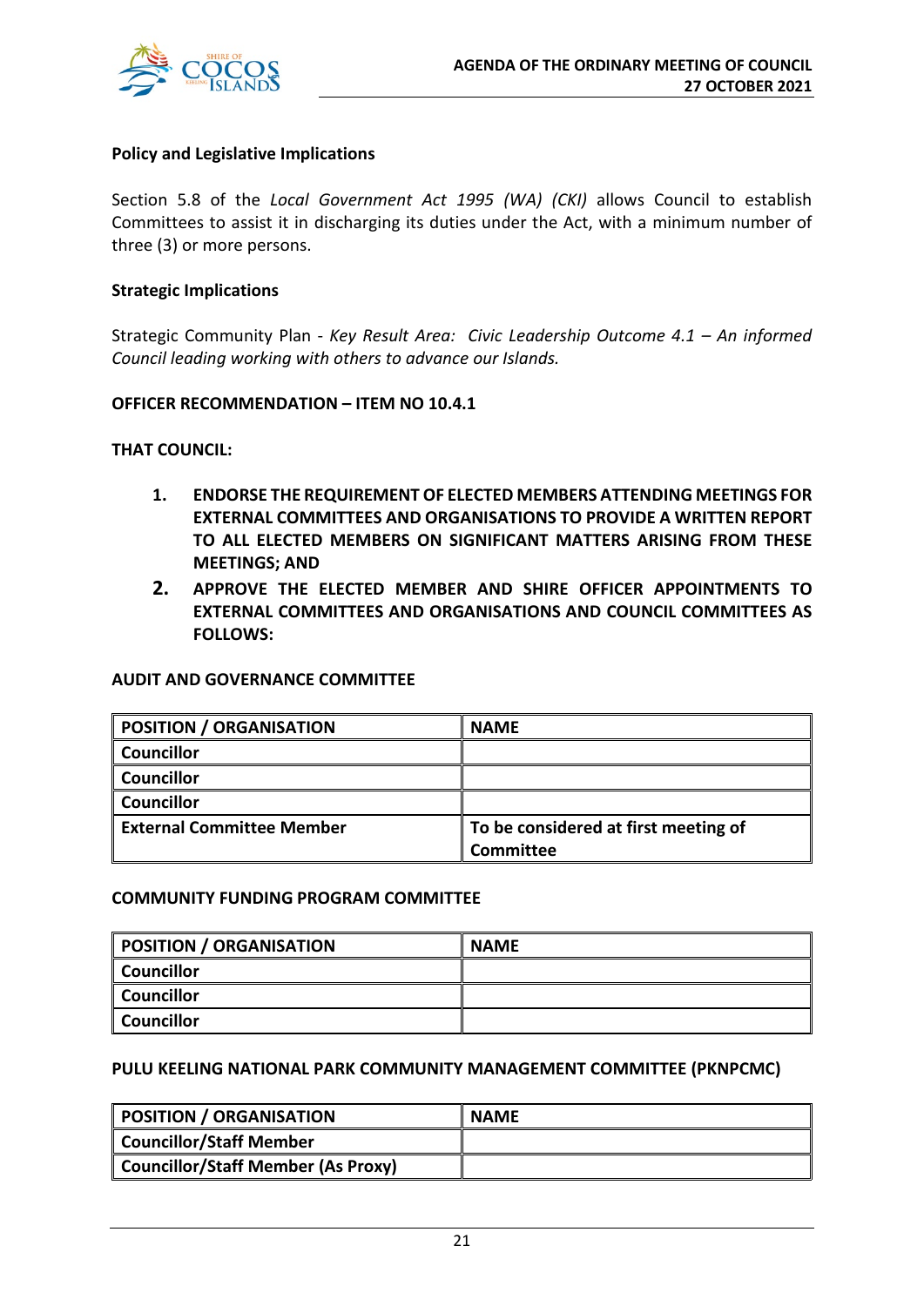**Policy and Legislative Implications**

Section 5.8 of the *Local Government Act 1995 (WA) (CKI)* allows Council to establish Committees to assist it in discharging its duties under the Act, with a minimum number of three (3) or more persons.

**Strategic Implications**

Strategic Community Plan - *Key Result Area: Civic Leadership Outcome 4.1 – An informed Council leading working with others to advance our Islands.*

**OFFICER RECOMMENDATION – ITEM NO 10.4.1**

**THAT COUNCIL:**

1. **ENDORSE THE REQUIREMENT OF ELECTED MEMBERS ATTENDING MEETINGS FOR EXTERNAL COMMITTEES AND ORGANISATIONS TO PROVIDE A WRITTEN REPORT TO ALL ELECTED MEMBERS ON SIGNIFICANT MATTERS ARISING FROM THESE MEETINGS; AND**
2. **APPROVE THE ELECTED MEMBER AND SHIRE OFFICER APPOINTMENTS TO EXTERNAL COMMITTEES AND ORGANISATIONS AND COUNCIL COMMITTEES AS FOLLOWS:**

**AUDIT AND GOVERNANCE COMMITTEE**

| POSITION / ORGANISATION | NAME |
|---|---|
| Councillor | |
| Councillor | |
| Councillor | |
| External Committee Member | To be considered at first meeting of Committee |

**COMMUNITY FUNDING PROGRAM COMMITTEE**

| POSITION / ORGANISATION | NAME |
|---|---|
| Councillor | |
| Councillor | |
| Councillor | |

**PULU KEELING NATIONAL PARK COMMUNITY MANAGEMENT COMMITTEE (PKNPCMC)**

| POSITION / ORGANISATION | NAME |
|---|---|
| Councillor/Staff Member | |
| Councillor/Staff Member (As Proxy) | |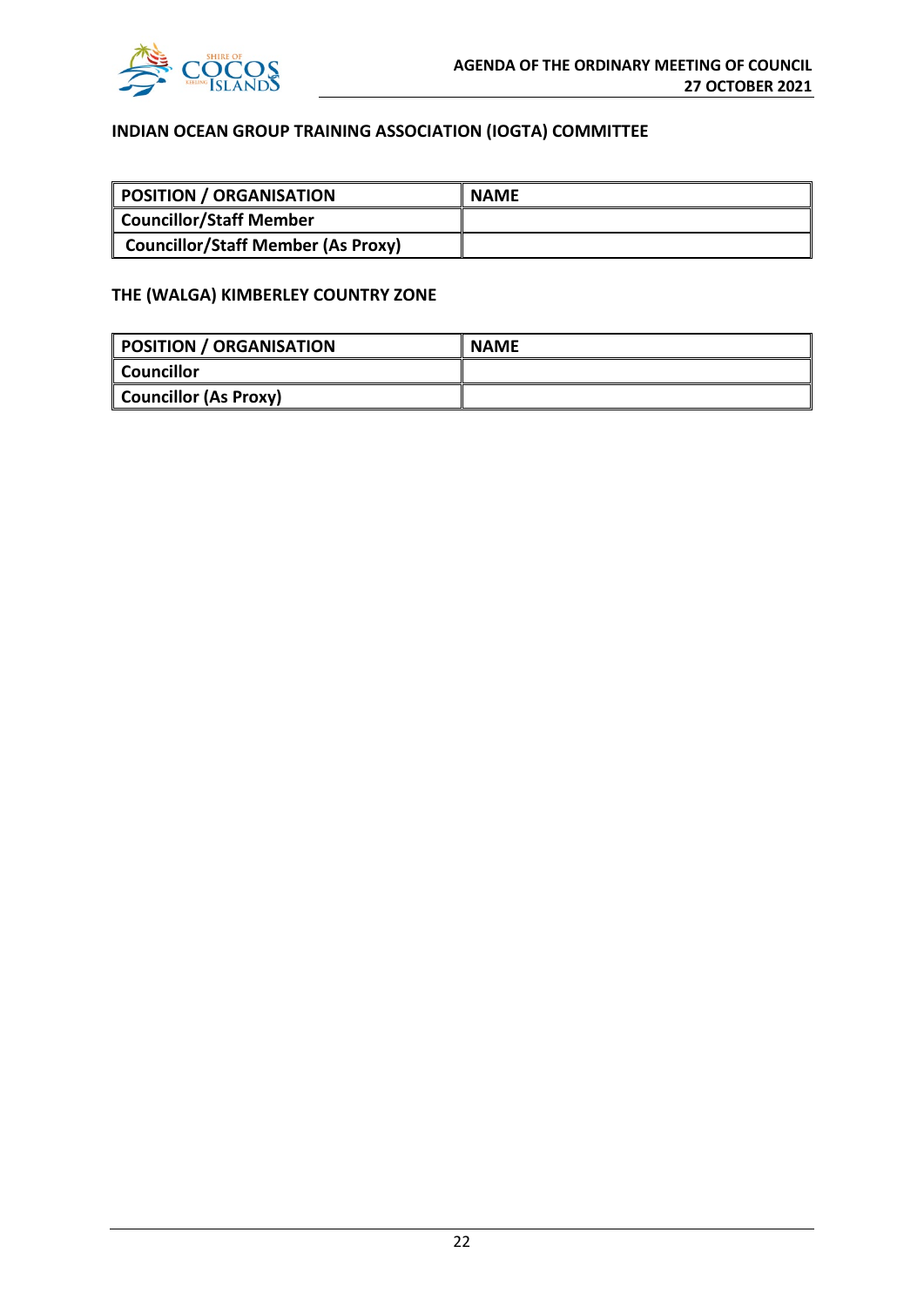**INDIAN OCEAN GROUP TRAINING ASSOCIATION (IOGTA) COMMITTEE**

| POSITION / ORGANISATION | NAME |
|---|---|
| Councillor/Staff Member | |
| Councillor/Staff Member (As Proxy) | |

**THE (WALGA) KIMBERLEY COUNTRY ZONE**

| POSITION / ORGANISATION | NAME |
|---|---|
| Councillor | |
| Councillor (As Proxy) | |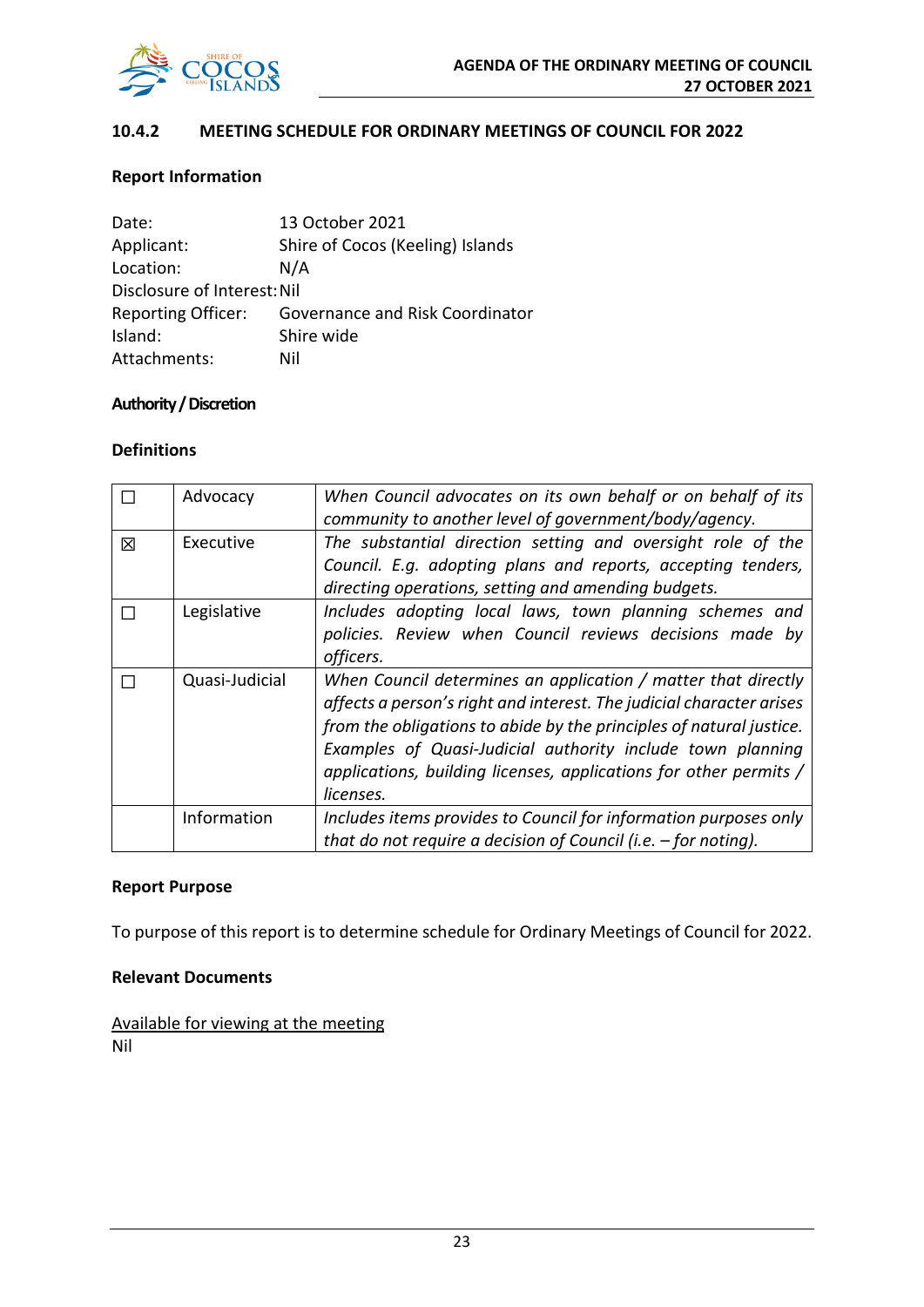### 10.4.2 MEETING SCHEDULE FOR ORDINARY MEETINGS OF COUNCIL FOR 2022

**Report Information**

Date: 13 October 2021
Applicant: Shire of Cocos (Keeling) Islands
Location: N/A
Disclosure of Interest: Nil
Reporting Officer: Governance and Risk Coordinator
Island: Shire wide
Attachments: Nil

**Authority / Discretion**

**Definitions**

| | | |
|---|---|---|
| ☐ | Advocacy | *When Council advocates on its own behalf or on behalf of its community to another level of government/body/agency.* |
| ☒ | Executive | *The substantial direction setting and oversight role of the Council. E.g. adopting plans and reports, accepting tenders, directing operations, setting and amending budgets.* |
| ☐ | Legislative | *Includes adopting local laws, town planning schemes and policies. Review when Council reviews decisions made by officers.* |
| ☐ | Quasi-Judicial | *When Council determines an application / matter that directly affects a person's right and interest. The judicial character arises from the obligations to abide by the principles of natural justice. Examples of Quasi-Judicial authority include town planning applications, building licenses, applications for other permits / licenses.* |
| | Information | *Includes items provides to Council for information purposes only that do not require a decision of Council (i.e. – for noting).* |

**Report Purpose**

To purpose of this report is to determine schedule for Ordinary Meetings of Council for 2022.

**Relevant Documents**

Available for viewing at the meeting
Nil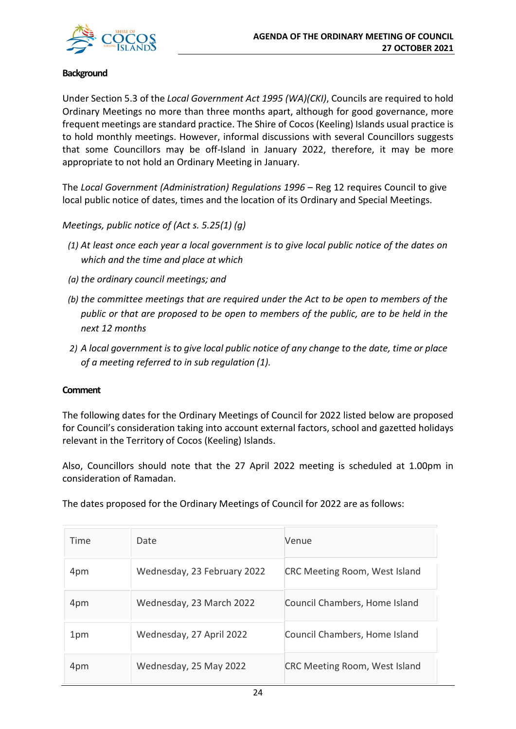**Background**

Under Section 5.3 of the *Local Government Act 1995 (WA)(CKI)*, Councils are required to hold Ordinary Meetings no more than three months apart, although for good governance, more frequent meetings are standard practice. The Shire of Cocos (Keeling) Islands usual practice is to hold monthly meetings. However, informal discussions with several Councillors suggests that some Councillors may be off-Island in January 2022, therefore, it may be more appropriate to not hold an Ordinary Meeting in January.

The *Local Government (Administration) Regulations 1996* – Reg 12 requires Council to give local public notice of dates, times and the location of its Ordinary and Special Meetings.

*Meetings, public notice of (Act s. 5.25(1) (g)*

*(1) At least once each year a local government is to give local public notice of the dates on which and the time and place at which*

*(a) the ordinary council meetings; and*

*(b) the committee meetings that are required under the Act to be open to members of the public or that are proposed to be open to members of the public, are to be held in the next 12 months*

*2) A local government is to give local public notice of any change to the date, time or place of a meeting referred to in sub regulation (1).*

**Comment**

The following dates for the Ordinary Meetings of Council for 2022 listed below are proposed for Council's consideration taking into account external factors, school and gazetted holidays relevant in the Territory of Cocos (Keeling) Islands.

Also, Councillors should note that the 27 April 2022 meeting is scheduled at 1.00pm in consideration of Ramadan.

The dates proposed for the Ordinary Meetings of Council for 2022 are as follows:

| Time | Date | Venue |
|---|---|---|
| 4pm | Wednesday, 23 February 2022 | CRC Meeting Room, West Island |
| 4pm | Wednesday, 23 March 2022 | Council Chambers, Home Island |
| 1pm | Wednesday, 27 April 2022 | Council Chambers, Home Island |
| 4pm | Wednesday, 25 May 2022 | CRC Meeting Room, West Island |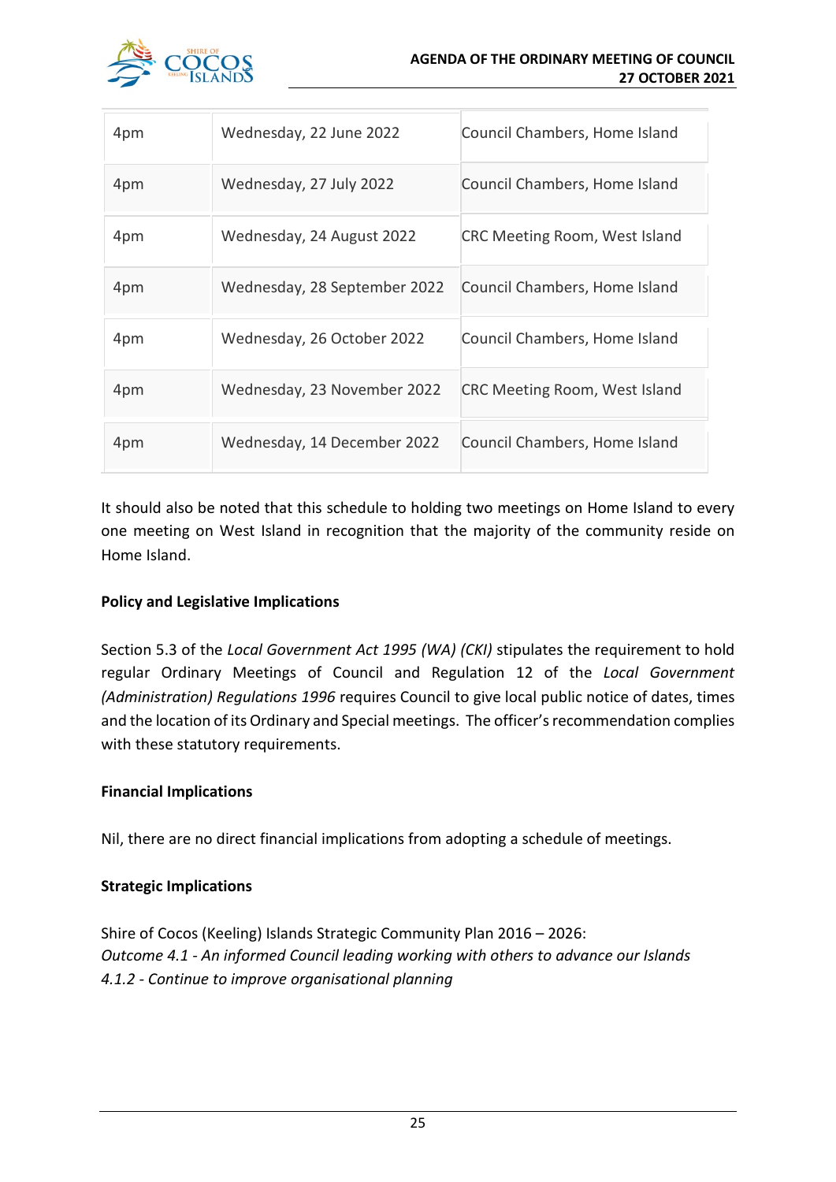| 4pm | Wednesday, 22 June 2022 | Council Chambers, Home Island |
|---|---|---|
| 4pm | Wednesday, 27 July 2022 | Council Chambers, Home Island |
| 4pm | Wednesday, 24 August 2022 | CRC Meeting Room, West Island |
| 4pm | Wednesday, 28 September 2022 | Council Chambers, Home Island |
| 4pm | Wednesday, 26 October 2022 | Council Chambers, Home Island |
| 4pm | Wednesday, 23 November 2022 | CRC Meeting Room, West Island |
| 4pm | Wednesday, 14 December 2022 | Council Chambers, Home Island |

It should also be noted that this schedule to holding two meetings on Home Island to every one meeting on West Island in recognition that the majority of the community reside on Home Island.

**Policy and Legislative Implications**

Section 5.3 of the *Local Government Act 1995 (WA) (CKI)* stipulates the requirement to hold regular Ordinary Meetings of Council and Regulation 12 of the *Local Government (Administration) Regulations 1996* requires Council to give local public notice of dates, times and the location of its Ordinary and Special meetings. The officer's recommendation complies with these statutory requirements.

**Financial Implications**

Nil, there are no direct financial implications from adopting a schedule of meetings.

**Strategic Implications**

Shire of Cocos (Keeling) Islands Strategic Community Plan 2016 – 2026:
*Outcome 4.1 - An informed Council leading working with others to advance our Islands*
*4.1.2 - Continue to improve organisational planning*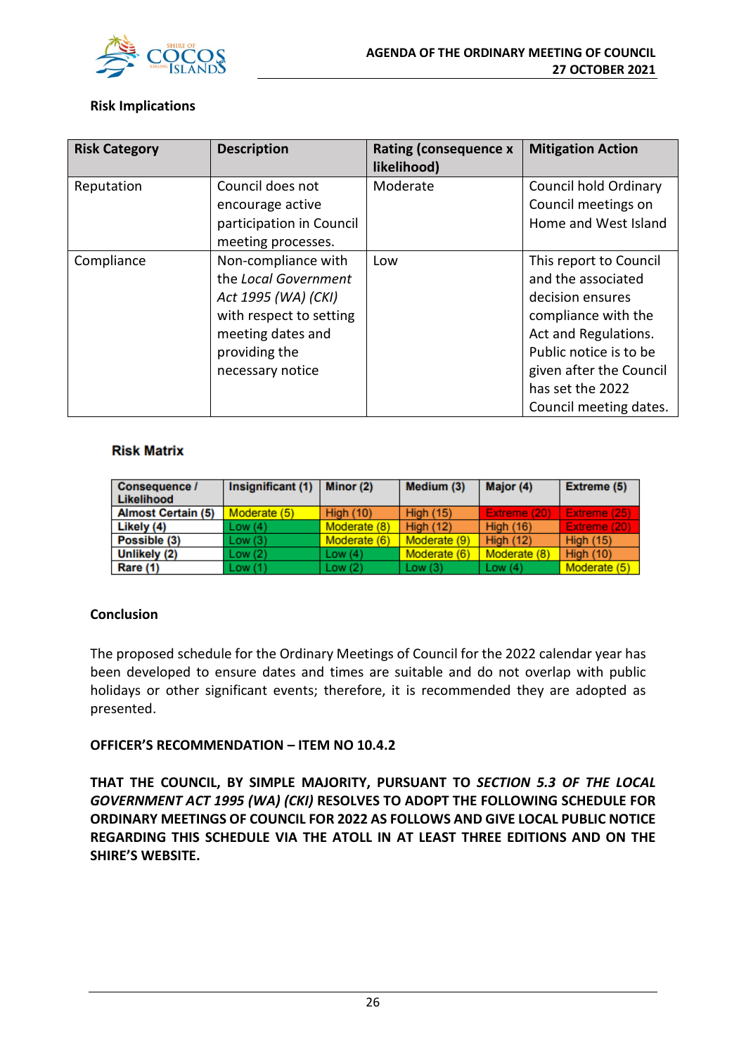**Risk Implications**

| Risk Category | Description | Rating (consequence x likelihood) | Mitigation Action |
|---|---|---|---|
| Reputation | Council does not encourage active participation in Council meeting processes. | Moderate | Council hold Ordinary Council meetings on Home and West Island |
| Compliance | Non-compliance with the *Local Government Act 1995 (WA) (CKI)* with respect to setting meeting dates and providing the necessary notice | Low | This report to Council and the associated decision ensures compliance with the Act and Regulations. Public notice is to be given after the Council has set the 2022 Council meeting dates. |

**Risk Matrix**

| Consequence / Likelihood | Insignificant (1) | Minor (2) | Medium (3) | Major (4) | Extreme (5) |
|---|---|---|---|---|---|
| Almost Certain (5) | Moderate (5) | High (10) | High (15) | Extreme (20) | Extreme (25) |
| Likely (4) | Low (4) | Moderate (8) | High (12) | High (16) | Extreme (20) |
| Possible (3) | Low (3) | Moderate (6) | Moderate (9) | High (12) | High (15) |
| Unlikely (2) | Low (2) | Low (4) | Moderate (6) | Moderate (8) | High (10) |
| Rare (1) | Low (1) | Low (2) | Low (3) | Low (4) | Moderate (5) |

**Conclusion**

The proposed schedule for the Ordinary Meetings of Council for the 2022 calendar year has been developed to ensure dates and times are suitable and do not overlap with public holidays or other significant events; therefore, it is recommended they are adopted as presented.

**OFFICER'S RECOMMENDATION – ITEM NO 10.4.2**

**THAT THE COUNCIL, BY SIMPLE MAJORITY, PURSUANT TO *SECTION 5.3 OF THE LOCAL GOVERNMENT ACT 1995 (WA) (CKI)* RESOLVES TO ADOPT THE FOLLOWING SCHEDULE FOR ORDINARY MEETINGS OF COUNCIL FOR 2022 AS FOLLOWS AND GIVE LOCAL PUBLIC NOTICE REGARDING THIS SCHEDULE VIA THE ATOLL IN AT LEAST THREE EDITIONS AND ON THE SHIRE'S WEBSITE.**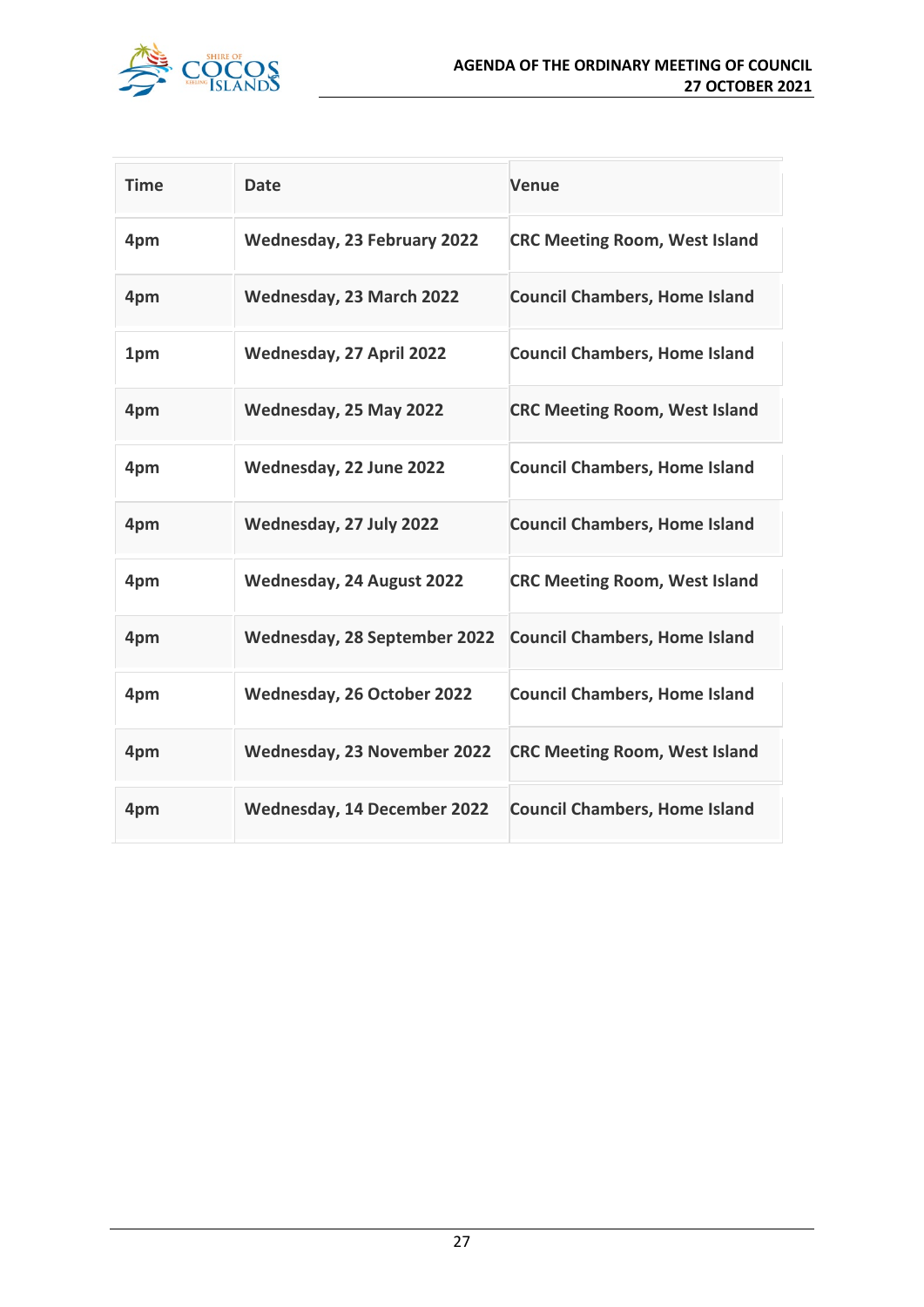| Time | Date | Venue |
|---|---|---|
| 4pm | Wednesday, 23 February 2022 | CRC Meeting Room, West Island |
| 4pm | Wednesday, 23 March 2022 | Council Chambers, Home Island |
| 1pm | Wednesday, 27 April 2022 | Council Chambers, Home Island |
| 4pm | Wednesday, 25 May 2022 | CRC Meeting Room, West Island |
| 4pm | Wednesday, 22 June 2022 | Council Chambers, Home Island |
| 4pm | Wednesday, 27 July 2022 | Council Chambers, Home Island |
| 4pm | Wednesday, 24 August 2022 | CRC Meeting Room, West Island |
| 4pm | Wednesday, 28 September 2022 | Council Chambers, Home Island |
| 4pm | Wednesday, 26 October 2022 | Council Chambers, Home Island |
| 4pm | Wednesday, 23 November 2022 | CRC Meeting Room, West Island |
| 4pm | Wednesday, 14 December 2022 | Council Chambers, Home Island |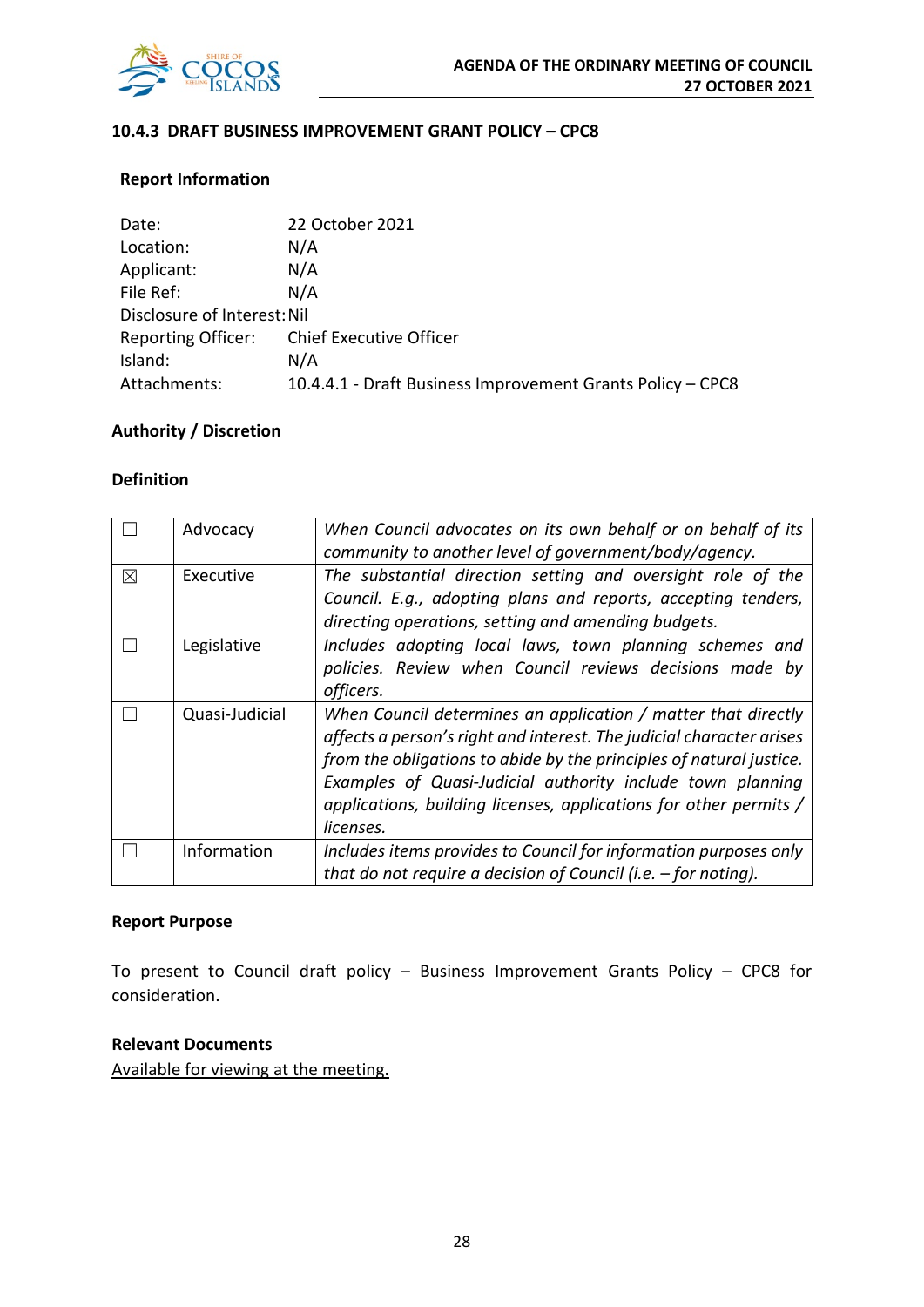### 10.4.3 DRAFT BUSINESS IMPROVEMENT GRANT POLICY – CPC8

**Report Information**

Date: 22 October 2021
Location: N/A
Applicant: N/A
File Ref: N/A
Disclosure of Interest: Nil
Reporting Officer: Chief Executive Officer
Island: N/A
Attachments: 10.4.4.1 - Draft Business Improvement Grants Policy – CPC8

**Authority / Discretion**

**Definition**

| | | |
|---|---|---|
| ☐ | Advocacy | *When Council advocates on its own behalf or on behalf of its community to another level of government/body/agency.* |
| ☒ | Executive | *The substantial direction setting and oversight role of the Council. E.g., adopting plans and reports, accepting tenders, directing operations, setting and amending budgets.* |
| ☐ | Legislative | *Includes adopting local laws, town planning schemes and policies. Review when Council reviews decisions made by officers.* |
| ☐ | Quasi-Judicial | *When Council determines an application / matter that directly affects a person's right and interest. The judicial character arises from the obligations to abide by the principles of natural justice. Examples of Quasi-Judicial authority include town planning applications, building licenses, applications for other permits / licenses.* |
| ☐ | Information | *Includes items provides to Council for information purposes only that do not require a decision of Council (i.e. – for noting).* |

**Report Purpose**

To present to Council draft policy – Business Improvement Grants Policy – CPC8 for consideration.

**Relevant Documents**

Available for viewing at the meeting.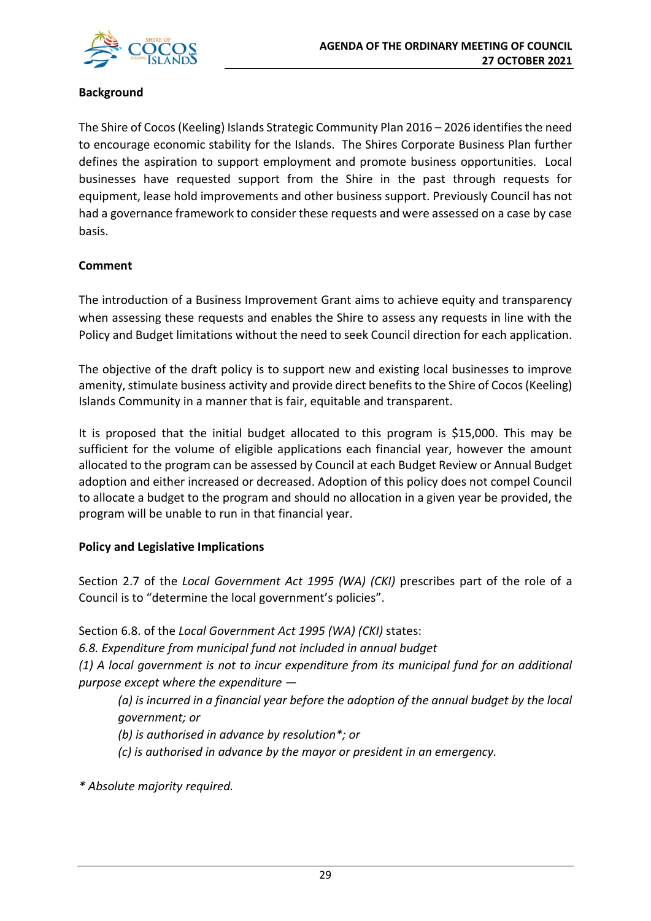**Background**

The Shire of Cocos (Keeling) Islands Strategic Community Plan 2016 – 2026 identifies the need to encourage economic stability for the Islands. The Shires Corporate Business Plan further defines the aspiration to support employment and promote business opportunities. Local businesses have requested support from the Shire in the past through requests for equipment, lease hold improvements and other business support. Previously Council has not had a governance framework to consider these requests and were assessed on a case by case basis.

**Comment**

The introduction of a Business Improvement Grant aims to achieve equity and transparency when assessing these requests and enables the Shire to assess any requests in line with the Policy and Budget limitations without the need to seek Council direction for each application.

The objective of the draft policy is to support new and existing local businesses to improve amenity, stimulate business activity and provide direct benefits to the Shire of Cocos (Keeling) Islands Community in a manner that is fair, equitable and transparent.

It is proposed that the initial budget allocated to this program is $15,000. This may be sufficient for the volume of eligible applications each financial year, however the amount allocated to the program can be assessed by Council at each Budget Review or Annual Budget adoption and either increased or decreased. Adoption of this policy does not compel Council to allocate a budget to the program and should no allocation in a given year be provided, the program will be unable to run in that financial year.

**Policy and Legislative Implications**

Section 2.7 of the *Local Government Act 1995 (WA) (CKI)* prescribes part of the role of a Council is to "determine the local government's policies".

Section 6.8. of the *Local Government Act 1995 (WA) (CKI)* states:

*6.8. Expenditure from municipal fund not included in annual budget*

*(1) A local government is not to incur expenditure from its municipal fund for an additional purpose except where the expenditure —*

> *(a) is incurred in a financial year before the adoption of the annual budget by the local government; or*
>
> *(b) is authorised in advance by resolution\*; or*
>
> *(c) is authorised in advance by the mayor or president in an emergency.*

*\* Absolute majority required.*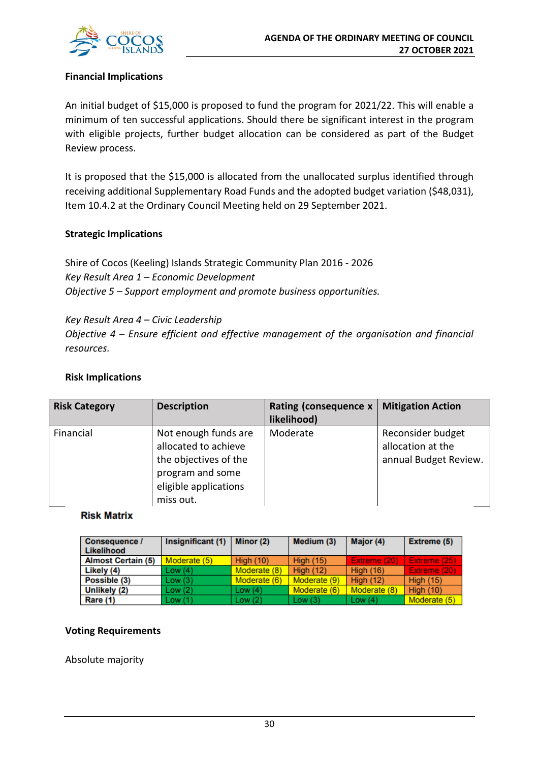**Financial Implications**

An initial budget of $15,000 is proposed to fund the program for 2021/22. This will enable a minimum of ten successful applications. Should there be significant interest in the program with eligible projects, further budget allocation can be considered as part of the Budget Review process.

It is proposed that the $15,000 is allocated from the unallocated surplus identified through receiving additional Supplementary Road Funds and the adopted budget variation ($48,031), Item 10.4.2 at the Ordinary Council Meeting held on 29 September 2021.

**Strategic Implications**

Shire of Cocos (Keeling) Islands Strategic Community Plan 2016 - 2026
*Key Result Area 1 – Economic Development*
*Objective 5 – Support employment and promote business opportunities.*

*Key Result Area 4 – Civic Leadership*
*Objective 4 – Ensure efficient and effective management of the organisation and financial resources.*

**Risk Implications**

| Risk Category | Description | Rating (consequence x likelihood) | Mitigation Action |
|---|---|---|---|
| Financial | Not enough funds are allocated to achieve the objectives of the program and some eligible applications miss out. | Moderate | Reconsider budget allocation at the annual Budget Review. |

**Risk Matrix**

| Consequence / Likelihood | Insignificant (1) | Minor (2) | Medium (3) | Major (4) | Extreme (5) |
|---|---|---|---|---|---|
| Almost Certain (5) | Moderate (5) | High (10) | High (15) | Extreme (20) | Extreme (25) |
| Likely (4) | Low (4) | Moderate (8) | High (12) | High (16) | Extreme (20) |
| Possible (3) | Low (3) | Moderate (6) | Moderate (9) | High (12) | High (15) |
| Unlikely (2) | Low (2) | Low (4) | Moderate (6) | Moderate (8) | High (10) |
| Rare (1) | Low (1) | Low (2) | Low (3) | Low (4) | Moderate (5) |

**Voting Requirements**

Absolute majority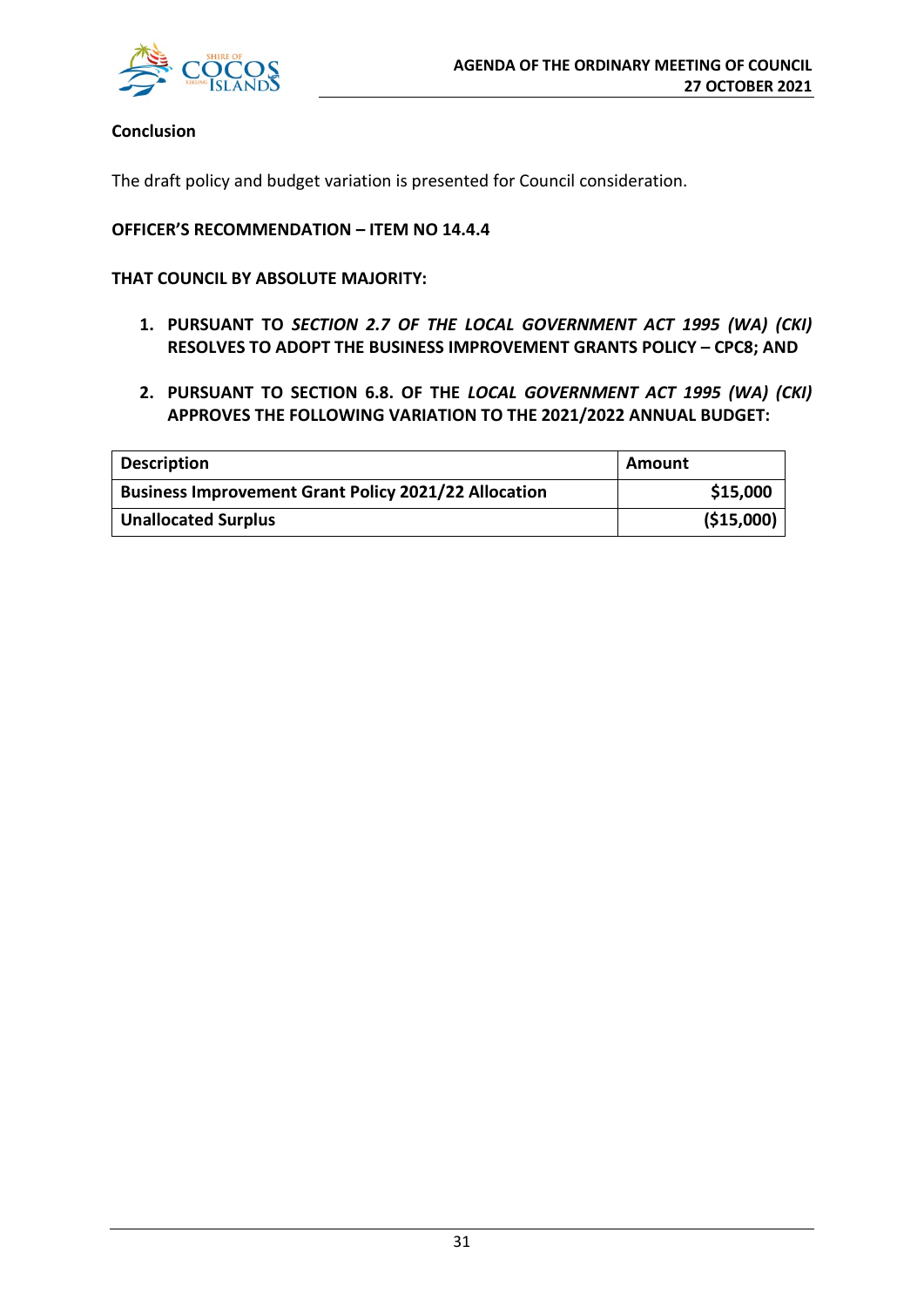**Conclusion**

The draft policy and budget variation is presented for Council consideration.

**OFFICER'S RECOMMENDATION – ITEM NO 14.4.4**

**THAT COUNCIL BY ABSOLUTE MAJORITY:**

1. **PURSUANT TO *SECTION 2.7 OF THE LOCAL GOVERNMENT ACT 1995 (WA) (CKI)* RESOLVES TO ADOPT THE BUSINESS IMPROVEMENT GRANTS POLICY – CPC8; AND**

2. **PURSUANT TO SECTION 6.8. OF THE *LOCAL GOVERNMENT ACT 1995 (WA) (CKI)* APPROVES THE FOLLOWING VARIATION TO THE 2021/2022 ANNUAL BUDGET:**

| Description | Amount |
|---|---|
| **Business Improvement Grant Policy 2021/22 Allocation** | **$15,000** |
| **Unallocated Surplus** | **($15,000)** |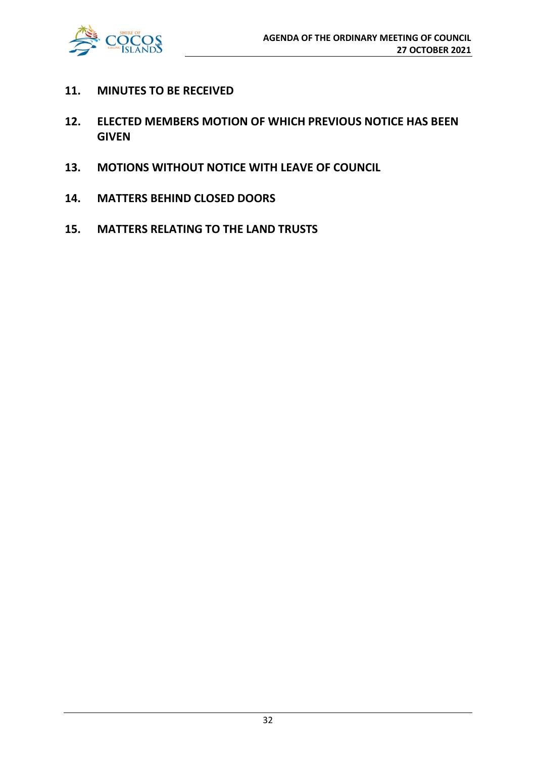## 11. MINUTES TO BE RECEIVED

## 12. ELECTED MEMBERS MOTION OF WHICH PREVIOUS NOTICE HAS BEEN GIVEN

## 13. MOTIONS WITHOUT NOTICE WITH LEAVE OF COUNCIL

## 14. MATTERS BEHIND CLOSED DOORS

## 15. MATTERS RELATING TO THE LAND TRUSTS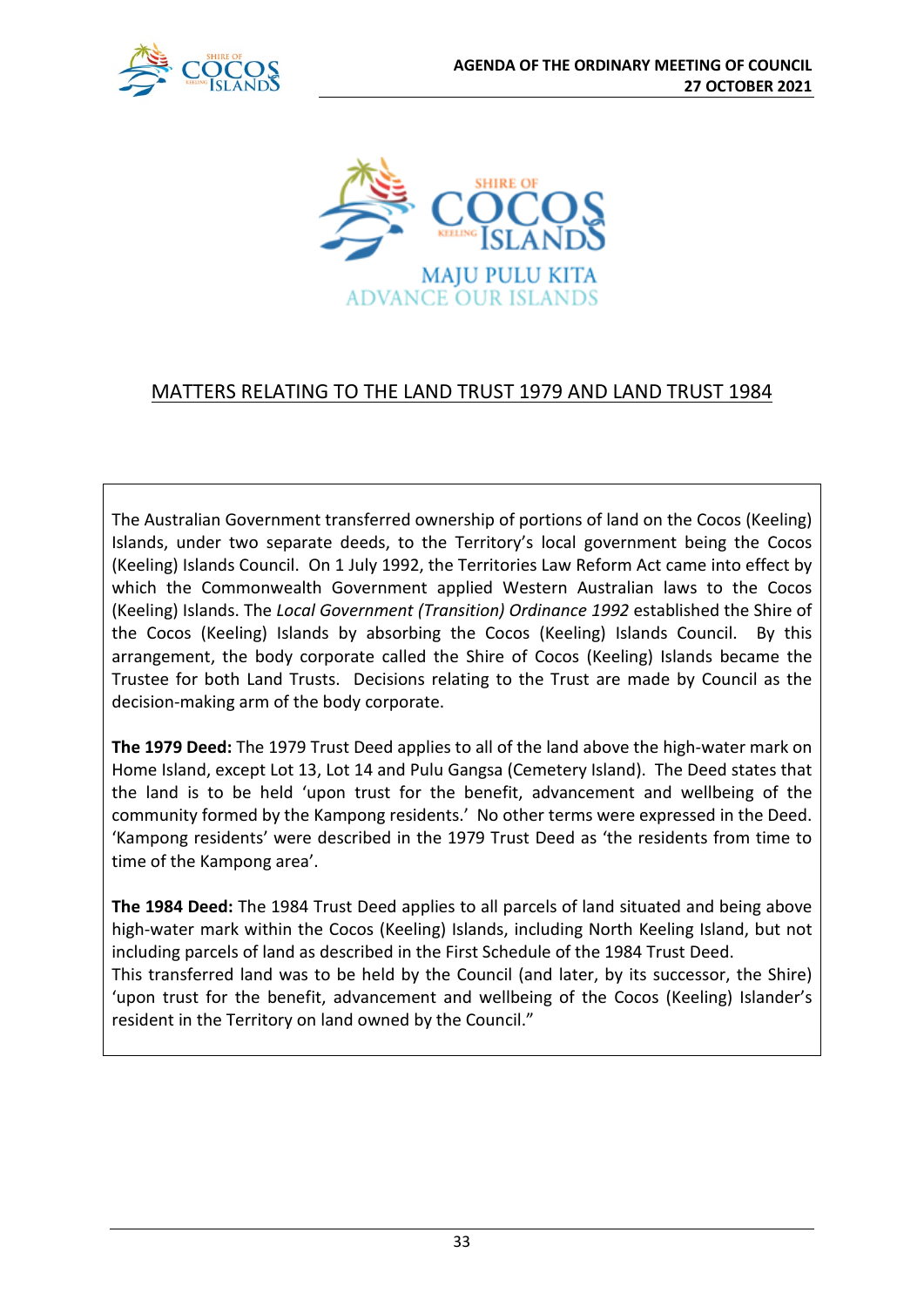MAJU PULU KITA
ADVANCE OUR ISLANDS

## MATTERS RELATING TO THE LAND TRUST 1979 AND LAND TRUST 1984

The Australian Government transferred ownership of portions of land on the Cocos (Keeling) Islands, under two separate deeds, to the Territory's local government being the Cocos (Keeling) Islands Council. On 1 July 1992, the Territories Law Reform Act came into effect by which the Commonwealth Government applied Western Australian laws to the Cocos (Keeling) Islands. The *Local Government (Transition) Ordinance 1992* established the Shire of the Cocos (Keeling) Islands by absorbing the Cocos (Keeling) Islands Council. By this arrangement, the body corporate called the Shire of Cocos (Keeling) Islands became the Trustee for both Land Trusts. Decisions relating to the Trust are made by Council as the decision-making arm of the body corporate.

**The 1979 Deed:** The 1979 Trust Deed applies to all of the land above the high-water mark on Home Island, except Lot 13, Lot 14 and Pulu Gangsa (Cemetery Island). The Deed states that the land is to be held 'upon trust for the benefit, advancement and wellbeing of the community formed by the Kampong residents.' No other terms were expressed in the Deed. 'Kampong residents' were described in the 1979 Trust Deed as 'the residents from time to time of the Kampong area'.

**The 1984 Deed:** The 1984 Trust Deed applies to all parcels of land situated and being above high-water mark within the Cocos (Keeling) Islands, including North Keeling Island, but not including parcels of land as described in the First Schedule of the 1984 Trust Deed.
This transferred land was to be held by the Council (and later, by its successor, the Shire) 'upon trust for the benefit, advancement and wellbeing of the Cocos (Keeling) Islander's resident in the Territory on land owned by the Council."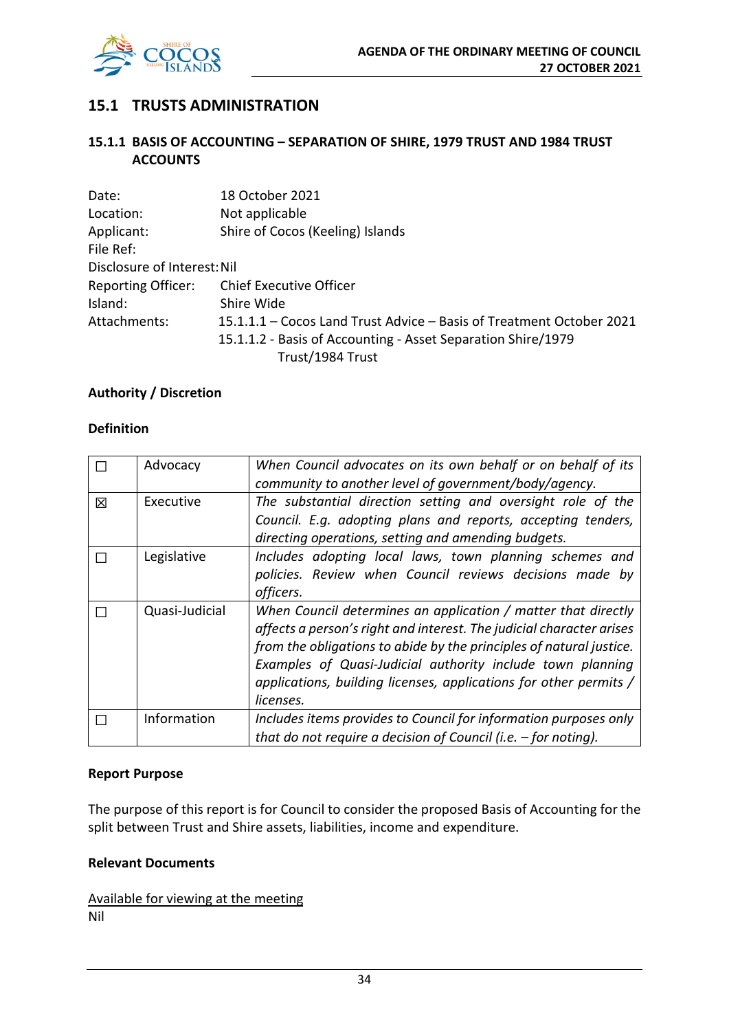## 15.1 TRUSTS ADMINISTRATION

### 15.1.1 BASIS OF ACCOUNTING – SEPARATION OF SHIRE, 1979 TRUST AND 1984 TRUST ACCOUNTS

Date: 18 October 2021
Location: Not applicable
Applicant: Shire of Cocos (Keeling) Islands
File Ref:
Disclosure of Interest: Nil
Reporting Officer: Chief Executive Officer
Island: Shire Wide
Attachments: 15.1.1.1 – Cocos Land Trust Advice – Basis of Treatment October 2021
15.1.1.2 - Basis of Accounting - Asset Separation Shire/1979 Trust/1984 Trust

**Authority / Discretion**

**Definition**

| | | |
|---|---|---|
| ☐ | Advocacy | *When Council advocates on its own behalf or on behalf of its community to another level of government/body/agency.* |
| ☒ | Executive | *The substantial direction setting and oversight role of the Council. E.g. adopting plans and reports, accepting tenders, directing operations, setting and amending budgets.* |
| ☐ | Legislative | *Includes adopting local laws, town planning schemes and policies. Review when Council reviews decisions made by officers.* |
| ☐ | Quasi-Judicial | *When Council determines an application / matter that directly affects a person's right and interest. The judicial character arises from the obligations to abide by the principles of natural justice. Examples of Quasi-Judicial authority include town planning applications, building licenses, applications for other permits / licenses.* |
| ☐ | Information | *Includes items provides to Council for information purposes only that do not require a decision of Council (i.e. – for noting).* |

**Report Purpose**

The purpose of this report is for Council to consider the proposed Basis of Accounting for the split between Trust and Shire assets, liabilities, income and expenditure.

**Relevant Documents**

Available for viewing at the meeting
Nil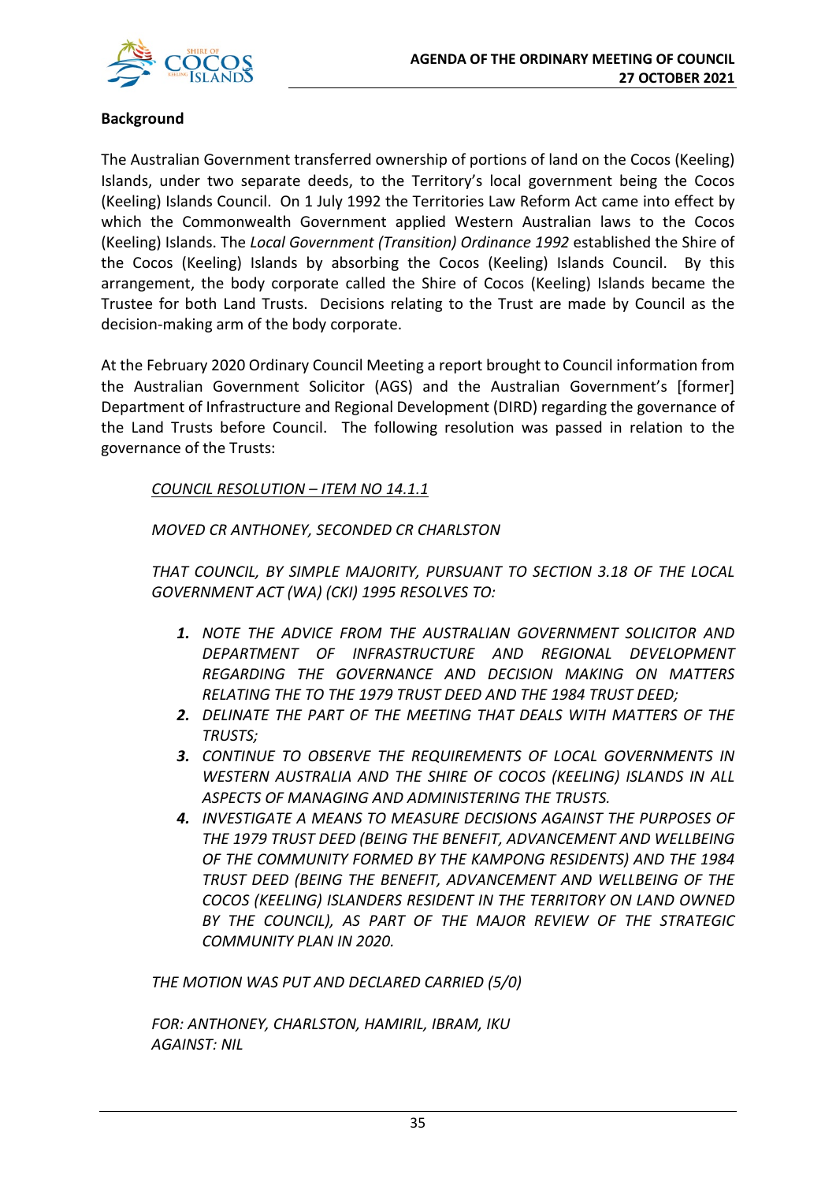**Background**

The Australian Government transferred ownership of portions of land on the Cocos (Keeling) Islands, under two separate deeds, to the Territory's local government being the Cocos (Keeling) Islands Council. On 1 July 1992 the Territories Law Reform Act came into effect by which the Commonwealth Government applied Western Australian laws to the Cocos (Keeling) Islands. The *Local Government (Transition) Ordinance 1992* established the Shire of the Cocos (Keeling) Islands by absorbing the Cocos (Keeling) Islands Council. By this arrangement, the body corporate called the Shire of Cocos (Keeling) Islands became the Trustee for both Land Trusts. Decisions relating to the Trust are made by Council as the decision-making arm of the body corporate.

At the February 2020 Ordinary Council Meeting a report brought to Council information from the Australian Government Solicitor (AGS) and the Australian Government's [former] Department of Infrastructure and Regional Development (DIRD) regarding the governance of the Land Trusts before Council. The following resolution was passed in relation to the governance of the Trusts:

> *COUNCIL RESOLUTION – ITEM NO 14.1.1*
>
> *MOVED CR ANTHONEY, SECONDED CR CHARLSTON*
>
> *THAT COUNCIL, BY SIMPLE MAJORITY, PURSUANT TO SECTION 3.18 OF THE LOCAL GOVERNMENT ACT (WA) (CKI) 1995 RESOLVES TO:*
>
> 1. *NOTE THE ADVICE FROM THE AUSTRALIAN GOVERNMENT SOLICITOR AND DEPARTMENT OF INFRASTRUCTURE AND REGIONAL DEVELOPMENT REGARDING THE GOVERNANCE AND DECISION MAKING ON MATTERS RELATING THE TO THE 1979 TRUST DEED AND THE 1984 TRUST DEED;*
> 2. *DELINATE THE PART OF THE MEETING THAT DEALS WITH MATTERS OF THE TRUSTS;*
> 3. *CONTINUE TO OBSERVE THE REQUIREMENTS OF LOCAL GOVERNMENTS IN WESTERN AUSTRALIA AND THE SHIRE OF COCOS (KEELING) ISLANDS IN ALL ASPECTS OF MANAGING AND ADMINISTERING THE TRUSTS.*
> 4. *INVESTIGATE A MEANS TO MEASURE DECISIONS AGAINST THE PURPOSES OF THE 1979 TRUST DEED (BEING THE BENEFIT, ADVANCEMENT AND WELLBEING OF THE COMMUNITY FORMED BY THE KAMPONG RESIDENTS) AND THE 1984 TRUST DEED (BEING THE BENEFIT, ADVANCEMENT AND WELLBEING OF THE COCOS (KEELING) ISLANDERS RESIDENT IN THE TERRITORY ON LAND OWNED BY THE COUNCIL), AS PART OF THE MAJOR REVIEW OF THE STRATEGIC COMMUNITY PLAN IN 2020.*
>
> *THE MOTION WAS PUT AND DECLARED CARRIED (5/0)*
>
> *FOR: ANTHONEY, CHARLSTON, HAMIRIL, IBRAM, IKU*
> *AGAINST: NIL*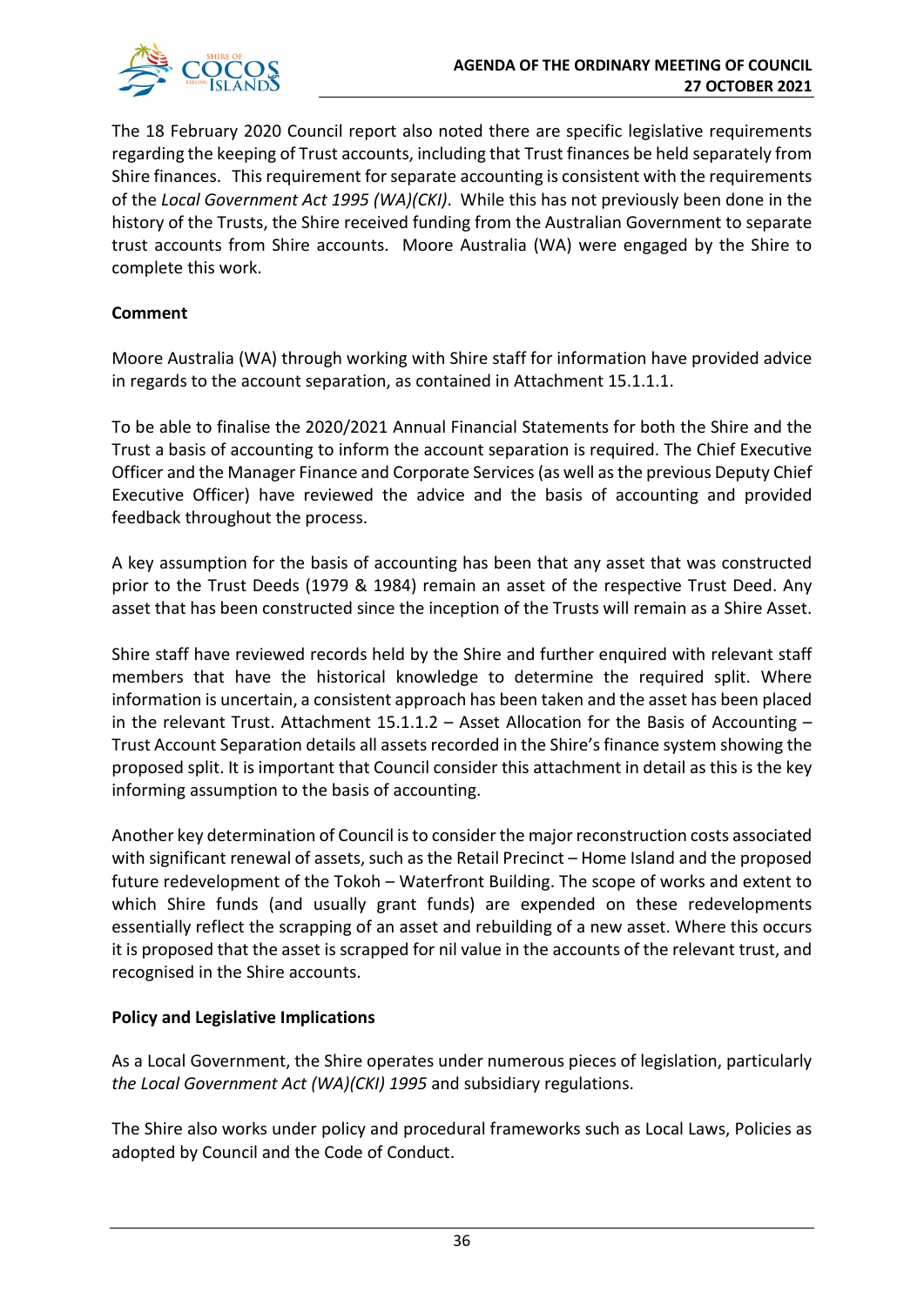The 18 February 2020 Council report also noted there are specific legislative requirements regarding the keeping of Trust accounts, including that Trust finances be held separately from Shire finances. This requirement for separate accounting is consistent with the requirements of the *Local Government Act 1995 (WA)(CKI)*. While this has not previously been done in the history of the Trusts, the Shire received funding from the Australian Government to separate trust accounts from Shire accounts. Moore Australia (WA) were engaged by the Shire to complete this work.

**Comment**

Moore Australia (WA) through working with Shire staff for information have provided advice in regards to the account separation, as contained in Attachment 15.1.1.1.

To be able to finalise the 2020/2021 Annual Financial Statements for both the Shire and the Trust a basis of accounting to inform the account separation is required. The Chief Executive Officer and the Manager Finance and Corporate Services (as well as the previous Deputy Chief Executive Officer) have reviewed the advice and the basis of accounting and provided feedback throughout the process.

A key assumption for the basis of accounting has been that any asset that was constructed prior to the Trust Deeds (1979 & 1984) remain an asset of the respective Trust Deed. Any asset that has been constructed since the inception of the Trusts will remain as a Shire Asset.

Shire staff have reviewed records held by the Shire and further enquired with relevant staff members that have the historical knowledge to determine the required split. Where information is uncertain, a consistent approach has been taken and the asset has been placed in the relevant Trust. Attachment 15.1.1.2 – Asset Allocation for the Basis of Accounting – Trust Account Separation details all assets recorded in the Shire's finance system showing the proposed split. It is important that Council consider this attachment in detail as this is the key informing assumption to the basis of accounting.

Another key determination of Council is to consider the major reconstruction costs associated with significant renewal of assets, such as the Retail Precinct – Home Island and the proposed future redevelopment of the Tokoh – Waterfront Building. The scope of works and extent to which Shire funds (and usually grant funds) are expended on these redevelopments essentially reflect the scrapping of an asset and rebuilding of a new asset. Where this occurs it is proposed that the asset is scrapped for nil value in the accounts of the relevant trust, and recognised in the Shire accounts.

**Policy and Legislative Implications**

As a Local Government, the Shire operates under numerous pieces of legislation, particularly *the Local Government Act (WA)(CKI) 1995* and subsidiary regulations.

The Shire also works under policy and procedural frameworks such as Local Laws, Policies as adopted by Council and the Code of Conduct.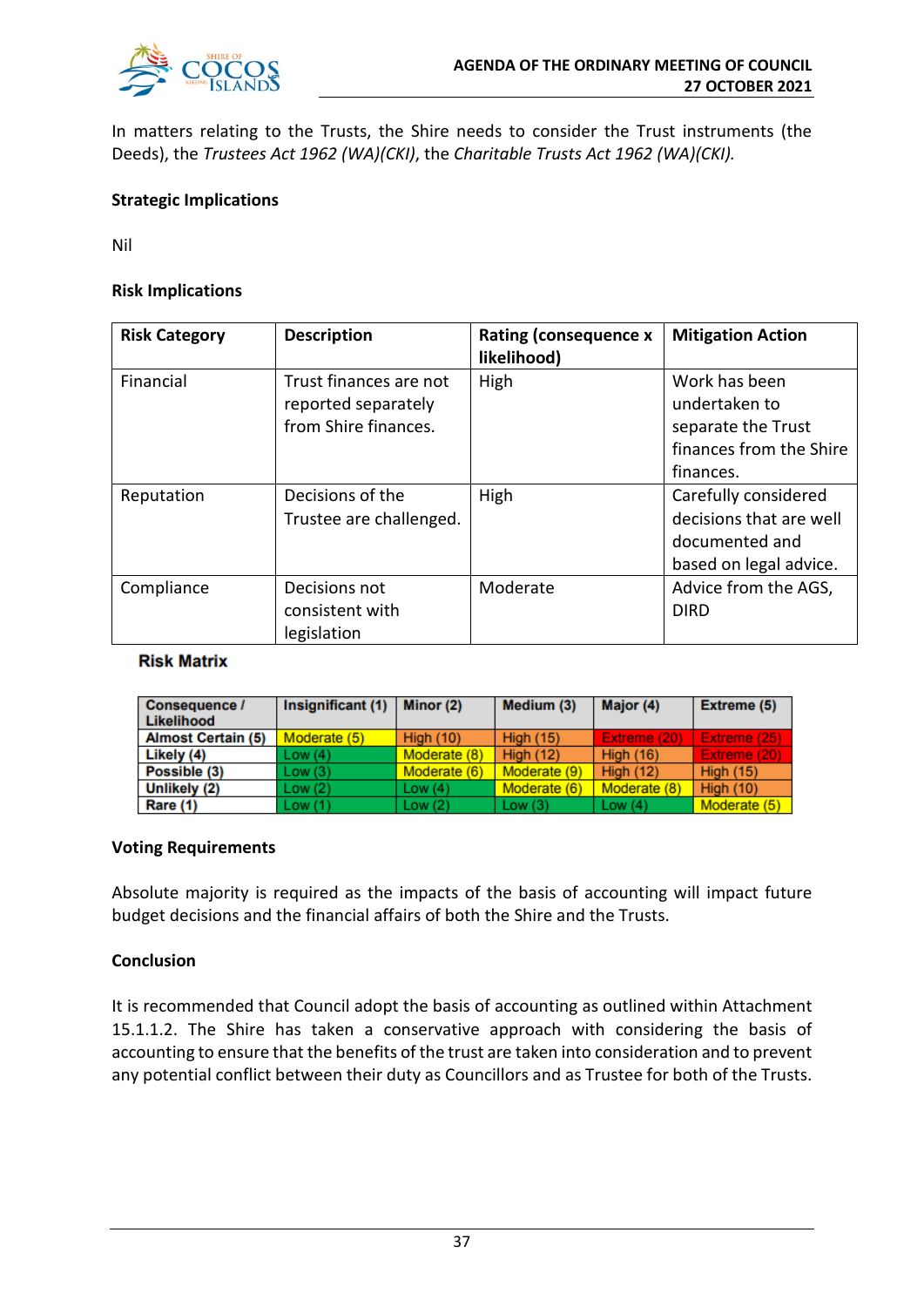In matters relating to the Trusts, the Shire needs to consider the Trust instruments (the Deeds), the *Trustees Act 1962 (WA)(CKI)*, the *Charitable Trusts Act 1962 (WA)(CKI).*

**Strategic Implications**

Nil

**Risk Implications**

| Risk Category | Description | Rating (consequence x likelihood) | Mitigation Action |
|---|---|---|---|
| Financial | Trust finances are not reported separately from Shire finances. | High | Work has been undertaken to separate the Trust finances from the Shire finances. |
| Reputation | Decisions of the Trustee are challenged. | High | Carefully considered decisions that are well documented and based on legal advice. |
| Compliance | Decisions not consistent with legislation | Moderate | Advice from the AGS, DIRD |

**Risk Matrix**

| Consequence / Likelihood | Insignificant (1) | Minor (2) | Medium (3) | Major (4) | Extreme (5) |
|---|---|---|---|---|---|
| Almost Certain (5) | Moderate (5) | High (10) | High (15) | Extreme (20) | Extreme (25) |
| Likely (4) | Low (4) | Moderate (8) | High (12) | High (16) | Extreme (20) |
| Possible (3) | Low (3) | Moderate (6) | Moderate (9) | High (12) | High (15) |
| Unlikely (2) | Low (2) | Low (4) | Moderate (6) | Moderate (8) | High (10) |
| Rare (1) | Low (1) | Low (2) | Low (3) | Low (4) | Moderate (5) |

**Voting Requirements**

Absolute majority is required as the impacts of the basis of accounting will impact future budget decisions and the financial affairs of both the Shire and the Trusts.

**Conclusion**

It is recommended that Council adopt the basis of accounting as outlined within Attachment 15.1.1.2. The Shire has taken a conservative approach with considering the basis of accounting to ensure that the benefits of the trust are taken into consideration and to prevent any potential conflict between their duty as Councillors and as Trustee for both of the Trusts.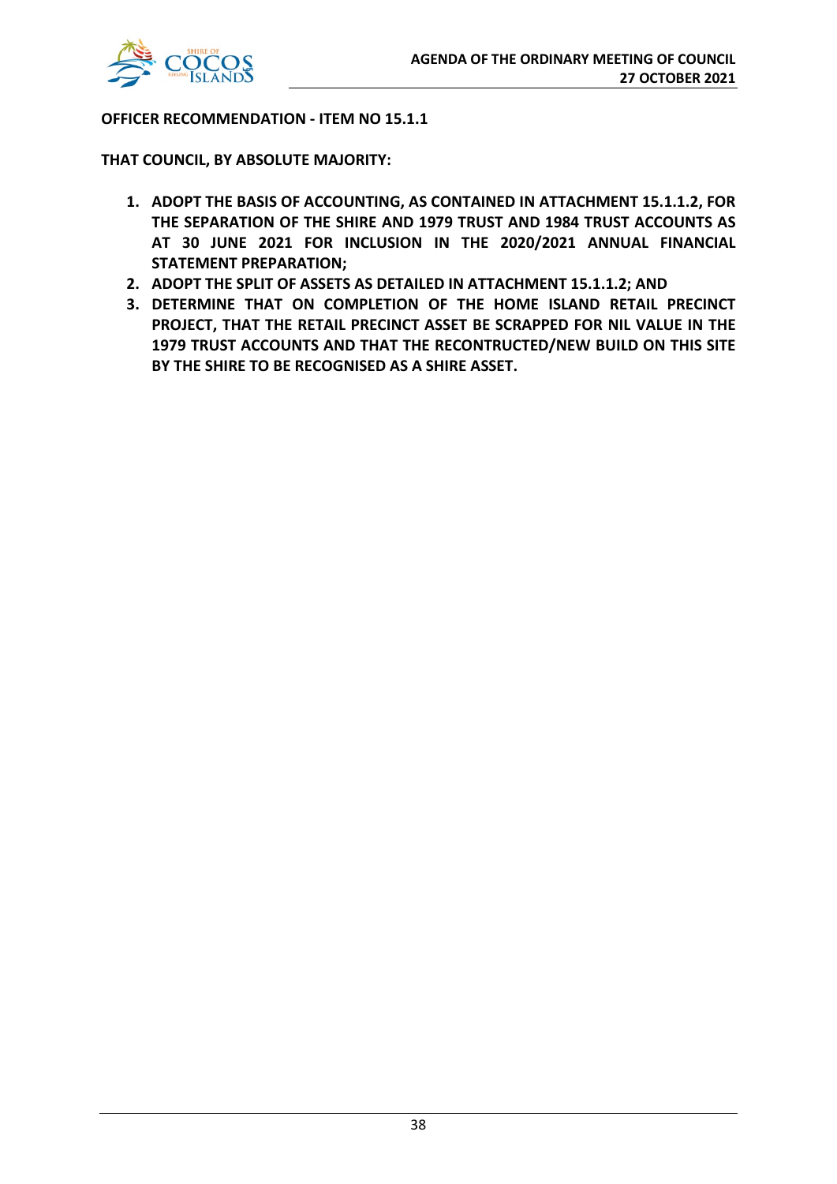**OFFICER RECOMMENDATION - ITEM NO 15.1.1**

**THAT COUNCIL, BY ABSOLUTE MAJORITY:**

1. **ADOPT THE BASIS OF ACCOUNTING, AS CONTAINED IN ATTACHMENT 15.1.1.2, FOR THE SEPARATION OF THE SHIRE AND 1979 TRUST AND 1984 TRUST ACCOUNTS AS AT 30 JUNE 2021 FOR INCLUSION IN THE 2020/2021 ANNUAL FINANCIAL STATEMENT PREPARATION;**
2. **ADOPT THE SPLIT OF ASSETS AS DETAILED IN ATTACHMENT 15.1.1.2; AND**
3. **DETERMINE THAT ON COMPLETION OF THE HOME ISLAND RETAIL PRECINCT PROJECT, THAT THE RETAIL PRECINCT ASSET BE SCRAPPED FOR NIL VALUE IN THE 1979 TRUST ACCOUNTS AND THAT THE RECONTRUCTED/NEW BUILD ON THIS SITE BY THE SHIRE TO BE RECOGNISED AS A SHIRE ASSET.**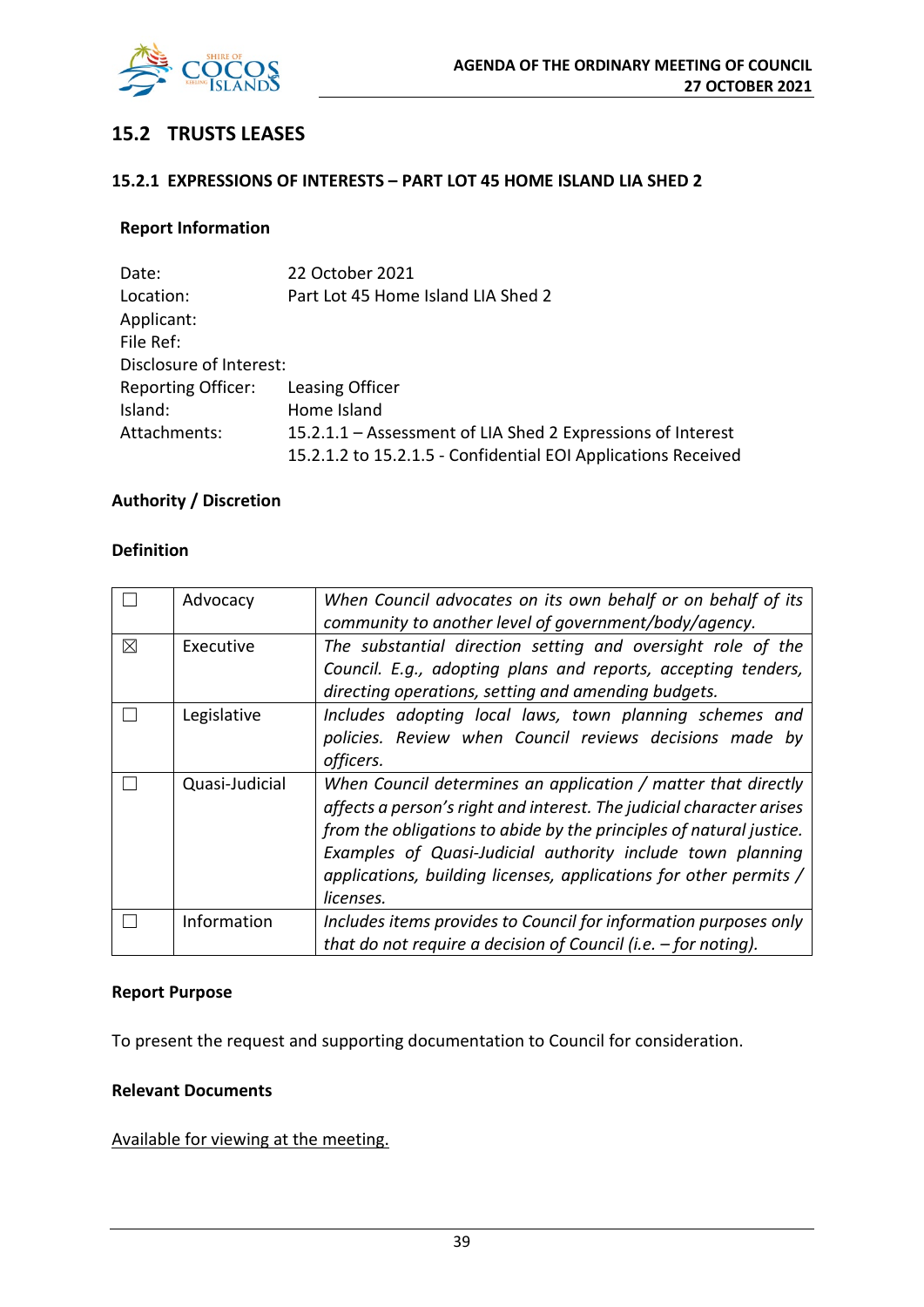## 15.2 TRUSTS LEASES

### 15.2.1 EXPRESSIONS OF INTERESTS – PART LOT 45 HOME ISLAND LIA SHED 2

**Report Information**

| | |
|---|---|
| Date: | 22 October 2021 |
| Location: | Part Lot 45 Home Island LIA Shed 2 |
| Applicant: | |
| File Ref: | |
| Disclosure of Interest: | |
| Reporting Officer: | Leasing Officer |
| Island: | Home Island |
| Attachments: | 15.2.1.1 – Assessment of LIA Shed 2 Expressions of Interest<br>15.2.1.2 to 15.2.1.5 - Confidential EOI Applications Received |

**Authority / Discretion**

**Definition**

| | | |
|---|---|---|
| ☐ | Advocacy | *When Council advocates on its own behalf or on behalf of its community to another level of government/body/agency.* |
| ☒ | Executive | *The substantial direction setting and oversight role of the Council. E.g., adopting plans and reports, accepting tenders, directing operations, setting and amending budgets.* |
| ☐ | Legislative | *Includes adopting local laws, town planning schemes and policies. Review when Council reviews decisions made by officers.* |
| ☐ | Quasi-Judicial | *When Council determines an application / matter that directly affects a person's right and interest. The judicial character arises from the obligations to abide by the principles of natural justice. Examples of Quasi-Judicial authority include town planning applications, building licenses, applications for other permits / licenses.* |
| ☐ | Information | *Includes items provides to Council for information purposes only that do not require a decision of Council (i.e. – for noting).* |

**Report Purpose**

To present the request and supporting documentation to Council for consideration.

**Relevant Documents**

Available for viewing at the meeting.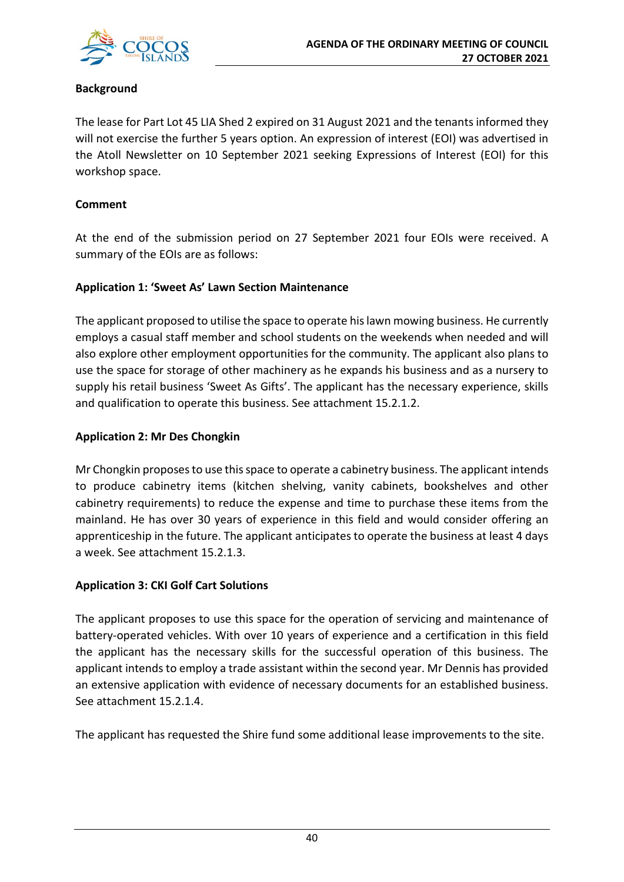**Background**

The lease for Part Lot 45 LIA Shed 2 expired on 31 August 2021 and the tenants informed they will not exercise the further 5 years option. An expression of interest (EOI) was advertised in the Atoll Newsletter on 10 September 2021 seeking Expressions of Interest (EOI) for this workshop space.

**Comment**

At the end of the submission period on 27 September 2021 four EOIs were received. A summary of the EOIs are as follows:

**Application 1: 'Sweet As' Lawn Section Maintenance**

The applicant proposed to utilise the space to operate his lawn mowing business. He currently employs a casual staff member and school students on the weekends when needed and will also explore other employment opportunities for the community. The applicant also plans to use the space for storage of other machinery as he expands his business and as a nursery to supply his retail business 'Sweet As Gifts'. The applicant has the necessary experience, skills and qualification to operate this business. See attachment 15.2.1.2.

**Application 2: Mr Des Chongkin**

Mr Chongkin proposes to use this space to operate a cabinetry business. The applicant intends to produce cabinetry items (kitchen shelving, vanity cabinets, bookshelves and other cabinetry requirements) to reduce the expense and time to purchase these items from the mainland. He has over 30 years of experience in this field and would consider offering an apprenticeship in the future. The applicant anticipates to operate the business at least 4 days a week. See attachment 15.2.1.3.

**Application 3: CKI Golf Cart Solutions**

The applicant proposes to use this space for the operation of servicing and maintenance of battery-operated vehicles. With over 10 years of experience and a certification in this field the applicant has the necessary skills for the successful operation of this business. The applicant intends to employ a trade assistant within the second year. Mr Dennis has provided an extensive application with evidence of necessary documents for an established business. See attachment 15.2.1.4.

The applicant has requested the Shire fund some additional lease improvements to the site.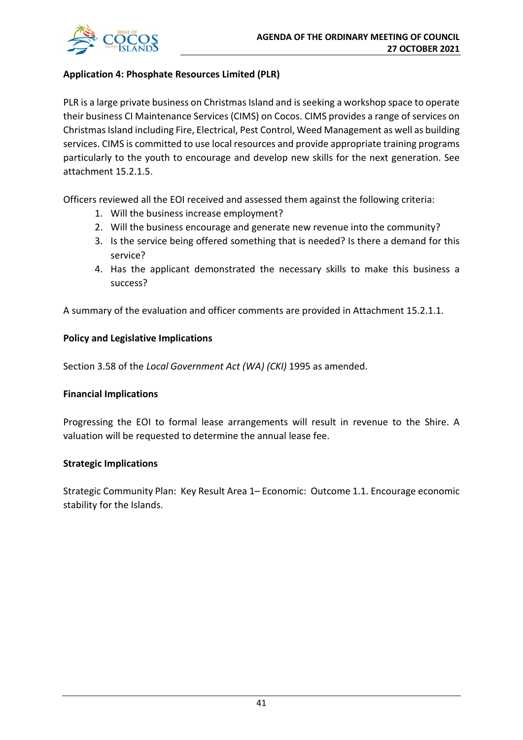**Application 4: Phosphate Resources Limited (PLR)**

PLR is a large private business on Christmas Island and is seeking a workshop space to operate their business CI Maintenance Services (CIMS) on Cocos. CIMS provides a range of services on Christmas Island including Fire, Electrical, Pest Control, Weed Management as well as building services. CIMS is committed to use local resources and provide appropriate training programs particularly to the youth to encourage and develop new skills for the next generation. See attachment 15.2.1.5.

Officers reviewed all the EOI received and assessed them against the following criteria:

1. Will the business increase employment?
2. Will the business encourage and generate new revenue into the community?
3. Is the service being offered something that is needed? Is there a demand for this service?
4. Has the applicant demonstrated the necessary skills to make this business a success?

A summary of the evaluation and officer comments are provided in Attachment 15.2.1.1.

**Policy and Legislative Implications**

Section 3.58 of the *Local Government Act (WA) (CKI)* 1995 as amended.

**Financial Implications**

Progressing the EOI to formal lease arrangements will result in revenue to the Shire. A valuation will be requested to determine the annual lease fee.

**Strategic Implications**

Strategic Community Plan: Key Result Area 1– Economic: Outcome 1.1. Encourage economic stability for the Islands.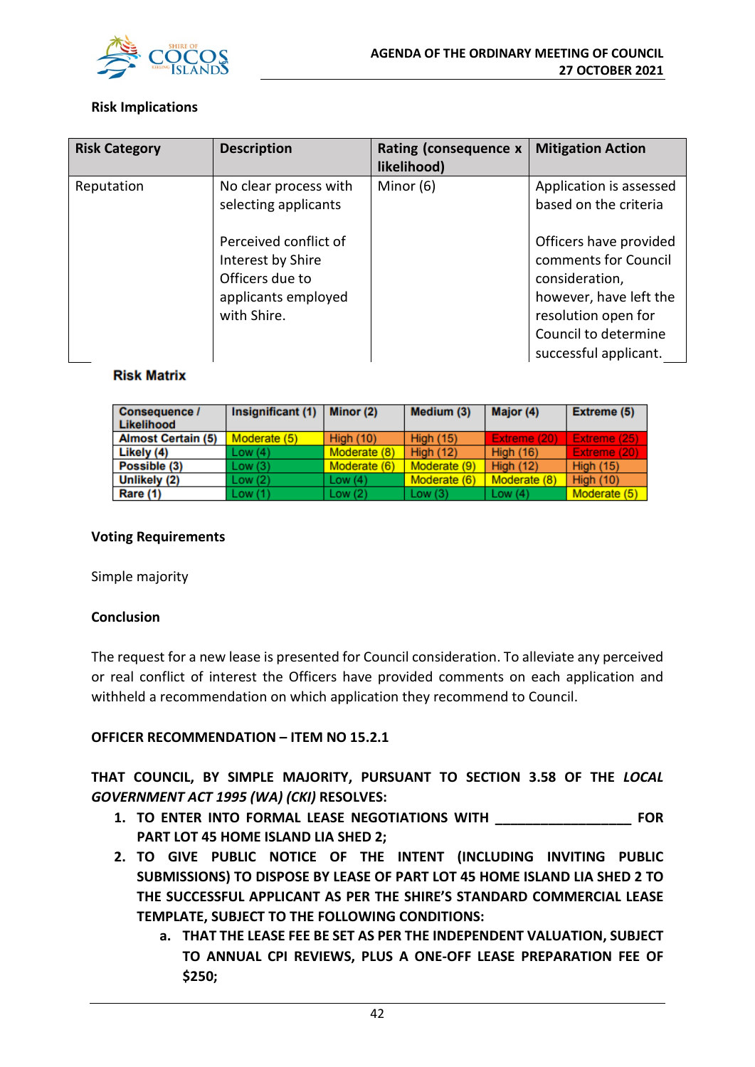**Risk Implications**

| Risk Category | Description | Rating (consequence x likelihood) | Mitigation Action |
|---|---|---|---|
| Reputation | No clear process with selecting applicants<br><br>Perceived conflict of Interest by Shire Officers due to applicants employed with Shire. | Minor (6) | Application is assessed based on the criteria<br><br>Officers have provided comments for Council consideration, however, have left the resolution open for Council to determine successful applicant. |

**Risk Matrix**

| Consequence / Likelihood | Insignificant (1) | Minor (2) | Medium (3) | Major (4) | Extreme (5) |
|---|---|---|---|---|---|
| Almost Certain (5) | Moderate (5) | High (10) | High (15) | Extreme (20) | Extreme (25) |
| Likely (4) | Low (4) | Moderate (8) | High (12) | High (16) | Extreme (20) |
| Possible (3) | Low (3) | Moderate (6) | Moderate (9) | High (12) | High (15) |
| Unlikely (2) | Low (2) | Low (4) | Moderate (6) | Moderate (8) | High (10) |
| Rare (1) | Low (1) | Low (2) | Low (3) | Low (4) | Moderate (5) |

**Voting Requirements**

Simple majority

**Conclusion**

The request for a new lease is presented for Council consideration. To alleviate any perceived or real conflict of interest the Officers have provided comments on each application and withheld a recommendation on which application they recommend to Council.

**OFFICER RECOMMENDATION – ITEM NO 15.2.1**

**THAT COUNCIL, BY SIMPLE MAJORITY, PURSUANT TO SECTION 3.58 OF THE *LOCAL GOVERNMENT ACT 1995 (WA) (CKI)* RESOLVES:**

1. **TO ENTER INTO FORMAL LEASE NEGOTIATIONS WITH ___________________ FOR PART LOT 45 HOME ISLAND LIA SHED 2;**
2. **TO GIVE PUBLIC NOTICE OF THE INTENT (INCLUDING INVITING PUBLIC SUBMISSIONS) TO DISPOSE BY LEASE OF PART LOT 45 HOME ISLAND LIA SHED 2 TO THE SUCCESSFUL APPLICANT AS PER THE SHIRE'S STANDARD COMMERCIAL LEASE TEMPLATE, SUBJECT TO THE FOLLOWING CONDITIONS:**
   a. **THAT THE LEASE FEE BE SET AS PER THE INDEPENDENT VALUATION, SUBJECT TO ANNUAL CPI REVIEWS, PLUS A ONE-OFF LEASE PREPARATION FEE OF $250;**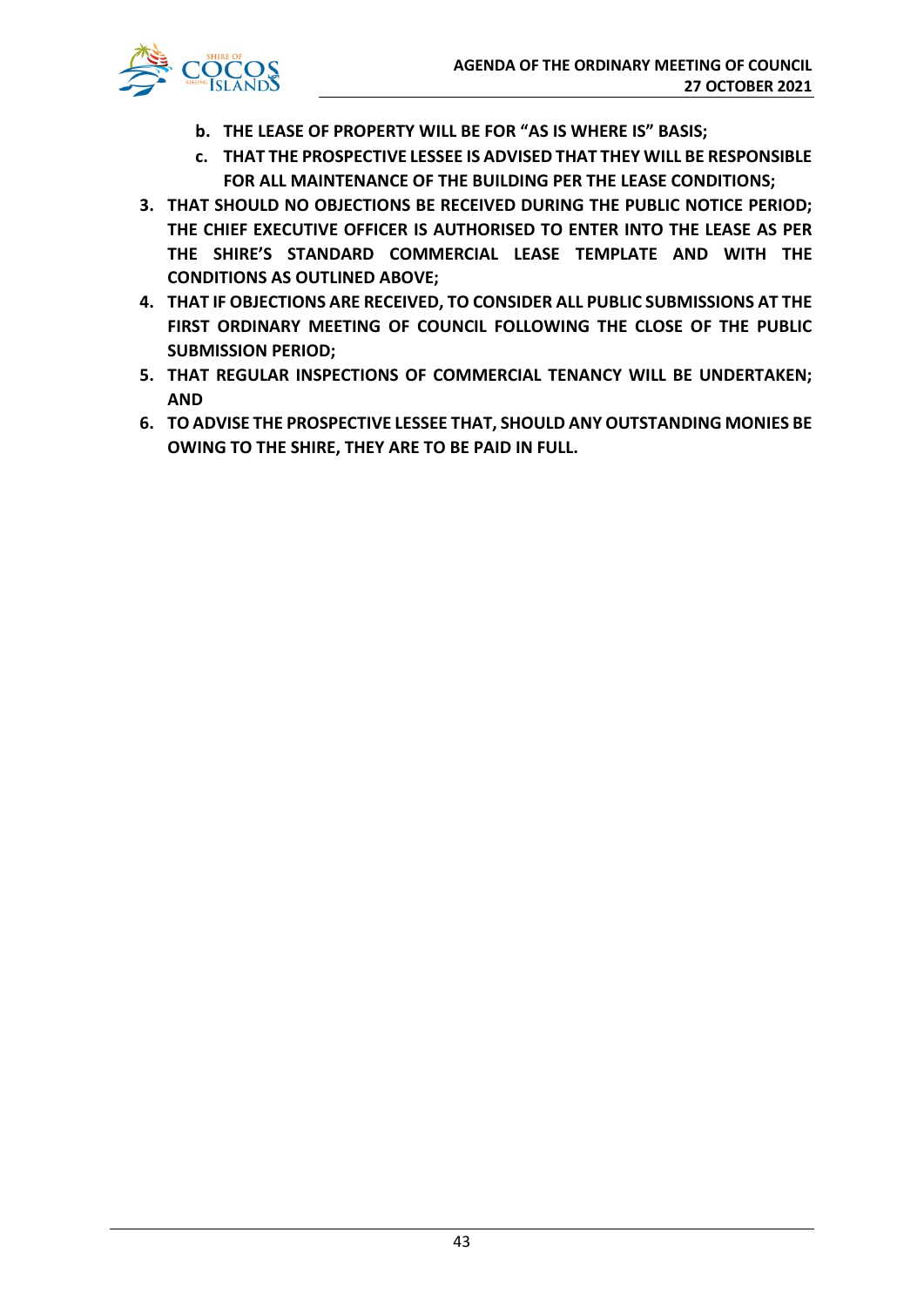- **b. THE LEASE OF PROPERTY WILL BE FOR "AS IS WHERE IS" BASIS;**
   - **c. THAT THE PROSPECTIVE LESSEE IS ADVISED THAT THEY WILL BE RESPONSIBLE FOR ALL MAINTENANCE OF THE BUILDING PER THE LEASE CONDITIONS;**

3. **THAT SHOULD NO OBJECTIONS BE RECEIVED DURING THE PUBLIC NOTICE PERIOD; THE CHIEF EXECUTIVE OFFICER IS AUTHORISED TO ENTER INTO THE LEASE AS PER THE SHIRE'S STANDARD COMMERCIAL LEASE TEMPLATE AND WITH THE CONDITIONS AS OUTLINED ABOVE;**
4. **THAT IF OBJECTIONS ARE RECEIVED, TO CONSIDER ALL PUBLIC SUBMISSIONS AT THE FIRST ORDINARY MEETING OF COUNCIL FOLLOWING THE CLOSE OF THE PUBLIC SUBMISSION PERIOD;**
5. **THAT REGULAR INSPECTIONS OF COMMERCIAL TENANCY WILL BE UNDERTAKEN; AND**
6. **TO ADVISE THE PROSPECTIVE LESSEE THAT, SHOULD ANY OUTSTANDING MONIES BE OWING TO THE SHIRE, THEY ARE TO BE PAID IN FULL.**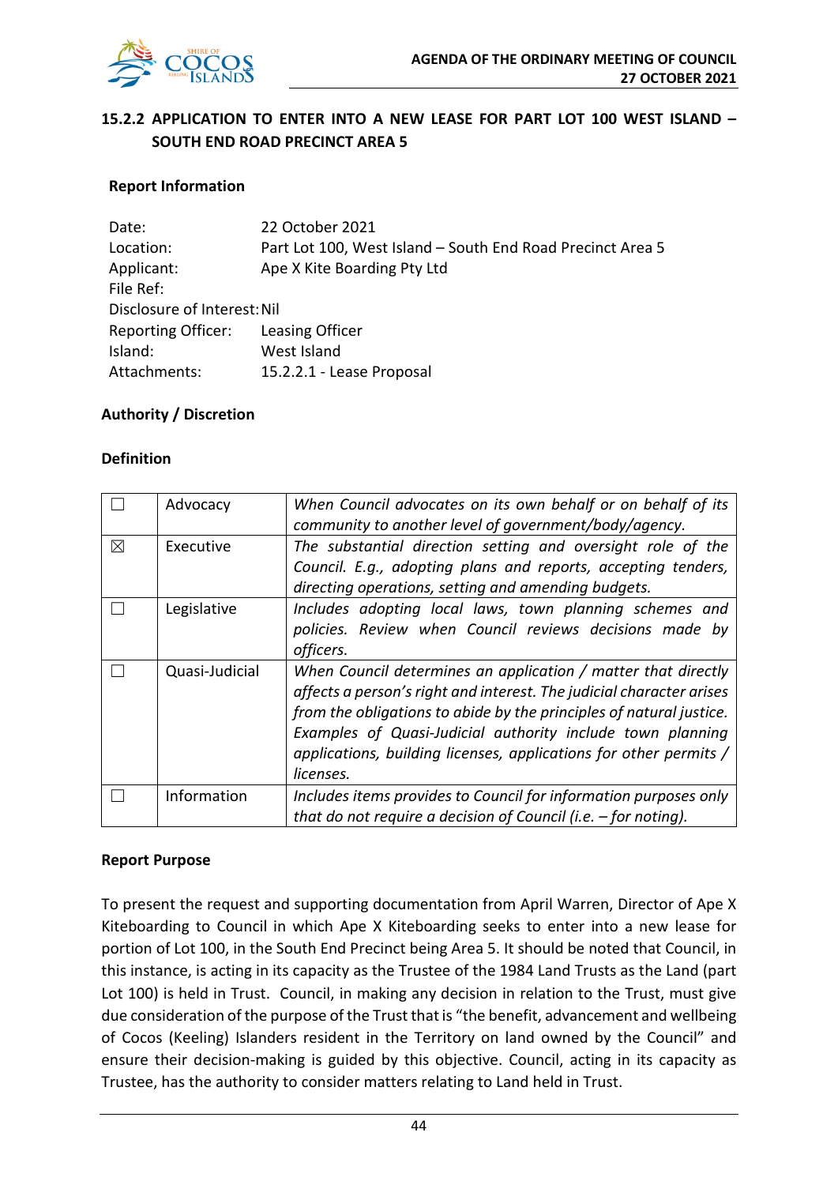## 15.2.2 APPLICATION TO ENTER INTO A NEW LEASE FOR PART LOT 100 WEST ISLAND – SOUTH END ROAD PRECINCT AREA 5

**Report Information**

| | |
|---|---|
| Date: | 22 October 2021 |
| Location: | Part Lot 100, West Island – South End Road Precinct Area 5 |
| Applicant: | Ape X Kite Boarding Pty Ltd |
| File Ref: | |
| Disclosure of Interest: | Nil |
| Reporting Officer: | Leasing Officer |
| Island: | West Island |
| Attachments: | 15.2.2.1 - Lease Proposal |

**Authority / Discretion**

**Definition**

| | | |
|---|---|---|
| ☐ | Advocacy | *When Council advocates on its own behalf or on behalf of its community to another level of government/body/agency.* |
| ☒ | Executive | *The substantial direction setting and oversight role of the Council. E.g., adopting plans and reports, accepting tenders, directing operations, setting and amending budgets.* |
| ☐ | Legislative | *Includes adopting local laws, town planning schemes and policies. Review when Council reviews decisions made by officers.* |
| ☐ | Quasi-Judicial | *When Council determines an application / matter that directly affects a person's right and interest. The judicial character arises from the obligations to abide by the principles of natural justice. Examples of Quasi-Judicial authority include town planning applications, building licenses, applications for other permits / licenses.* |
| ☐ | Information | *Includes items provides to Council for information purposes only that do not require a decision of Council (i.e. – for noting).* |

**Report Purpose**

To present the request and supporting documentation from April Warren, Director of Ape X Kiteboarding to Council in which Ape X Kiteboarding seeks to enter into a new lease for portion of Lot 100, in the South End Precinct being Area 5. It should be noted that Council, in this instance, is acting in its capacity as the Trustee of the 1984 Land Trusts as the Land (part Lot 100) is held in Trust. Council, in making any decision in relation to the Trust, must give due consideration of the purpose of the Trust that is "the benefit, advancement and wellbeing of Cocos (Keeling) Islanders resident in the Territory on land owned by the Council" and ensure their decision-making is guided by this objective. Council, acting in its capacity as Trustee, has the authority to consider matters relating to Land held in Trust.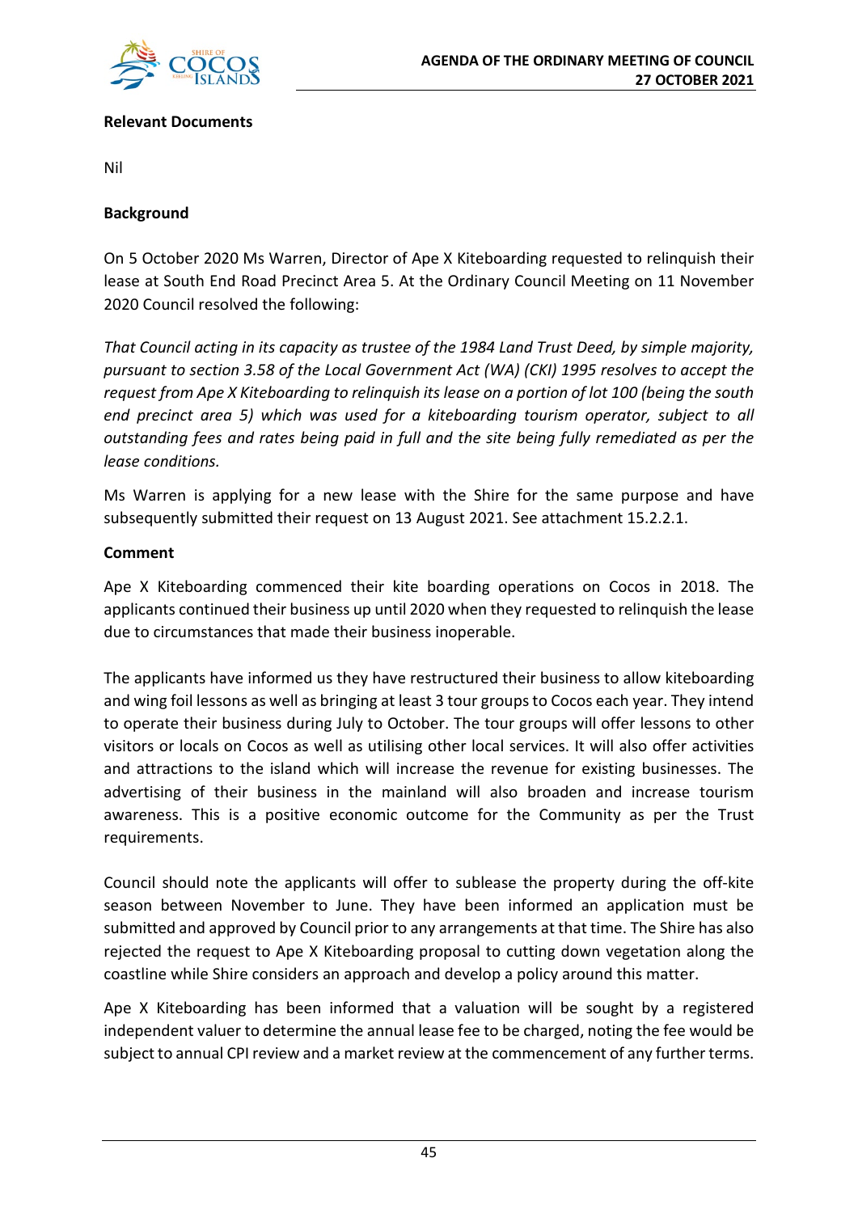**Relevant Documents**

Nil

**Background**

On 5 October 2020 Ms Warren, Director of Ape X Kiteboarding requested to relinquish their lease at South End Road Precinct Area 5. At the Ordinary Council Meeting on 11 November 2020 Council resolved the following:

*That Council acting in its capacity as trustee of the 1984 Land Trust Deed, by simple majority, pursuant to section 3.58 of the Local Government Act (WA) (CKI) 1995 resolves to accept the request from Ape X Kiteboarding to relinquish its lease on a portion of lot 100 (being the south end precinct area 5) which was used for a kiteboarding tourism operator, subject to all outstanding fees and rates being paid in full and the site being fully remediated as per the lease conditions.*

Ms Warren is applying for a new lease with the Shire for the same purpose and have subsequently submitted their request on 13 August 2021. See attachment 15.2.2.1.

**Comment**

Ape X Kiteboarding commenced their kite boarding operations on Cocos in 2018. The applicants continued their business up until 2020 when they requested to relinquish the lease due to circumstances that made their business inoperable.

The applicants have informed us they have restructured their business to allow kiteboarding and wing foil lessons as well as bringing at least 3 tour groups to Cocos each year. They intend to operate their business during July to October. The tour groups will offer lessons to other visitors or locals on Cocos as well as utilising other local services. It will also offer activities and attractions to the island which will increase the revenue for existing businesses. The advertising of their business in the mainland will also broaden and increase tourism awareness. This is a positive economic outcome for the Community as per the Trust requirements.

Council should note the applicants will offer to sublease the property during the off-kite season between November to June. They have been informed an application must be submitted and approved by Council prior to any arrangements at that time. The Shire has also rejected the request to Ape X Kiteboarding proposal to cutting down vegetation along the coastline while Shire considers an approach and develop a policy around this matter.

Ape X Kiteboarding has been informed that a valuation will be sought by a registered independent valuer to determine the annual lease fee to be charged, noting the fee would be subject to annual CPI review and a market review at the commencement of any further terms.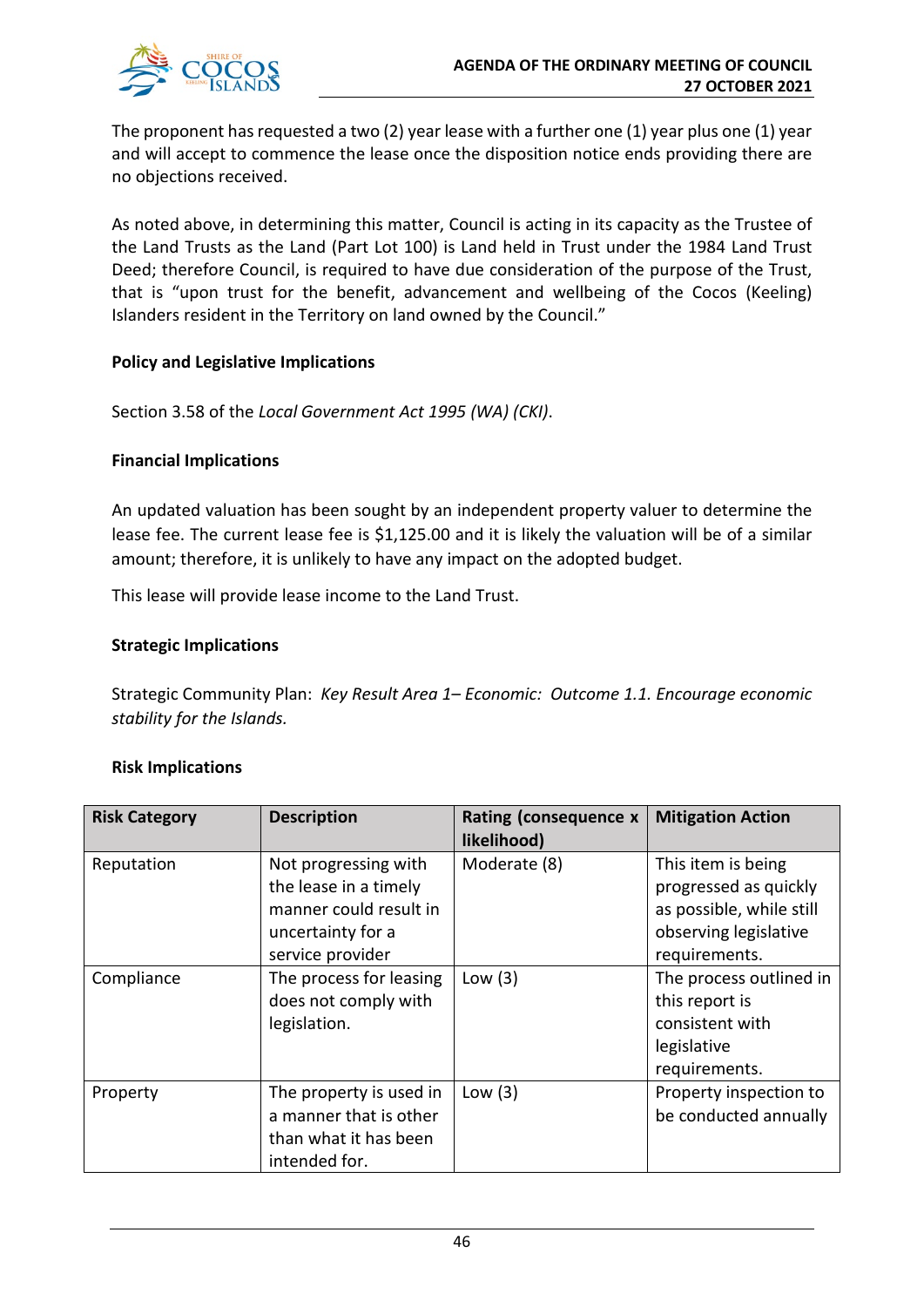The proponent has requested a two (2) year lease with a further one (1) year plus one (1) year and will accept to commence the lease once the disposition notice ends providing there are no objections received.

As noted above, in determining this matter, Council is acting in its capacity as the Trustee of the Land Trusts as the Land (Part Lot 100) is Land held in Trust under the 1984 Land Trust Deed; therefore Council, is required to have due consideration of the purpose of the Trust, that is "upon trust for the benefit, advancement and wellbeing of the Cocos (Keeling) Islanders resident in the Territory on land owned by the Council."

**Policy and Legislative Implications**

Section 3.58 of the *Local Government Act 1995 (WA) (CKI)*.

**Financial Implications**

An updated valuation has been sought by an independent property valuer to determine the lease fee. The current lease fee is $1,125.00 and it is likely the valuation will be of a similar amount; therefore, it is unlikely to have any impact on the adopted budget.

This lease will provide lease income to the Land Trust.

**Strategic Implications**

Strategic Community Plan: *Key Result Area 1– Economic: Outcome 1.1. Encourage economic stability for the Islands.*

**Risk Implications**

| Risk Category | Description | Rating (consequence x likelihood) | Mitigation Action |
|---|---|---|---|
| Reputation | Not progressing with the lease in a timely manner could result in uncertainty for a service provider | Moderate (8) | This item is being progressed as quickly as possible, while still observing legislative requirements. |
| Compliance | The process for leasing does not comply with legislation. | Low (3) | The process outlined in this report is consistent with legislative requirements. |
| Property | The property is used in a manner that is other than what it has been intended for. | Low (3) | Property inspection to be conducted annually |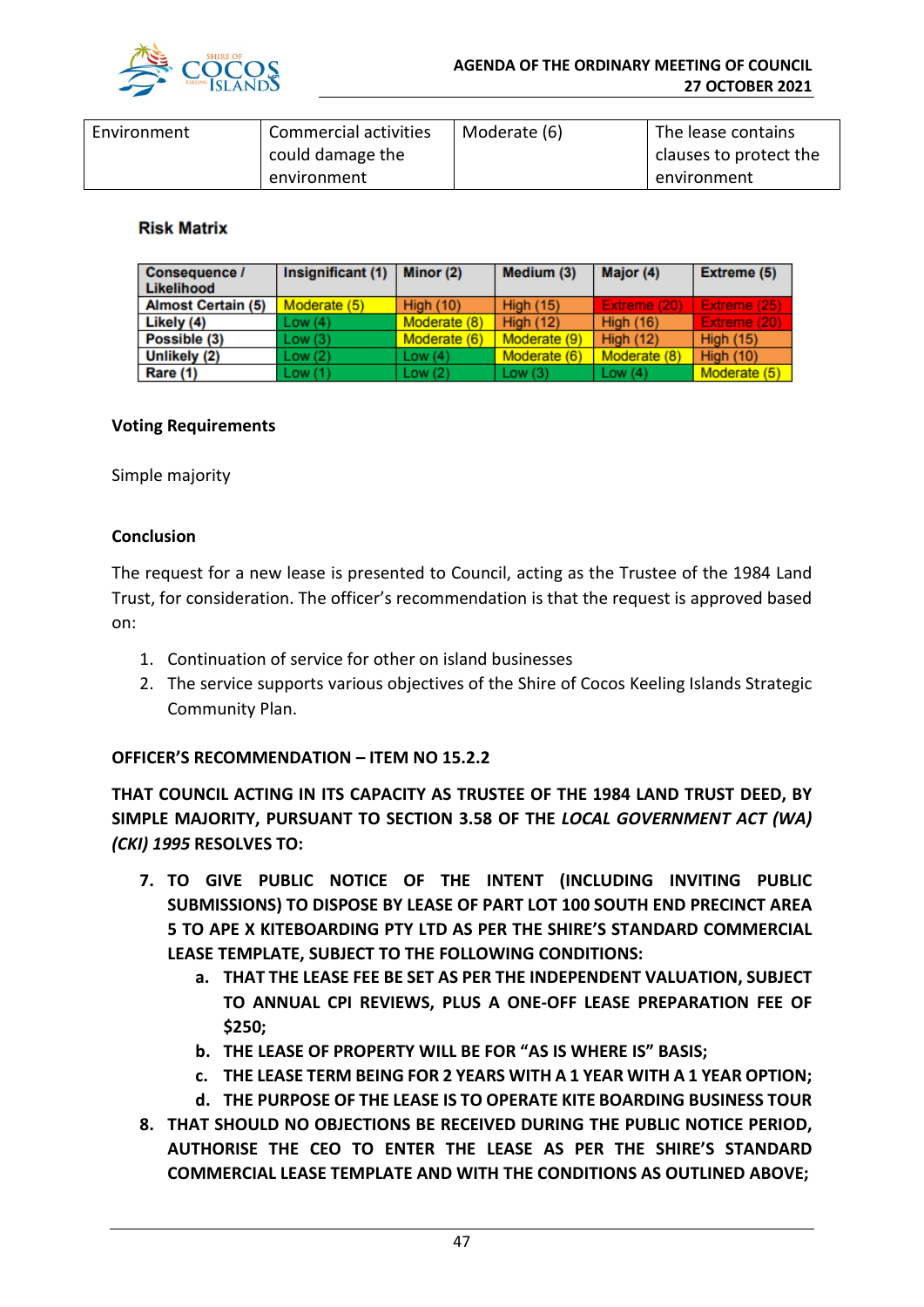| Environment | Commercial activities could damage the environment | Moderate (6) | The lease contains clauses to protect the environment |
|---|---|---|---|

**Risk Matrix**

| Consequence / Likelihood | Insignificant (1) | Minor (2) | Medium (3) | Major (4) | Extreme (5) |
|---|---|---|---|---|---|
| Almost Certain (5) | Moderate (5) | High (10) | High (15) | Extreme (20) | Extreme (25) |
| Likely (4) | Low (4) | Moderate (8) | High (12) | High (16) | Extreme (20) |
| Possible (3) | Low (3) | Moderate (6) | Moderate (9) | High (12) | High (15) |
| Unlikely (2) | Low (2) | Low (4) | Moderate (6) | Moderate (8) | High (10) |
| Rare (1) | Low (1) | Low (2) | Low (3) | Low (4) | Moderate (5) |

**Voting Requirements**

Simple majority

**Conclusion**

The request for a new lease is presented to Council, acting as the Trustee of the 1984 Land Trust, for consideration. The officer's recommendation is that the request is approved based on:

1. Continuation of service for other on island businesses
2. The service supports various objectives of the Shire of Cocos Keeling Islands Strategic Community Plan.

**OFFICER'S RECOMMENDATION – ITEM NO 15.2.2**

**THAT COUNCIL ACTING IN ITS CAPACITY AS TRUSTEE OF THE 1984 LAND TRUST DEED, BY SIMPLE MAJORITY, PURSUANT TO SECTION 3.58 OF THE *LOCAL GOVERNMENT ACT (WA) (CKI) 1995* RESOLVES TO:**

7. **TO GIVE PUBLIC NOTICE OF THE INTENT (INCLUDING INVITING PUBLIC SUBMISSIONS) TO DISPOSE BY LEASE OF PART LOT 100 SOUTH END PRECINCT AREA 5 TO APE X KITEBOARDING PTY LTD AS PER THE SHIRE'S STANDARD COMMERCIAL LEASE TEMPLATE, SUBJECT TO THE FOLLOWING CONDITIONS:**
   a. **THAT THE LEASE FEE BE SET AS PER THE INDEPENDENT VALUATION, SUBJECT TO ANNUAL CPI REVIEWS, PLUS A ONE-OFF LEASE PREPARATION FEE OF $250;**
   b. **THE LEASE OF PROPERTY WILL BE FOR "AS IS WHERE IS" BASIS;**
   c. **THE LEASE TERM BEING FOR 2 YEARS WITH A 1 YEAR WITH A 1 YEAR OPTION;**
   d. **THE PURPOSE OF THE LEASE IS TO OPERATE KITE BOARDING BUSINESS TOUR**
8. **THAT SHOULD NO OBJECTIONS BE RECEIVED DURING THE PUBLIC NOTICE PERIOD, AUTHORISE THE CEO TO ENTER THE LEASE AS PER THE SHIRE'S STANDARD COMMERCIAL LEASE TEMPLATE AND WITH THE CONDITIONS AS OUTLINED ABOVE;**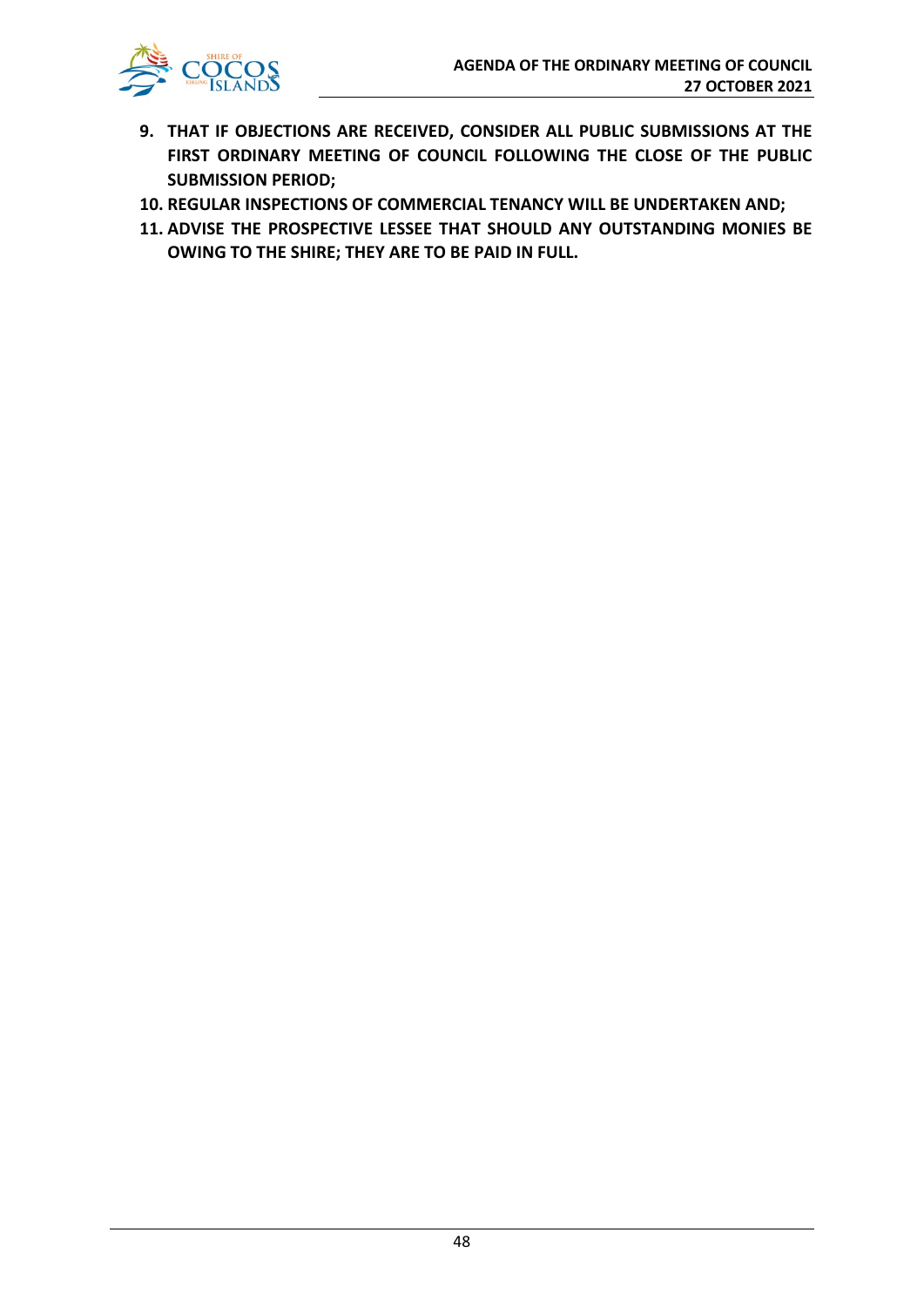9. **THAT IF OBJECTIONS ARE RECEIVED, CONSIDER ALL PUBLIC SUBMISSIONS AT THE FIRST ORDINARY MEETING OF COUNCIL FOLLOWING THE CLOSE OF THE PUBLIC SUBMISSION PERIOD;**
10. **REGULAR INSPECTIONS OF COMMERCIAL TENANCY WILL BE UNDERTAKEN AND;**
11. **ADVISE THE PROSPECTIVE LESSEE THAT SHOULD ANY OUTSTANDING MONIES BE OWING TO THE SHIRE; THEY ARE TO BE PAID IN FULL.**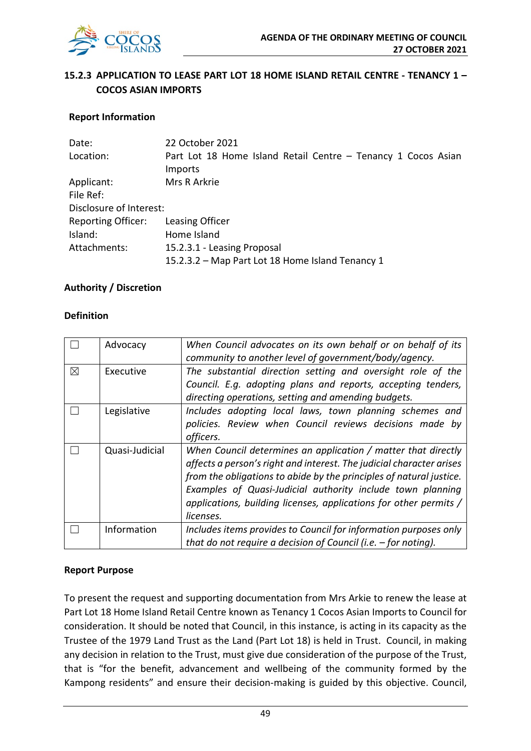## 15.2.3 APPLICATION TO LEASE PART LOT 18 HOME ISLAND RETAIL CENTRE - TENANCY 1 – COCOS ASIAN IMPORTS

### Report Information

| | |
|---|---|
| Date: | 22 October 2021 |
| Location: | Part Lot 18 Home Island Retail Centre – Tenancy 1 Cocos Asian Imports |
| Applicant: | Mrs R Arkrie |
| File Ref: | |
| Disclosure of Interest: | |
| Reporting Officer: | Leasing Officer |
| Island: | Home Island |
| Attachments: | 15.2.3.1 - Leasing Proposal<br>15.2.3.2 – Map Part Lot 18 Home Island Tenancy 1 |

### Authority / Discretion

### Definition

| | | |
|---|---|---|
| ☐ | Advocacy | *When Council advocates on its own behalf or on behalf of its community to another level of government/body/agency.* |
| ☒ | Executive | *The substantial direction setting and oversight role of the Council. E.g. adopting plans and reports, accepting tenders, directing operations, setting and amending budgets.* |
| ☐ | Legislative | *Includes adopting local laws, town planning schemes and policies. Review when Council reviews decisions made by officers.* |
| ☐ | Quasi-Judicial | *When Council determines an application / matter that directly affects a person's right and interest. The judicial character arises from the obligations to abide by the principles of natural justice. Examples of Quasi-Judicial authority include town planning applications, building licenses, applications for other permits / licenses.* |
| ☐ | Information | *Includes items provides to Council for information purposes only that do not require a decision of Council (i.e. – for noting).* |

### Report Purpose

To present the request and supporting documentation from Mrs Arkie to renew the lease at Part Lot 18 Home Island Retail Centre known as Tenancy 1 Cocos Asian Imports to Council for consideration. It should be noted that Council, in this instance, is acting in its capacity as the Trustee of the 1979 Land Trust as the Land (Part Lot 18) is held in Trust. Council, in making any decision in relation to the Trust, must give due consideration of the purpose of the Trust, that is "for the benefit, advancement and wellbeing of the community formed by the Kampong residents" and ensure their decision-making is guided by this objective. Council,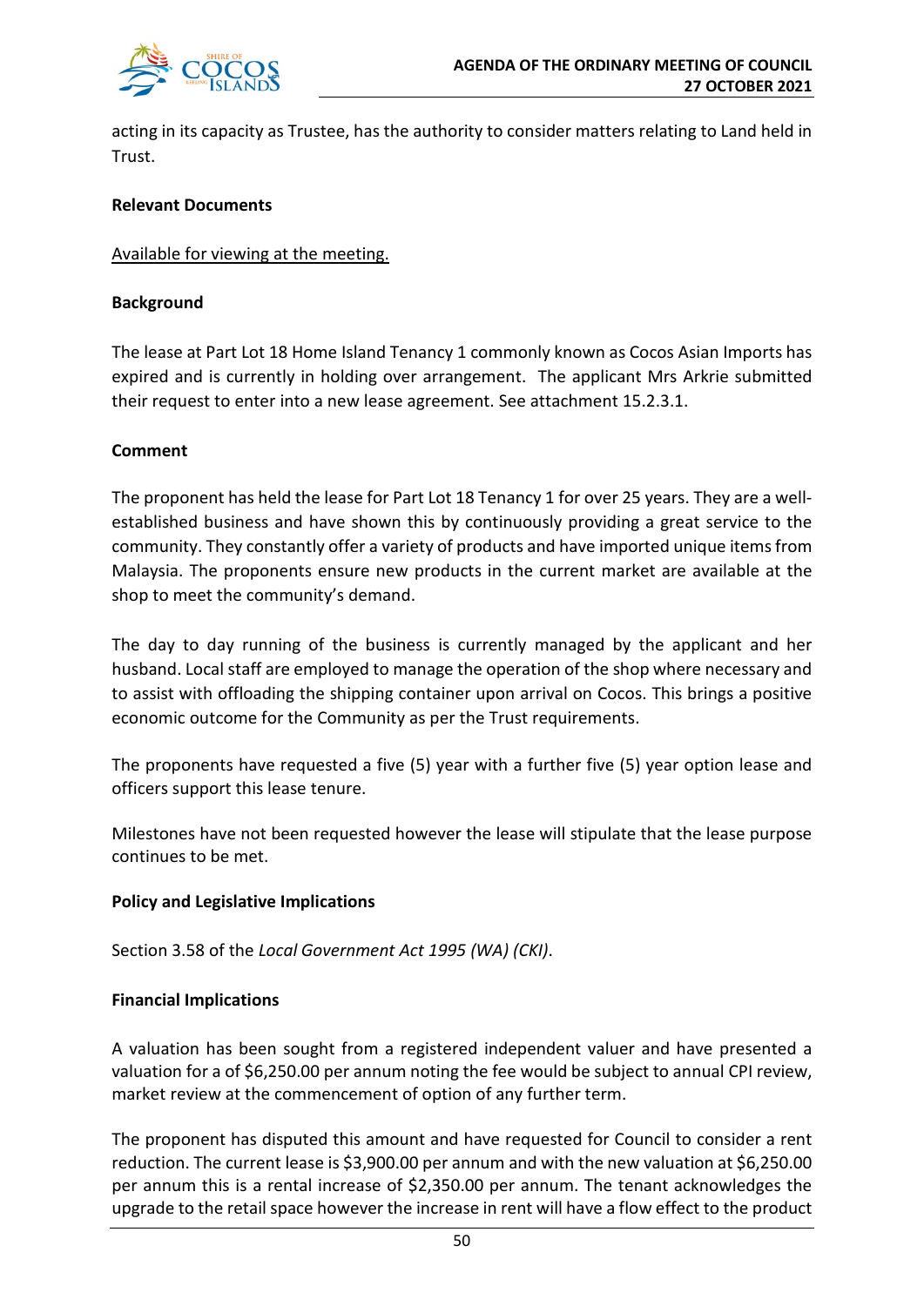acting in its capacity as Trustee, has the authority to consider matters relating to Land held in Trust.

**Relevant Documents**

Available for viewing at the meeting.

**Background**

The lease at Part Lot 18 Home Island Tenancy 1 commonly known as Cocos Asian Imports has expired and is currently in holding over arrangement. The applicant Mrs Arkrie submitted their request to enter into a new lease agreement. See attachment 15.2.3.1.

**Comment**

The proponent has held the lease for Part Lot 18 Tenancy 1 for over 25 years. They are a well-established business and have shown this by continuously providing a great service to the community. They constantly offer a variety of products and have imported unique items from Malaysia. The proponents ensure new products in the current market are available at the shop to meet the community's demand.

The day to day running of the business is currently managed by the applicant and her husband. Local staff are employed to manage the operation of the shop where necessary and to assist with offloading the shipping container upon arrival on Cocos. This brings a positive economic outcome for the Community as per the Trust requirements.

The proponents have requested a five (5) year with a further five (5) year option lease and officers support this lease tenure.

Milestones have not been requested however the lease will stipulate that the lease purpose continues to be met.

**Policy and Legislative Implications**

Section 3.58 of the *Local Government Act 1995 (WA) (CKI)*.

**Financial Implications**

A valuation has been sought from a registered independent valuer and have presented a valuation for a of $6,250.00 per annum noting the fee would be subject to annual CPI review, market review at the commencement of option of any further term.

The proponent has disputed this amount and have requested for Council to consider a rent reduction. The current lease is $3,900.00 per annum and with the new valuation at $6,250.00 per annum this is a rental increase of $2,350.00 per annum. The tenant acknowledges the upgrade to the retail space however the increase in rent will have a flow effect to the product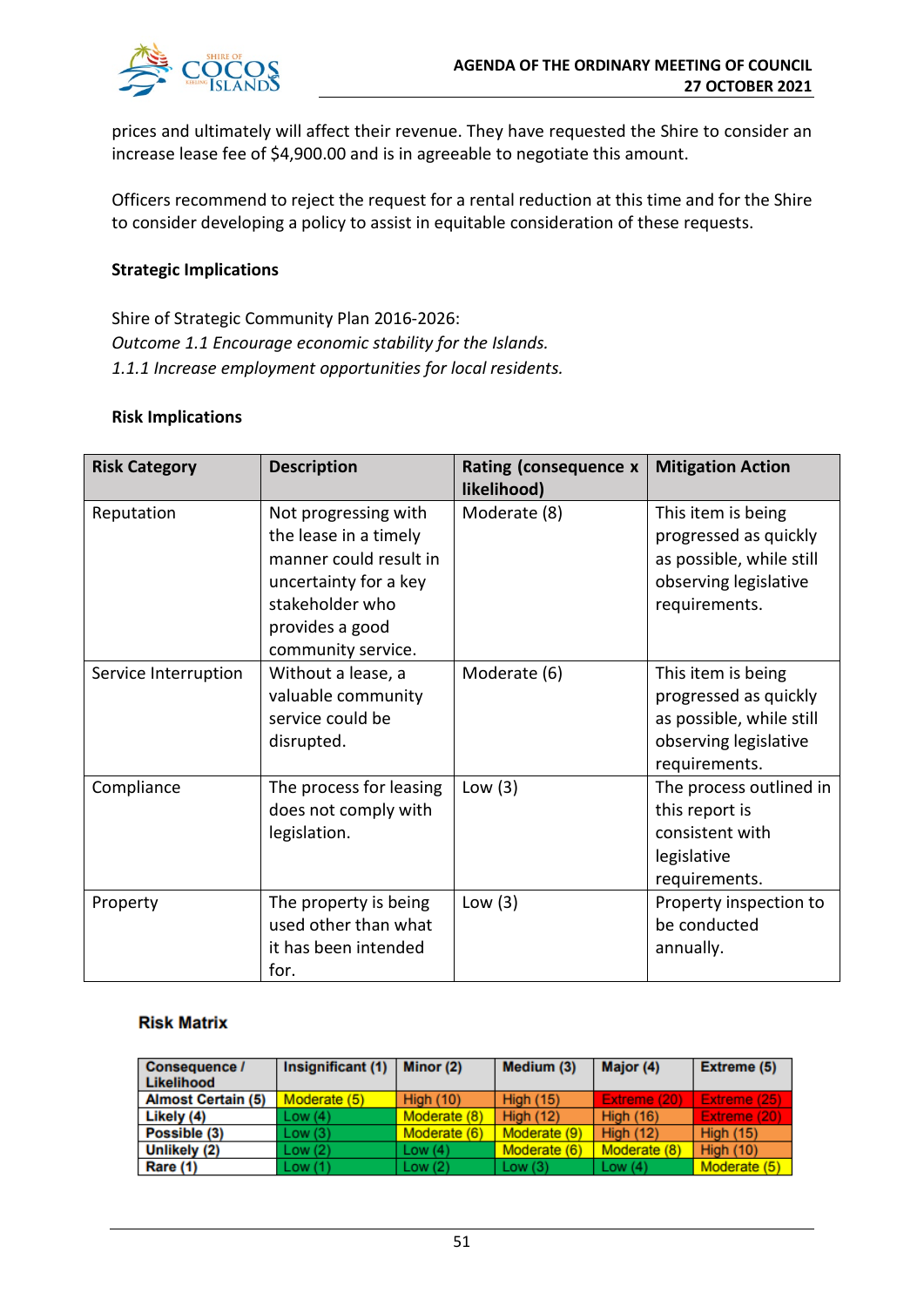prices and ultimately will affect their revenue. They have requested the Shire to consider an increase lease fee of $4,900.00 and is in agreeable to negotiate this amount.

Officers recommend to reject the request for a rental reduction at this time and for the Shire to consider developing a policy to assist in equitable consideration of these requests.

**Strategic Implications**

Shire of Strategic Community Plan 2016-2026:
*Outcome 1.1 Encourage economic stability for the Islands.*
*1.1.1 Increase employment opportunities for local residents.*

**Risk Implications**

| Risk Category | Description | Rating (consequence x likelihood) | Mitigation Action |
|---|---|---|---|
| Reputation | Not progressing with the lease in a timely manner could result in uncertainty for a key stakeholder who provides a good community service. | Moderate (8) | This item is being progressed as quickly as possible, while still observing legislative requirements. |
| Service Interruption | Without a lease, a valuable community service could be disrupted. | Moderate (6) | This item is being progressed as quickly as possible, while still observing legislative requirements. |
| Compliance | The process for leasing does not comply with legislation. | Low (3) | The process outlined in this report is consistent with legislative requirements. |
| Property | The property is being used other than what it has been intended for. | Low (3) | Property inspection to be conducted annually. |

**Risk Matrix**

| Consequence / Likelihood | Insignificant (1) | Minor (2) | Medium (3) | Major (4) | Extreme (5) |
|---|---|---|---|---|---|
| Almost Certain (5) | Moderate (5) | High (10) | High (15) | Extreme (20) | Extreme (25) |
| Likely (4) | Low (4) | Moderate (8) | High (12) | High (16) | Extreme (20) |
| Possible (3) | Low (3) | Moderate (6) | Moderate (9) | High (12) | High (15) |
| Unlikely (2) | Low (2) | Low (4) | Moderate (6) | Moderate (8) | High (10) |
| Rare (1) | Low (1) | Low (2) | Low (3) | Low (4) | Moderate (5) |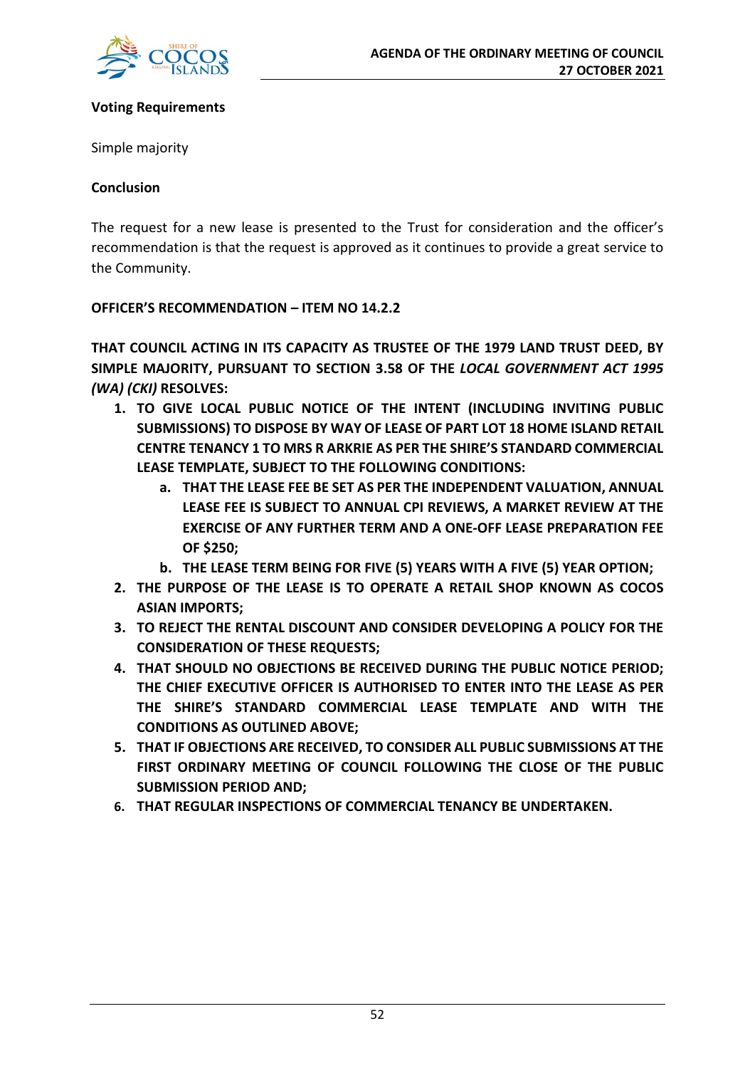**Voting Requirements**

Simple majority

**Conclusion**

The request for a new lease is presented to the Trust for consideration and the officer's recommendation is that the request is approved as it continues to provide a great service to the Community.

**OFFICER'S RECOMMENDATION – ITEM NO 14.2.2**

**THAT COUNCIL ACTING IN ITS CAPACITY AS TRUSTEE OF THE 1979 LAND TRUST DEED, BY SIMPLE MAJORITY, PURSUANT TO SECTION 3.58 OF THE *LOCAL GOVERNMENT ACT 1995 (WA) (CKI)* RESOLVES:**

1. **TO GIVE LOCAL PUBLIC NOTICE OF THE INTENT (INCLUDING INVITING PUBLIC SUBMISSIONS) TO DISPOSE BY WAY OF LEASE OF PART LOT 18 HOME ISLAND RETAIL CENTRE TENANCY 1 TO MRS R ARKRIE AS PER THE SHIRE'S STANDARD COMMERCIAL LEASE TEMPLATE, SUBJECT TO THE FOLLOWING CONDITIONS:**
   a. **THAT THE LEASE FEE BE SET AS PER THE INDEPENDENT VALUATION, ANNUAL LEASE FEE IS SUBJECT TO ANNUAL CPI REVIEWS, A MARKET REVIEW AT THE EXERCISE OF ANY FURTHER TERM AND A ONE-OFF LEASE PREPARATION FEE OF $250;**
   b. **THE LEASE TERM BEING FOR FIVE (5) YEARS WITH A FIVE (5) YEAR OPTION;**
2. **THE PURPOSE OF THE LEASE IS TO OPERATE A RETAIL SHOP KNOWN AS COCOS ASIAN IMPORTS;**
3. **TO REJECT THE RENTAL DISCOUNT AND CONSIDER DEVELOPING A POLICY FOR THE CONSIDERATION OF THESE REQUESTS;**
4. **THAT SHOULD NO OBJECTIONS BE RECEIVED DURING THE PUBLIC NOTICE PERIOD; THE CHIEF EXECUTIVE OFFICER IS AUTHORISED TO ENTER INTO THE LEASE AS PER THE SHIRE'S STANDARD COMMERCIAL LEASE TEMPLATE AND WITH THE CONDITIONS AS OUTLINED ABOVE;**
5. **THAT IF OBJECTIONS ARE RECEIVED, TO CONSIDER ALL PUBLIC SUBMISSIONS AT THE FIRST ORDINARY MEETING OF COUNCIL FOLLOWING THE CLOSE OF THE PUBLIC SUBMISSION PERIOD AND;**
6. **THAT REGULAR INSPECTIONS OF COMMERCIAL TENANCY BE UNDERTAKEN.**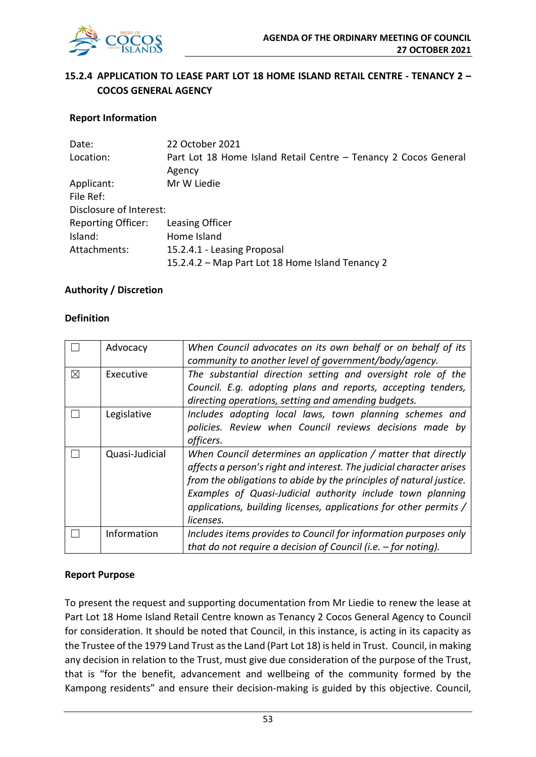## 15.2.4 APPLICATION TO LEASE PART LOT 18 HOME ISLAND RETAIL CENTRE - TENANCY 2 – COCOS GENERAL AGENCY

### Report Information

| | |
|---|---|
| Date: | 22 October 2021 |
| Location: | Part Lot 18 Home Island Retail Centre – Tenancy 2 Cocos General Agency |
| Applicant: | Mr W Liedie |
| File Ref: | |
| Disclosure of Interest: | |
| Reporting Officer: | Leasing Officer |
| Island: | Home Island |
| Attachments: | 15.2.4.1 - Leasing Proposal<br>15.2.4.2 – Map Part Lot 18 Home Island Tenancy 2 |

### Authority / Discretion

### Definition

| | | |
|---|---|---|
| ☐ | Advocacy | *When Council advocates on its own behalf or on behalf of its community to another level of government/body/agency.* |
| ☒ | Executive | *The substantial direction setting and oversight role of the Council. E.g. adopting plans and reports, accepting tenders, directing operations, setting and amending budgets.* |
| ☐ | Legislative | *Includes adopting local laws, town planning schemes and policies. Review when Council reviews decisions made by officers.* |
| ☐ | Quasi-Judicial | *When Council determines an application / matter that directly affects a person's right and interest. The judicial character arises from the obligations to abide by the principles of natural justice. Examples of Quasi-Judicial authority include town planning applications, building licenses, applications for other permits / licenses.* |
| ☐ | Information | *Includes items provides to Council for information purposes only that do not require a decision of Council (i.e. – for noting).* |

### Report Purpose

To present the request and supporting documentation from Mr Liedie to renew the lease at Part Lot 18 Home Island Retail Centre known as Tenancy 2 Cocos General Agency to Council for consideration. It should be noted that Council, in this instance, is acting in its capacity as the Trustee of the 1979 Land Trust as the Land (Part Lot 18) is held in Trust. Council, in making any decision in relation to the Trust, must give due consideration of the purpose of the Trust, that is "for the benefit, advancement and wellbeing of the community formed by the Kampong residents" and ensure their decision-making is guided by this objective. Council,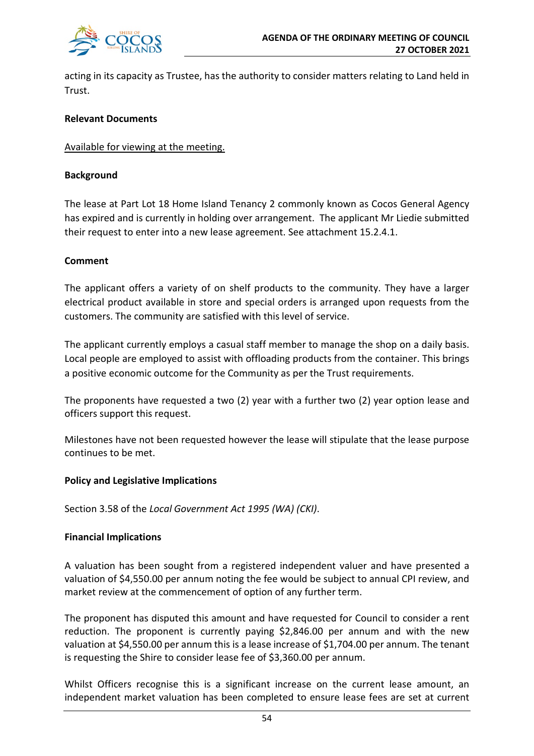acting in its capacity as Trustee, has the authority to consider matters relating to Land held in Trust.

**Relevant Documents**

Available for viewing at the meeting.

**Background**

The lease at Part Lot 18 Home Island Tenancy 2 commonly known as Cocos General Agency has expired and is currently in holding over arrangement. The applicant Mr Liedie submitted their request to enter into a new lease agreement. See attachment 15.2.4.1.

**Comment**

The applicant offers a variety of on shelf products to the community. They have a larger electrical product available in store and special orders is arranged upon requests from the customers. The community are satisfied with this level of service.

The applicant currently employs a casual staff member to manage the shop on a daily basis. Local people are employed to assist with offloading products from the container. This brings a positive economic outcome for the Community as per the Trust requirements.

The proponents have requested a two (2) year with a further two (2) year option lease and officers support this request.

Milestones have not been requested however the lease will stipulate that the lease purpose continues to be met.

**Policy and Legislative Implications**

Section 3.58 of the *Local Government Act 1995 (WA) (CKI)*.

**Financial Implications**

A valuation has been sought from a registered independent valuer and have presented a valuation of $4,550.00 per annum noting the fee would be subject to annual CPI review, and market review at the commencement of option of any further term.

The proponent has disputed this amount and have requested for Council to consider a rent reduction. The proponent is currently paying $2,846.00 per annum and with the new valuation at $4,550.00 per annum this is a lease increase of $1,704.00 per annum. The tenant is requesting the Shire to consider lease fee of $3,360.00 per annum.

Whilst Officers recognise this is a significant increase on the current lease amount, an independent market valuation has been completed to ensure lease fees are set at current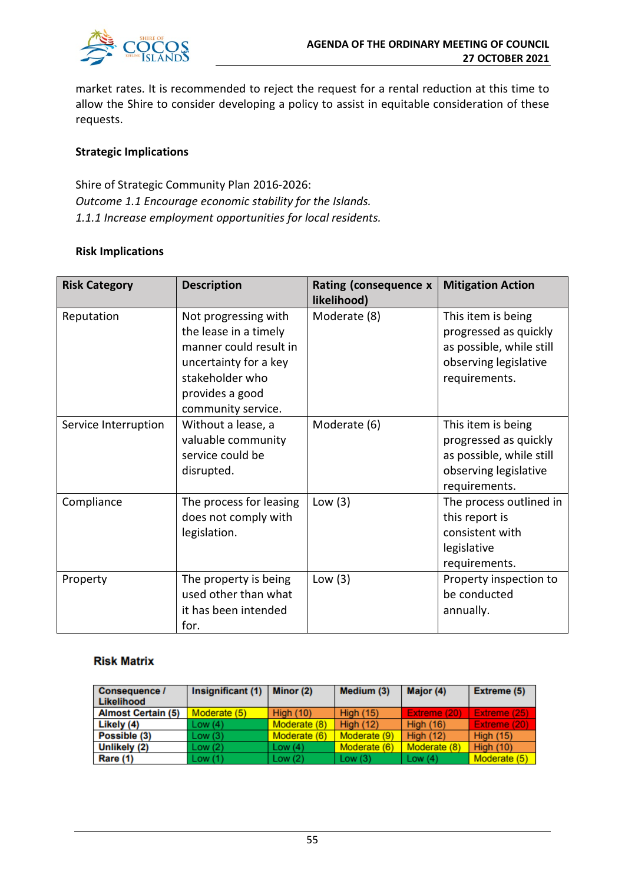market rates. It is recommended to reject the request for a rental reduction at this time to allow the Shire to consider developing a policy to assist in equitable consideration of these requests.

**Strategic Implications**

Shire of Strategic Community Plan 2016-2026:
*Outcome 1.1 Encourage economic stability for the Islands.*
*1.1.1 Increase employment opportunities for local residents.*

**Risk Implications**

| Risk Category | Description | Rating (consequence x likelihood) | Mitigation Action |
|---|---|---|---|
| Reputation | Not progressing with the lease in a timely manner could result in uncertainty for a key stakeholder who provides a good community service. | Moderate (8) | This item is being progressed as quickly as possible, while still observing legislative requirements. |
| Service Interruption | Without a lease, a valuable community service could be disrupted. | Moderate (6) | This item is being progressed as quickly as possible, while still observing legislative requirements. |
| Compliance | The process for leasing does not comply with legislation. | Low (3) | The process outlined in this report is consistent with legislative requirements. |
| Property | The property is being used other than what it has been intended for. | Low (3) | Property inspection to be conducted annually. |

**Risk Matrix**

| Consequence / Likelihood | Insignificant (1) | Minor (2) | Medium (3) | Major (4) | Extreme (5) |
|---|---|---|---|---|---|
| Almost Certain (5) | Moderate (5) | High (10) | High (15) | Extreme (20) | Extreme (25) |
| Likely (4) | Low (4) | Moderate (8) | High (12) | High (16) | Extreme (20) |
| Possible (3) | Low (3) | Moderate (6) | Moderate (9) | High (12) | High (15) |
| Unlikely (2) | Low (2) | Low (4) | Moderate (6) | Moderate (8) | High (10) |
| Rare (1) | Low (1) | Low (2) | Low (3) | Low (4) | Moderate (5) |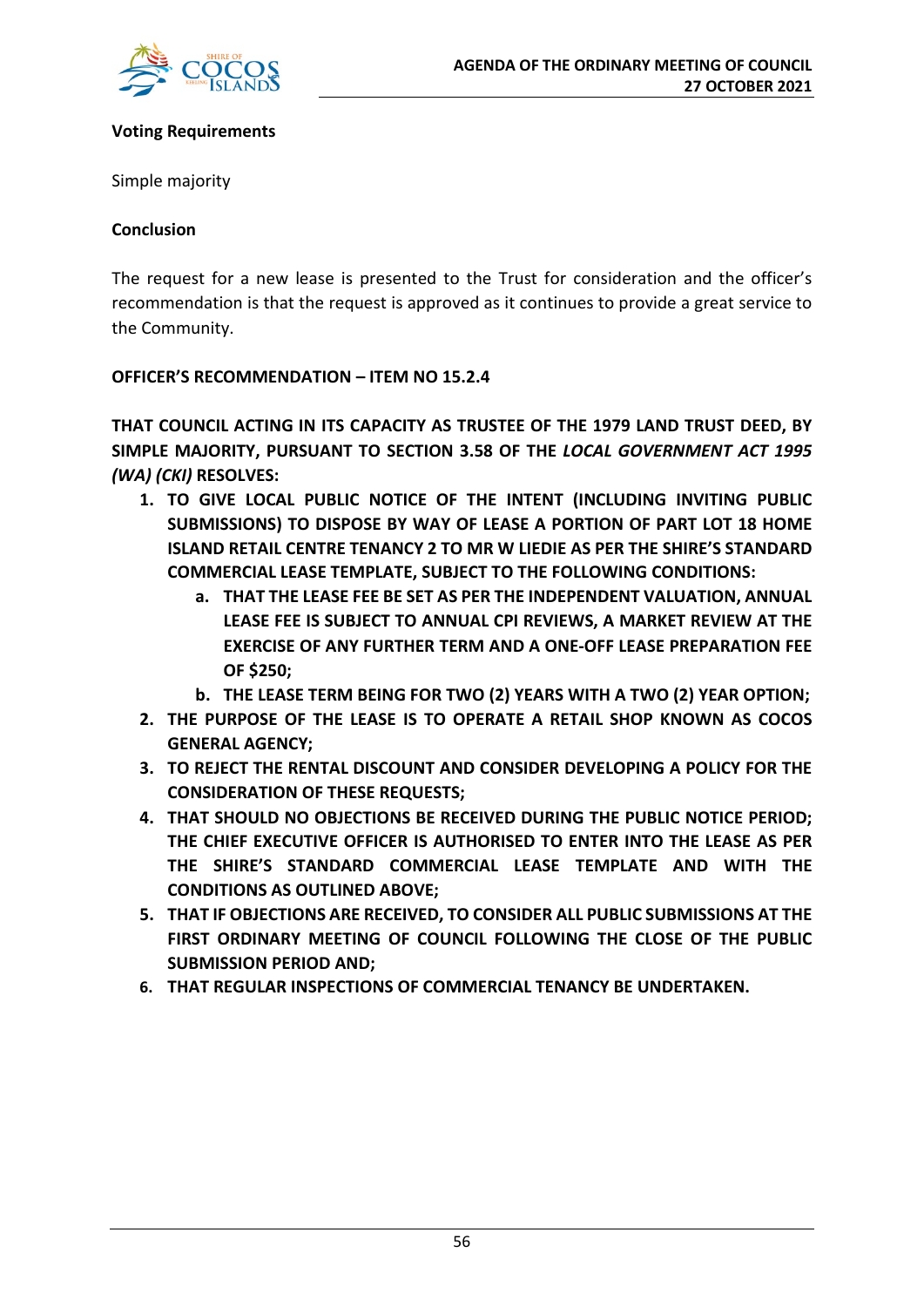**Voting Requirements**

Simple majority

**Conclusion**

The request for a new lease is presented to the Trust for consideration and the officer's recommendation is that the request is approved as it continues to provide a great service to the Community.

**OFFICER'S RECOMMENDATION – ITEM NO 15.2.4**

**THAT COUNCIL ACTING IN ITS CAPACITY AS TRUSTEE OF THE 1979 LAND TRUST DEED, BY SIMPLE MAJORITY, PURSUANT TO SECTION 3.58 OF THE *LOCAL GOVERNMENT ACT 1995 (WA) (CKI)* RESOLVES:**

1. **TO GIVE LOCAL PUBLIC NOTICE OF THE INTENT (INCLUDING INVITING PUBLIC SUBMISSIONS) TO DISPOSE BY WAY OF LEASE A PORTION OF PART LOT 18 HOME ISLAND RETAIL CENTRE TENANCY 2 TO MR W LIEDIE AS PER THE SHIRE'S STANDARD COMMERCIAL LEASE TEMPLATE, SUBJECT TO THE FOLLOWING CONDITIONS:**
   a. **THAT THE LEASE FEE BE SET AS PER THE INDEPENDENT VALUATION, ANNUAL LEASE FEE IS SUBJECT TO ANNUAL CPI REVIEWS, A MARKET REVIEW AT THE EXERCISE OF ANY FURTHER TERM AND A ONE-OFF LEASE PREPARATION FEE OF $250;**
   b. **THE LEASE TERM BEING FOR TWO (2) YEARS WITH A TWO (2) YEAR OPTION;**
2. **THE PURPOSE OF THE LEASE IS TO OPERATE A RETAIL SHOP KNOWN AS COCOS GENERAL AGENCY;**
3. **TO REJECT THE RENTAL DISCOUNT AND CONSIDER DEVELOPING A POLICY FOR THE CONSIDERATION OF THESE REQUESTS;**
4. **THAT SHOULD NO OBJECTIONS BE RECEIVED DURING THE PUBLIC NOTICE PERIOD; THE CHIEF EXECUTIVE OFFICER IS AUTHORISED TO ENTER INTO THE LEASE AS PER THE SHIRE'S STANDARD COMMERCIAL LEASE TEMPLATE AND WITH THE CONDITIONS AS OUTLINED ABOVE;**
5. **THAT IF OBJECTIONS ARE RECEIVED, TO CONSIDER ALL PUBLIC SUBMISSIONS AT THE FIRST ORDINARY MEETING OF COUNCIL FOLLOWING THE CLOSE OF THE PUBLIC SUBMISSION PERIOD AND;**
6. **THAT REGULAR INSPECTIONS OF COMMERCIAL TENANCY BE UNDERTAKEN.**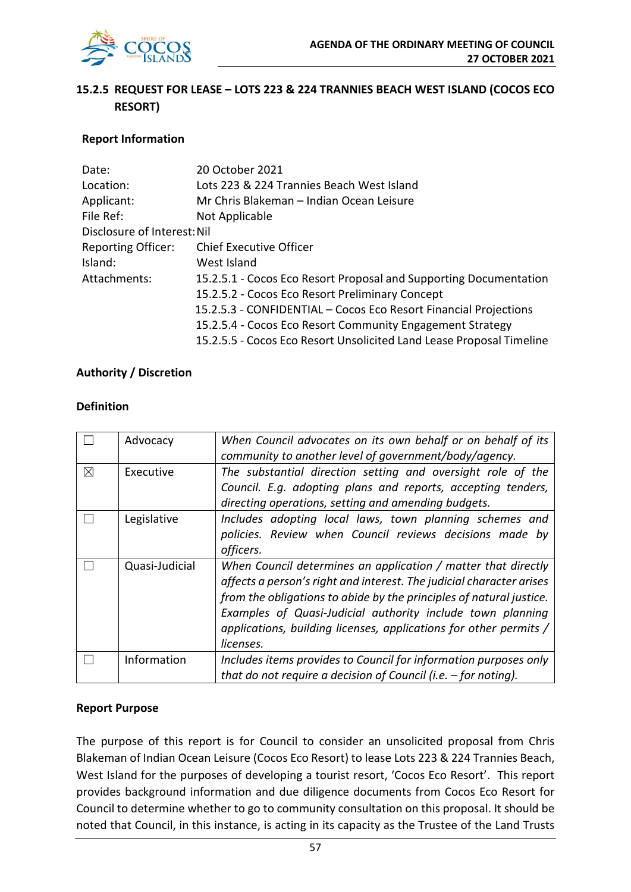## 15.2.5 REQUEST FOR LEASE – LOTS 223 & 224 TRANNIES BEACH WEST ISLAND (COCOS ECO RESORT)

### Report Information

Date: 20 October 2021
Location: Lots 223 & 224 Trannies Beach West Island
Applicant: Mr Chris Blakeman – Indian Ocean Leisure
File Ref: Not Applicable
Disclosure of Interest: Nil
Reporting Officer: Chief Executive Officer
Island: West Island
Attachments:
15.2.5.1 - Cocos Eco Resort Proposal and Supporting Documentation
15.2.5.2 - Cocos Eco Resort Preliminary Concept
15.2.5.3 - CONFIDENTIAL – Cocos Eco Resort Financial Projections
15.2.5.4 - Cocos Eco Resort Community Engagement Strategy
15.2.5.5 - Cocos Eco Resort Unsolicited Land Lease Proposal Timeline

### Authority / Discretion

### Definition

| | | |
|---|---|---|
| ☐ | Advocacy | *When Council advocates on its own behalf or on behalf of its community to another level of government/body/agency.* |
| ☒ | Executive | *The substantial direction setting and oversight role of the Council. E.g. adopting plans and reports, accepting tenders, directing operations, setting and amending budgets.* |
| ☐ | Legislative | *Includes adopting local laws, town planning schemes and policies. Review when Council reviews decisions made by officers.* |
| ☐ | Quasi-Judicial | *When Council determines an application / matter that directly affects a person's right and interest. The judicial character arises from the obligations to abide by the principles of natural justice. Examples of Quasi-Judicial authority include town planning applications, building licenses, applications for other permits / licenses.* |
| ☐ | Information | *Includes items provides to Council for information purposes only that do not require a decision of Council (i.e. – for noting).* |

### Report Purpose

The purpose of this report is for Council to consider an unsolicited proposal from Chris Blakeman of Indian Ocean Leisure (Cocos Eco Resort) to lease Lots 223 & 224 Trannies Beach, West Island for the purposes of developing a tourist resort, 'Cocos Eco Resort'. This report provides background information and due diligence documents from Cocos Eco Resort for Council to determine whether to go to community consultation on this proposal. It should be noted that Council, in this instance, is acting in its capacity as the Trustee of the Land Trusts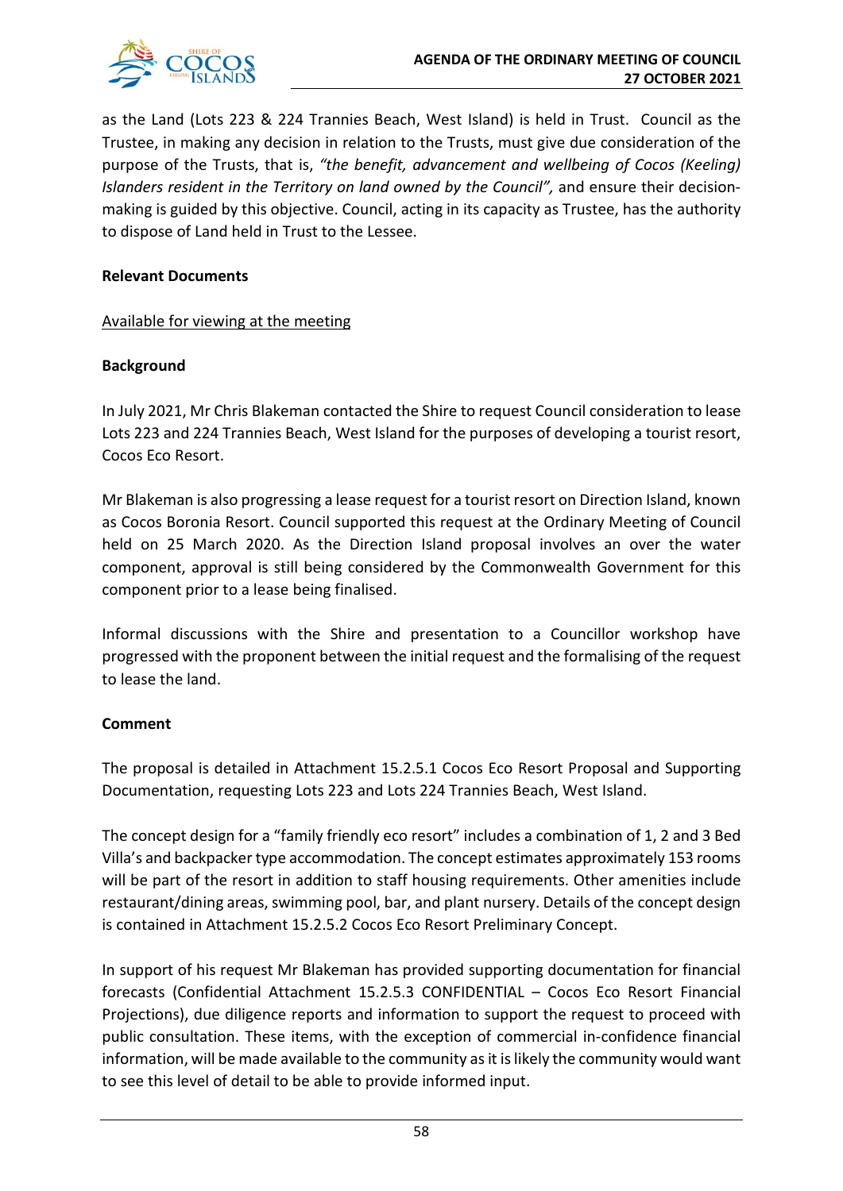as the Land (Lots 223 & 224 Trannies Beach, West Island) is held in Trust. Council as the Trustee, in making any decision in relation to the Trusts, must give due consideration of the purpose of the Trusts, that is, *"the benefit, advancement and wellbeing of Cocos (Keeling) Islanders resident in the Territory on land owned by the Council",* and ensure their decision-making is guided by this objective. Council, acting in its capacity as Trustee, has the authority to dispose of Land held in Trust to the Lessee.

**Relevant Documents**

Available for viewing at the meeting

**Background**

In July 2021, Mr Chris Blakeman contacted the Shire to request Council consideration to lease Lots 223 and 224 Trannies Beach, West Island for the purposes of developing a tourist resort, Cocos Eco Resort.

Mr Blakeman is also progressing a lease request for a tourist resort on Direction Island, known as Cocos Boronia Resort. Council supported this request at the Ordinary Meeting of Council held on 25 March 2020. As the Direction Island proposal involves an over the water component, approval is still being considered by the Commonwealth Government for this component prior to a lease being finalised.

Informal discussions with the Shire and presentation to a Councillor workshop have progressed with the proponent between the initial request and the formalising of the request to lease the land.

**Comment**

The proposal is detailed in Attachment 15.2.5.1 Cocos Eco Resort Proposal and Supporting Documentation, requesting Lots 223 and Lots 224 Trannies Beach, West Island.

The concept design for a "family friendly eco resort" includes a combination of 1, 2 and 3 Bed Villa's and backpacker type accommodation. The concept estimates approximately 153 rooms will be part of the resort in addition to staff housing requirements. Other amenities include restaurant/dining areas, swimming pool, bar, and plant nursery. Details of the concept design is contained in Attachment 15.2.5.2 Cocos Eco Resort Preliminary Concept.

In support of his request Mr Blakeman has provided supporting documentation for financial forecasts (Confidential Attachment 15.2.5.3 CONFIDENTIAL – Cocos Eco Resort Financial Projections), due diligence reports and information to support the request to proceed with public consultation. These items, with the exception of commercial in-confidence financial information, will be made available to the community as it is likely the community would want to see this level of detail to be able to provide informed input.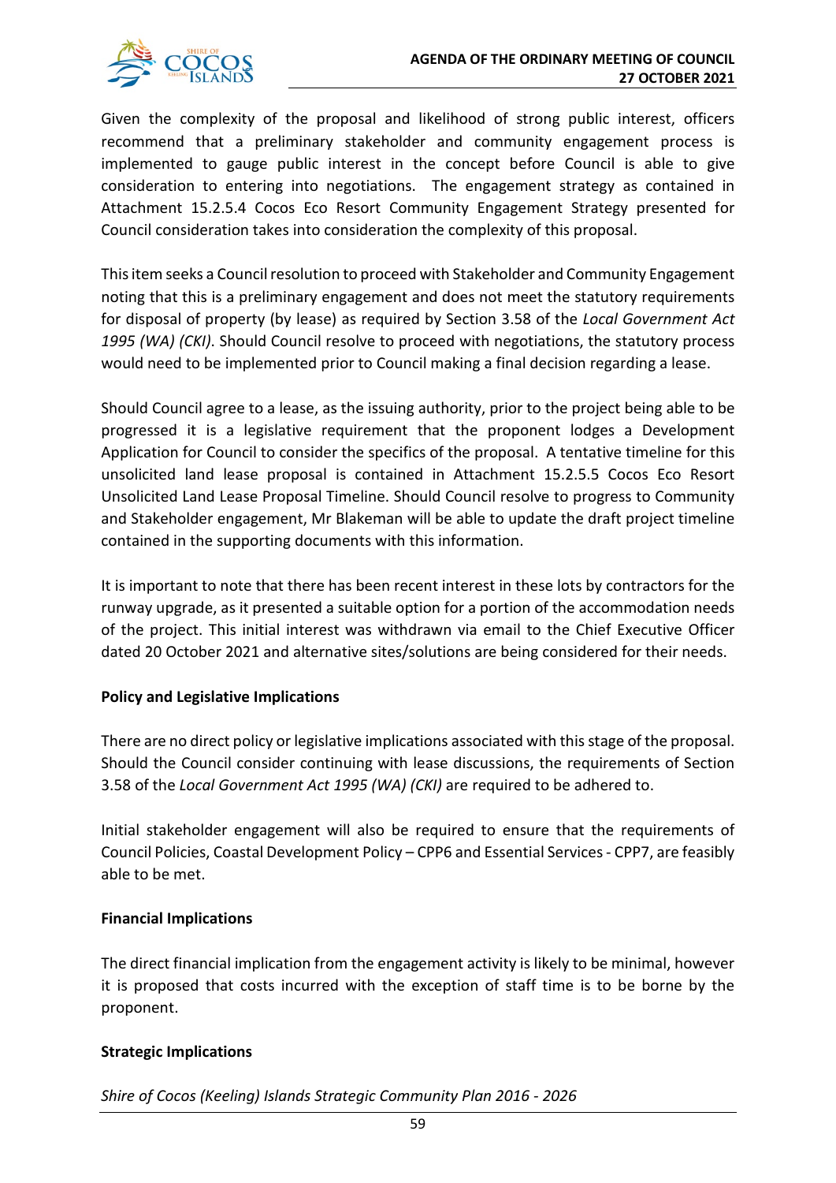Given the complexity of the proposal and likelihood of strong public interest, officers recommend that a preliminary stakeholder and community engagement process is implemented to gauge public interest in the concept before Council is able to give consideration to entering into negotiations. The engagement strategy as contained in Attachment 15.2.5.4 Cocos Eco Resort Community Engagement Strategy presented for Council consideration takes into consideration the complexity of this proposal.

This item seeks a Council resolution to proceed with Stakeholder and Community Engagement noting that this is a preliminary engagement and does not meet the statutory requirements for disposal of property (by lease) as required by Section 3.58 of the *Local Government Act 1995 (WA) (CKI)*. Should Council resolve to proceed with negotiations, the statutory process would need to be implemented prior to Council making a final decision regarding a lease.

Should Council agree to a lease, as the issuing authority, prior to the project being able to be progressed it is a legislative requirement that the proponent lodges a Development Application for Council to consider the specifics of the proposal. A tentative timeline for this unsolicited land lease proposal is contained in Attachment 15.2.5.5 Cocos Eco Resort Unsolicited Land Lease Proposal Timeline. Should Council resolve to progress to Community and Stakeholder engagement, Mr Blakeman will be able to update the draft project timeline contained in the supporting documents with this information.

It is important to note that there has been recent interest in these lots by contractors for the runway upgrade, as it presented a suitable option for a portion of the accommodation needs of the project. This initial interest was withdrawn via email to the Chief Executive Officer dated 20 October 2021 and alternative sites/solutions are being considered for their needs.

**Policy and Legislative Implications**

There are no direct policy or legislative implications associated with this stage of the proposal. Should the Council consider continuing with lease discussions, the requirements of Section 3.58 of the *Local Government Act 1995 (WA) (CKI)* are required to be adhered to.

Initial stakeholder engagement will also be required to ensure that the requirements of Council Policies, Coastal Development Policy – CPP6 and Essential Services - CPP7, are feasibly able to be met.

**Financial Implications**

The direct financial implication from the engagement activity is likely to be minimal, however it is proposed that costs incurred with the exception of staff time is to be borne by the proponent.

**Strategic Implications**

*Shire of Cocos (Keeling) Islands Strategic Community Plan 2016 - 2026*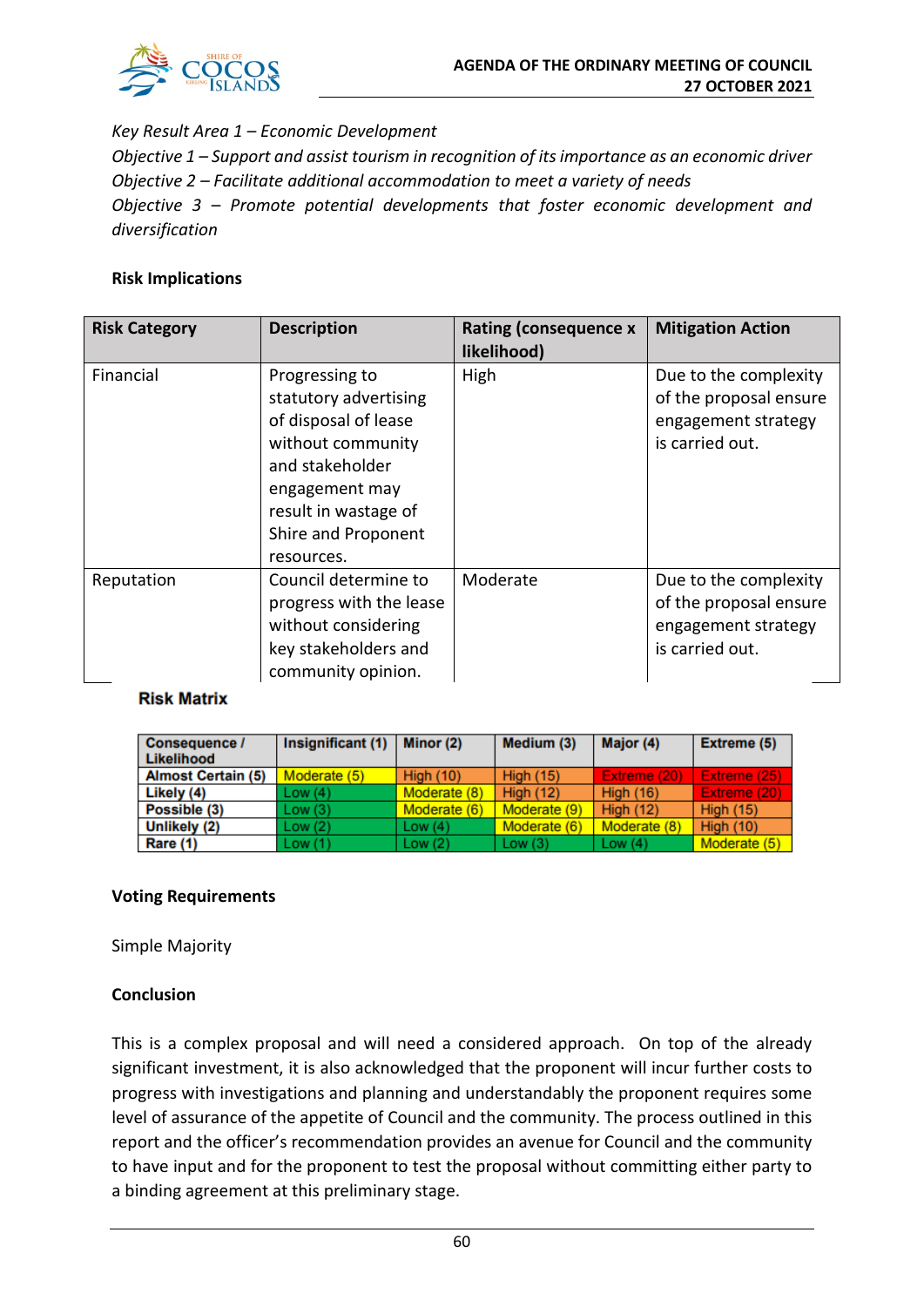*Key Result Area 1 – Economic Development*
*Objective 1 – Support and assist tourism in recognition of its importance as an economic driver*
*Objective 2 – Facilitate additional accommodation to meet a variety of needs*
*Objective 3 – Promote potential developments that foster economic development and diversification*

**Risk Implications**

| Risk Category | Description | Rating (consequence x likelihood) | Mitigation Action |
|---|---|---|---|
| Financial | Progressing to statutory advertising of disposal of lease without community and stakeholder engagement may result in wastage of Shire and Proponent resources. | High | Due to the complexity of the proposal ensure engagement strategy is carried out. |
| Reputation | Council determine to progress with the lease without considering key stakeholders and community opinion. | Moderate | Due to the complexity of the proposal ensure engagement strategy is carried out. |

**Risk Matrix**

| Consequence / Likelihood | Insignificant (1) | Minor (2) | Medium (3) | Major (4) | Extreme (5) |
|---|---|---|---|---|---|
| Almost Certain (5) | Moderate (5) | High (10) | High (15) | Extreme (20) | Extreme (25) |
| Likely (4) | Low (4) | Moderate (8) | High (12) | High (16) | Extreme (20) |
| Possible (3) | Low (3) | Moderate (6) | Moderate (9) | High (12) | High (15) |
| Unlikely (2) | Low (2) | Low (4) | Moderate (6) | Moderate (8) | High (10) |
| Rare (1) | Low (1) | Low (2) | Low (3) | Low (4) | Moderate (5) |

**Voting Requirements**

Simple Majority

**Conclusion**

This is a complex proposal and will need a considered approach. On top of the already significant investment, it is also acknowledged that the proponent will incur further costs to progress with investigations and planning and understandably the proponent requires some level of assurance of the appetite of Council and the community. The process outlined in this report and the officer's recommendation provides an avenue for Council and the community to have input and for the proponent to test the proposal without committing either party to a binding agreement at this preliminary stage.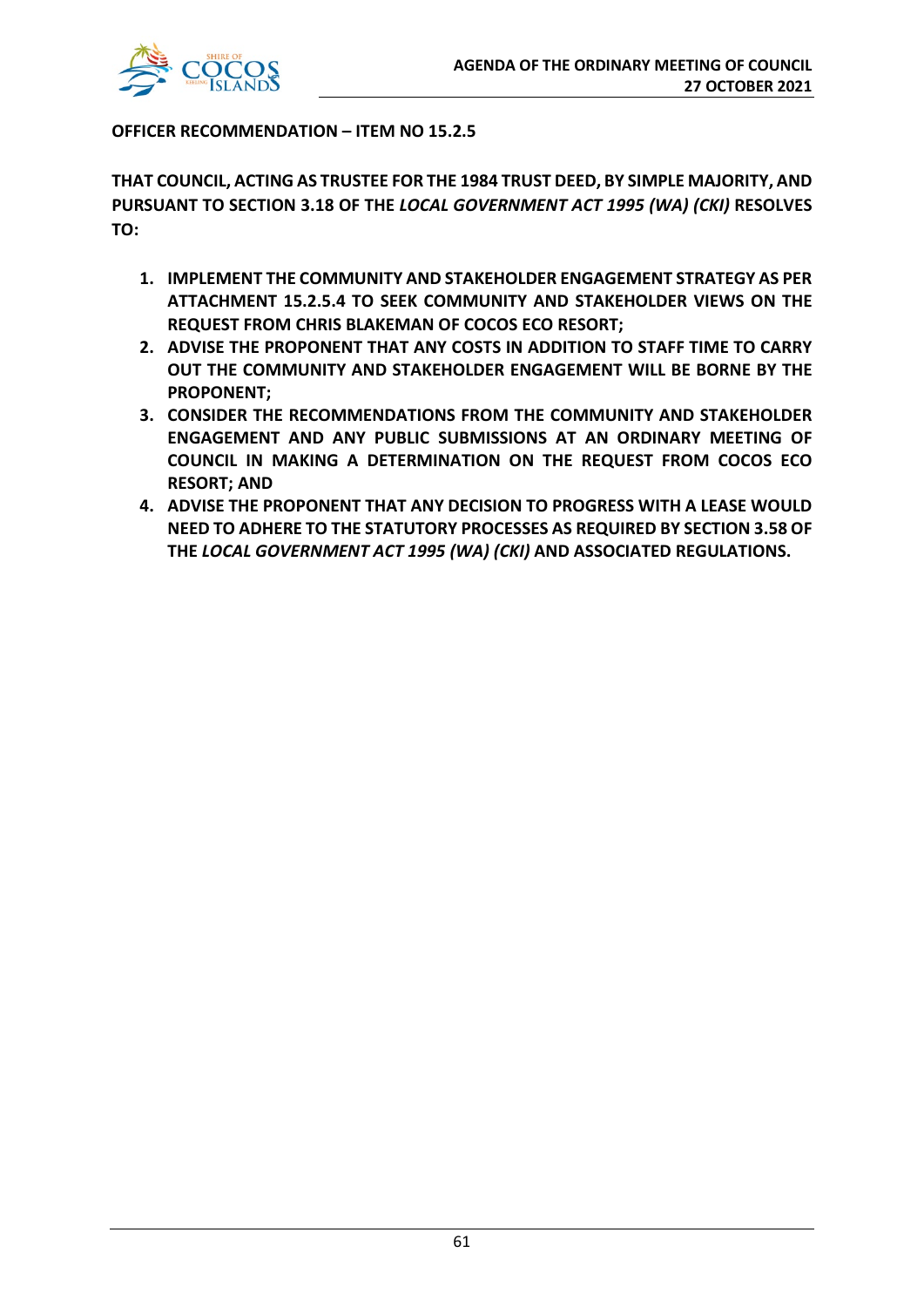**OFFICER RECOMMENDATION – ITEM NO 15.2.5**

**THAT COUNCIL, ACTING AS TRUSTEE FOR THE 1984 TRUST DEED, BY SIMPLE MAJORITY, AND PURSUANT TO SECTION 3.18 OF THE *LOCAL GOVERNMENT ACT 1995 (WA) (CKI)* RESOLVES TO:**

1. **IMPLEMENT THE COMMUNITY AND STAKEHOLDER ENGAGEMENT STRATEGY AS PER ATTACHMENT 15.2.5.4 TO SEEK COMMUNITY AND STAKEHOLDER VIEWS ON THE REQUEST FROM CHRIS BLAKEMAN OF COCOS ECO RESORT;**
2. **ADVISE THE PROPONENT THAT ANY COSTS IN ADDITION TO STAFF TIME TO CARRY OUT THE COMMUNITY AND STAKEHOLDER ENGAGEMENT WILL BE BORNE BY THE PROPONENT;**
3. **CONSIDER THE RECOMMENDATIONS FROM THE COMMUNITY AND STAKEHOLDER ENGAGEMENT AND ANY PUBLIC SUBMISSIONS AT AN ORDINARY MEETING OF COUNCIL IN MAKING A DETERMINATION ON THE REQUEST FROM COCOS ECO RESORT; AND**
4. **ADVISE THE PROPONENT THAT ANY DECISION TO PROGRESS WITH A LEASE WOULD NEED TO ADHERE TO THE STATUTORY PROCESSES AS REQUIRED BY SECTION 3.58 OF THE *LOCAL GOVERNMENT ACT 1995 (WA) (CKI)* AND ASSOCIATED REGULATIONS.**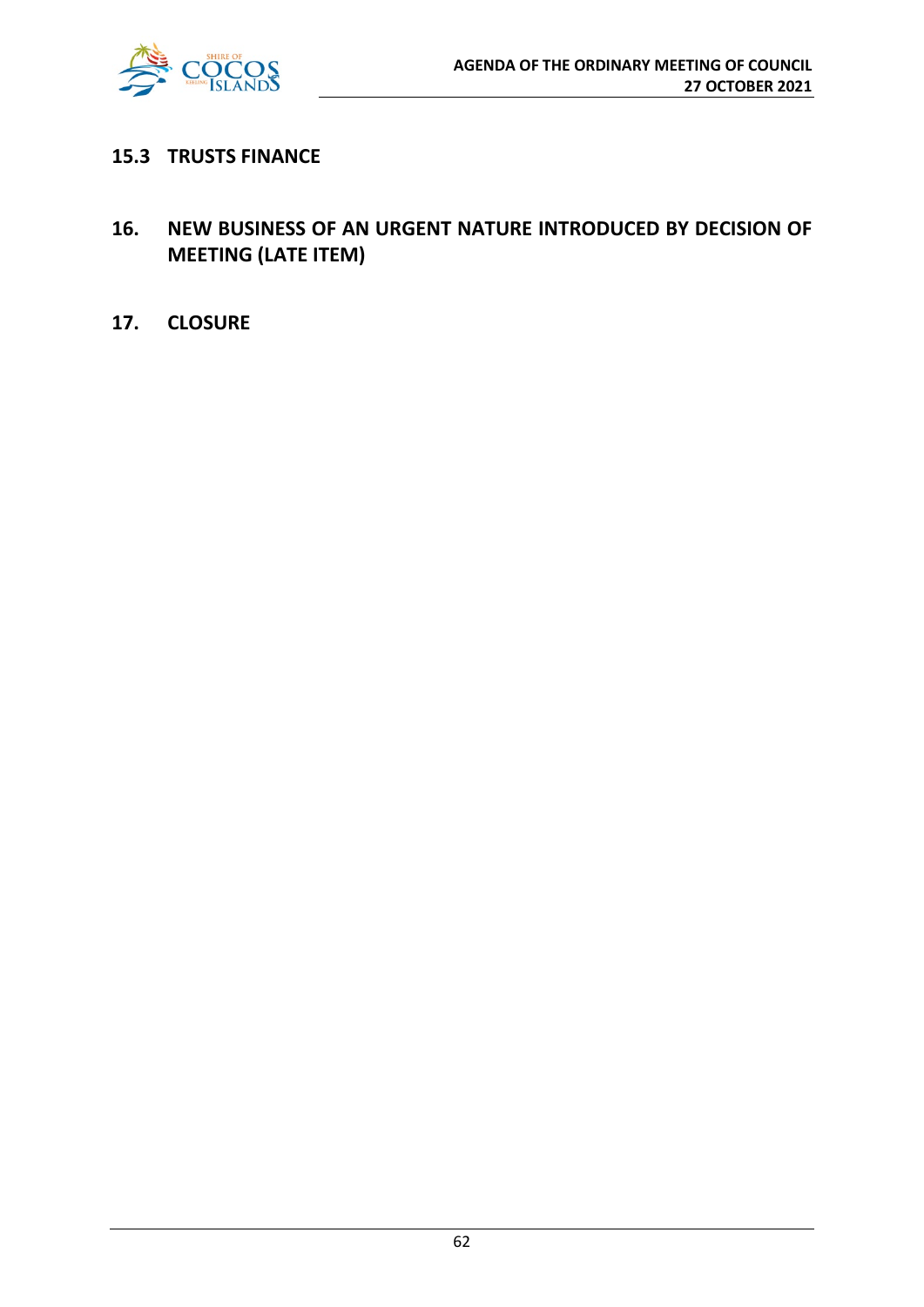### 15.3 TRUSTS FINANCE

## 16. NEW BUSINESS OF AN URGENT NATURE INTRODUCED BY DECISION OF MEETING (LATE ITEM)

## 17. CLOSURE